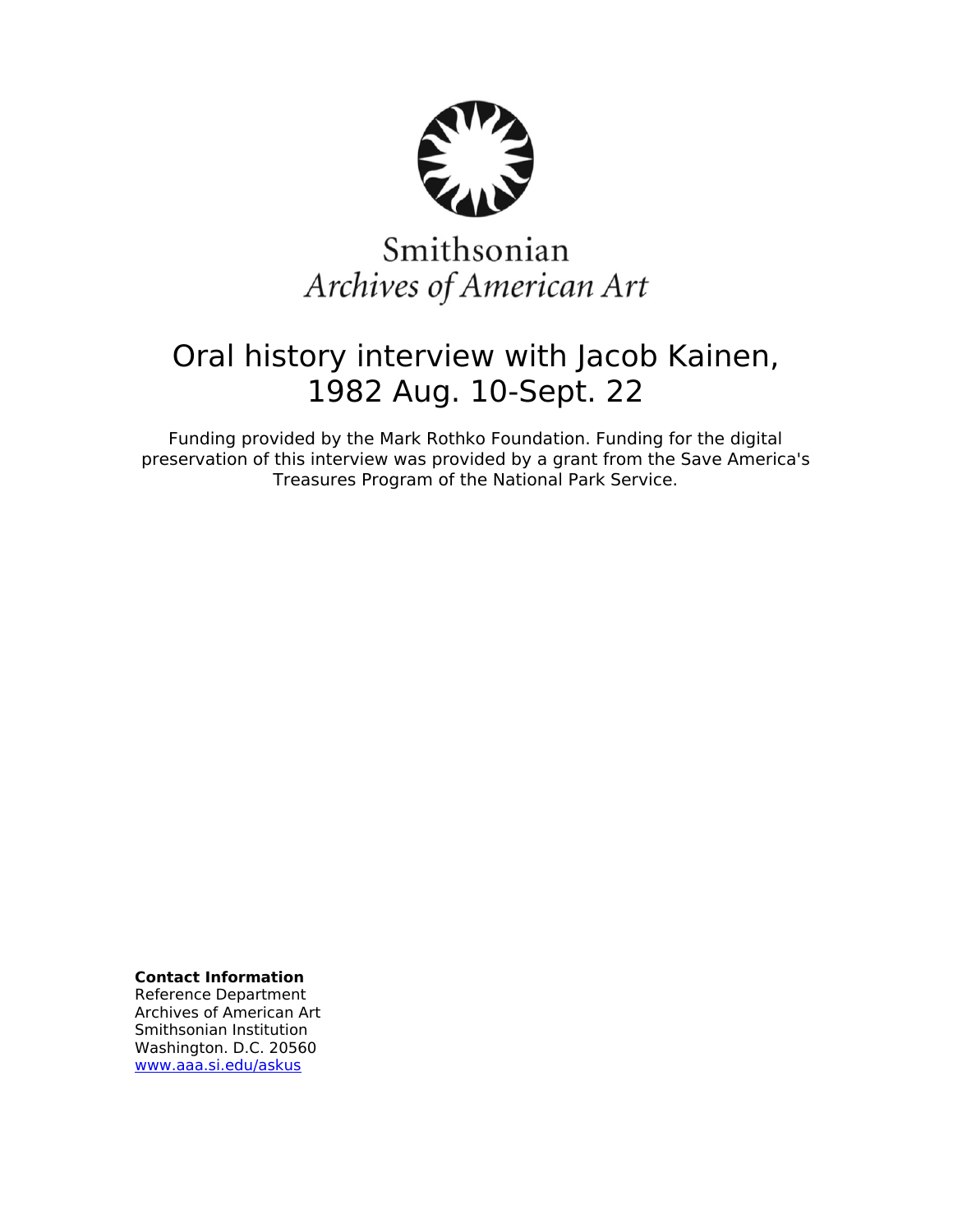Smithsonian
*Archives of American Art*

# Oral history interview with Jacob Kainen, 1982 Aug. 10-Sept. 22

Funding provided by the Mark Rothko Foundation. Funding for the digital preservation of this interview was provided by a grant from the Save America's Treasures Program of the National Park Service.

**Contact Information**
Reference Department
Archives of American Art
Smithsonian Institution
Washington. D.C. 20560
[www.aaa.si.edu/askus](http://www.aaa.si.edu/askus)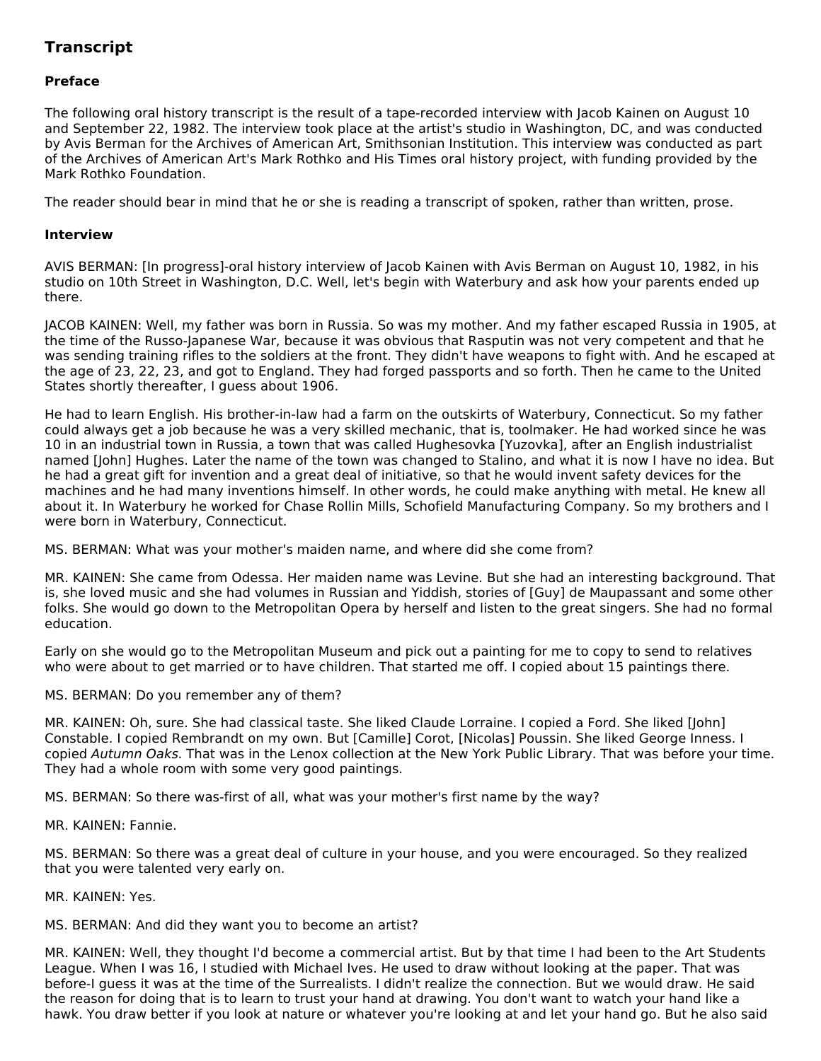## Transcript

### Preface

The following oral history transcript is the result of a tape-recorded interview with Jacob Kainen on August 10 and September 22, 1982. The interview took place at the artist's studio in Washington, DC, and was conducted by Avis Berman for the Archives of American Art, Smithsonian Institution. This interview was conducted as part of the Archives of American Art's Mark Rothko and His Times oral history project, with funding provided by the Mark Rothko Foundation.

The reader should bear in mind that he or she is reading a transcript of spoken, rather than written, prose.

### Interview

AVIS BERMAN: [In progress]-oral history interview of Jacob Kainen with Avis Berman on August 10, 1982, in his studio on 10th Street in Washington, D.C. Well, let's begin with Waterbury and ask how your parents ended up there.

JACOB KAINEN: Well, my father was born in Russia. So was my mother. And my father escaped Russia in 1905, at the time of the Russo-Japanese War, because it was obvious that Rasputin was not very competent and that he was sending training rifles to the soldiers at the front. They didn't have weapons to fight with. And he escaped at the age of 23, 22, 23, and got to England. They had forged passports and so forth. Then he came to the United States shortly thereafter, I guess about 1906.

He had to learn English. His brother-in-law had a farm on the outskirts of Waterbury, Connecticut. So my father could always get a job because he was a very skilled mechanic, that is, toolmaker. He had worked since he was 10 in an industrial town in Russia, a town that was called Hughesovka [Yuzovka], after an English industrialist named [John] Hughes. Later the name of the town was changed to Stalino, and what it is now I have no idea. But he had a great gift for invention and a great deal of initiative, so that he would invent safety devices for the machines and he had many inventions himself. In other words, he could make anything with metal. He knew all about it. In Waterbury he worked for Chase Rollin Mills, Schofield Manufacturing Company. So my brothers and I were born in Waterbury, Connecticut.

MS. BERMAN: What was your mother's maiden name, and where did she come from?

MR. KAINEN: She came from Odessa. Her maiden name was Levine. But she had an interesting background. That is, she loved music and she had volumes in Russian and Yiddish, stories of [Guy] de Maupassant and some other folks. She would go down to the Metropolitan Opera by herself and listen to the great singers. She had no formal education.

Early on she would go to the Metropolitan Museum and pick out a painting for me to copy to send to relatives who were about to get married or to have children. That started me off. I copied about 15 paintings there.

MS. BERMAN: Do you remember any of them?

MR. KAINEN: Oh, sure. She had classical taste. She liked Claude Lorraine. I copied a Ford. She liked [John] Constable. I copied Rembrandt on my own. But [Camille] Corot, [Nicolas] Poussin. She liked George Inness. I copied *Autumn Oaks*. That was in the Lenox collection at the New York Public Library. That was before your time. They had a whole room with some very good paintings.

MS. BERMAN: So there was-first of all, what was your mother's first name by the way?

MR. KAINEN: Fannie.

MS. BERMAN: So there was a great deal of culture in your house, and you were encouraged. So they realized that you were talented very early on.

MR. KAINEN: Yes.

MS. BERMAN: And did they want you to become an artist?

MR. KAINEN: Well, they thought I'd become a commercial artist. But by that time I had been to the Art Students League. When I was 16, I studied with Michael Ives. He used to draw without looking at the paper. That was before-I guess it was at the time of the Surrealists. I didn't realize the connection. But we would draw. He said the reason for doing that is to learn to trust your hand at drawing. You don't want to watch your hand like a hawk. You draw better if you look at nature or whatever you're looking at and let your hand go. But he also said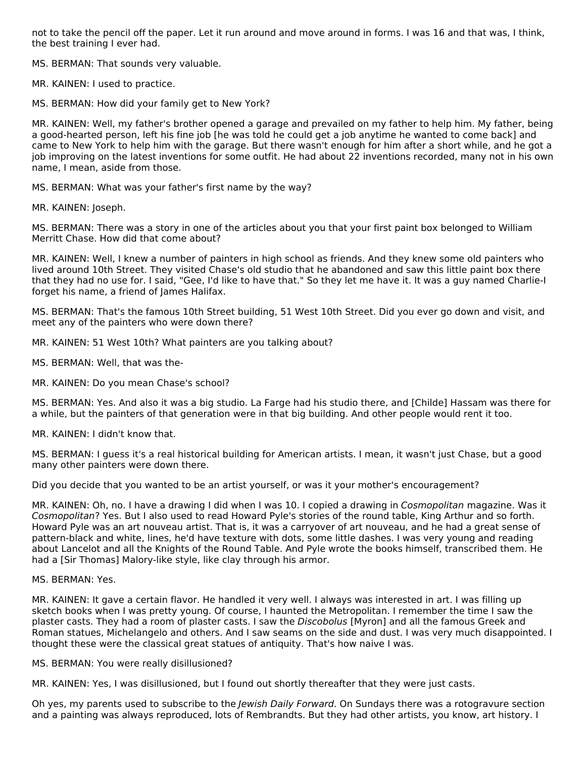not to take the pencil off the paper. Let it run around and move around in forms. I was 16 and that was, I think, the best training I ever had.

MS. BERMAN: That sounds very valuable.

MR. KAINEN: I used to practice.

MS. BERMAN: How did your family get to New York?

MR. KAINEN: Well, my father's brother opened a garage and prevailed on my father to help him. My father, being a good-hearted person, left his fine job [he was told he could get a job anytime he wanted to come back] and came to New York to help him with the garage. But there wasn't enough for him after a short while, and he got a job improving on the latest inventions for some outfit. He had about 22 inventions recorded, many not in his own name, I mean, aside from those.

MS. BERMAN: What was your father's first name by the way?

MR. KAINEN: Joseph.

MS. BERMAN: There was a story in one of the articles about you that your first paint box belonged to William Merritt Chase. How did that come about?

MR. KAINEN: Well, I knew a number of painters in high school as friends. And they knew some old painters who lived around 10th Street. They visited Chase's old studio that he abandoned and saw this little paint box there that they had no use for. I said, "Gee, I'd like to have that." So they let me have it. It was a guy named Charlie-I forget his name, a friend of James Halifax.

MS. BERMAN: That's the famous 10th Street building, 51 West 10th Street. Did you ever go down and visit, and meet any of the painters who were down there?

MR. KAINEN: 51 West 10th? What painters are you talking about?

MS. BERMAN: Well, that was the-

MR. KAINEN: Do you mean Chase's school?

MS. BERMAN: Yes. And also it was a big studio. La Farge had his studio there, and [Childe] Hassam was there for a while, but the painters of that generation were in that big building. And other people would rent it too.

MR. KAINEN: I didn't know that.

MS. BERMAN: I guess it's a real historical building for American artists. I mean, it wasn't just Chase, but a good many other painters were down there.

Did you decide that you wanted to be an artist yourself, or was it your mother's encouragement?

MR. KAINEN: Oh, no. I have a drawing I did when I was 10. I copied a drawing in *Cosmopolitan* magazine. Was it *Cosmopolitan*? Yes. But I also used to read Howard Pyle's stories of the round table, King Arthur and so forth. Howard Pyle was an art nouveau artist. That is, it was a carryover of art nouveau, and he had a great sense of pattern-black and white, lines, he'd have texture with dots, some little dashes. I was very young and reading about Lancelot and all the Knights of the Round Table. And Pyle wrote the books himself, transcribed them. He had a [Sir Thomas] Malory-like style, like clay through his armor.

MS. BERMAN: Yes.

MR. KAINEN: It gave a certain flavor. He handled it very well. I always was interested in art. I was filling up sketch books when I was pretty young. Of course, I haunted the Metropolitan. I remember the time I saw the plaster casts. They had a room of plaster casts. I saw the *Discobolus* [Myron] and all the famous Greek and Roman statues, Michelangelo and others. And I saw seams on the side and dust. I was very much disappointed. I thought these were the classical great statues of antiquity. That's how naive I was.

MS. BERMAN: You were really disillusioned?

MR. KAINEN: Yes, I was disillusioned, but I found out shortly thereafter that they were just casts.

Oh yes, my parents used to subscribe to the *Jewish Daily Forward*. On Sundays there was a rotogravure section and a painting was always reproduced, lots of Rembrandts. But they had other artists, you know, art history. I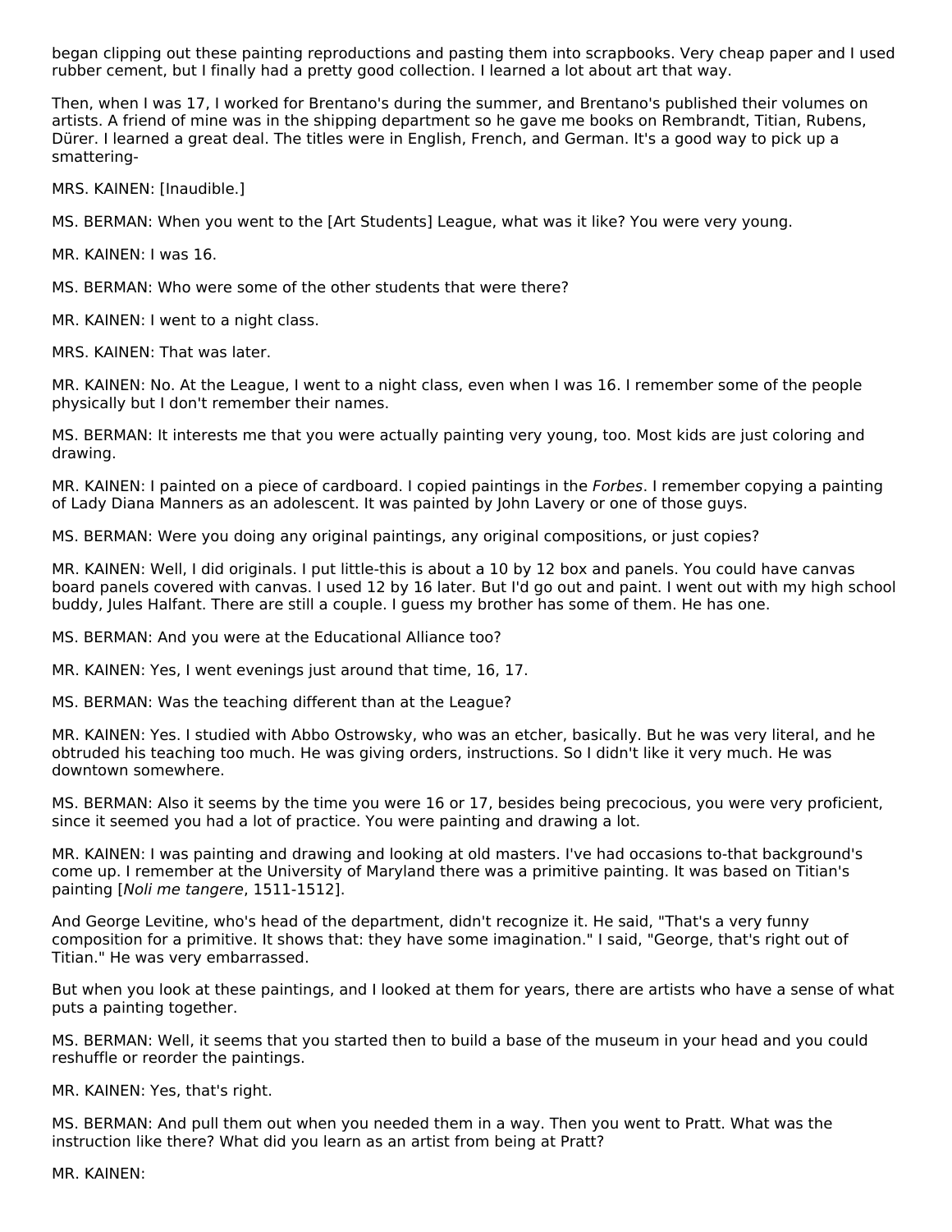began clipping out these painting reproductions and pasting them into scrapbooks. Very cheap paper and I used rubber cement, but I finally had a pretty good collection. I learned a lot about art that way.

Then, when I was 17, I worked for Brentano's during the summer, and Brentano's published their volumes on artists. A friend of mine was in the shipping department so he gave me books on Rembrandt, Titian, Rubens, Dürer. I learned a great deal. The titles were in English, French, and German. It's a good way to pick up a smattering-

MRS. KAINEN: [Inaudible.]

MS. BERMAN: When you went to the [Art Students] League, what was it like? You were very young.

MR. KAINEN: I was 16.

MS. BERMAN: Who were some of the other students that were there?

MR. KAINEN: I went to a night class.

MRS. KAINEN: That was later.

MR. KAINEN: No. At the League, I went to a night class, even when I was 16. I remember some of the people physically but I don't remember their names.

MS. BERMAN: It interests me that you were actually painting very young, too. Most kids are just coloring and drawing.

MR. KAINEN: I painted on a piece of cardboard. I copied paintings in the *Forbes*. I remember copying a painting of Lady Diana Manners as an adolescent. It was painted by John Lavery or one of those guys.

MS. BERMAN: Were you doing any original paintings, any original compositions, or just copies?

MR. KAINEN: Well, I did originals. I put little-this is about a 10 by 12 box and panels. You could have canvas board panels covered with canvas. I used 12 by 16 later. But I'd go out and paint. I went out with my high school buddy, Jules Halfant. There are still a couple. I guess my brother has some of them. He has one.

MS. BERMAN: And you were at the Educational Alliance too?

MR. KAINEN: Yes, I went evenings just around that time, 16, 17.

MS. BERMAN: Was the teaching different than at the League?

MR. KAINEN: Yes. I studied with Abbo Ostrowsky, who was an etcher, basically. But he was very literal, and he obtruded his teaching too much. He was giving orders, instructions. So I didn't like it very much. He was downtown somewhere.

MS. BERMAN: Also it seems by the time you were 16 or 17, besides being precocious, you were very proficient, since it seemed you had a lot of practice. You were painting and drawing a lot.

MR. KAINEN: I was painting and drawing and looking at old masters. I've had occasions to-that background's come up. I remember at the University of Maryland there was a primitive painting. It was based on Titian's painting [*Noli me tangere*, 1511-1512].

And George Levitine, who's head of the department, didn't recognize it. He said, "That's a very funny composition for a primitive. It shows that: they have some imagination." I said, "George, that's right out of Titian." He was very embarrassed.

But when you look at these paintings, and I looked at them for years, there are artists who have a sense of what puts a painting together.

MS. BERMAN: Well, it seems that you started then to build a base of the museum in your head and you could reshuffle or reorder the paintings.

MR. KAINEN: Yes, that's right.

MS. BERMAN: And pull them out when you needed them in a way. Then you went to Pratt. What was the instruction like there? What did you learn as an artist from being at Pratt?

MR. KAINEN: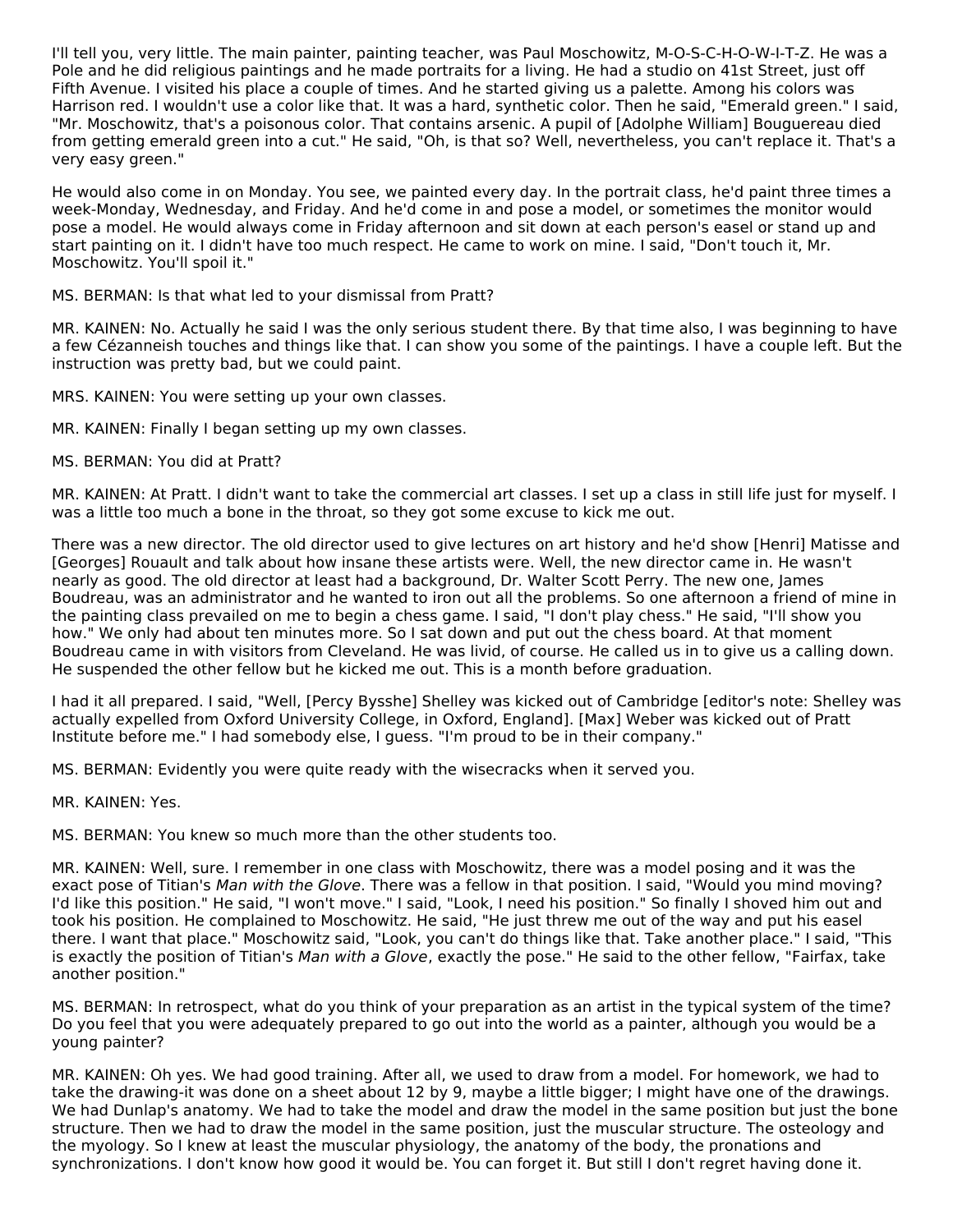I'll tell you, very little. The main painter, painting teacher, was Paul Moschowitz, M-O-S-C-H-O-W-I-T-Z. He was a Pole and he did religious paintings and he made portraits for a living. He had a studio on 41st Street, just off Fifth Avenue. I visited his place a couple of times. And he started giving us a palette. Among his colors was Harrison red. I wouldn't use a color like that. It was a hard, synthetic color. Then he said, "Emerald green." I said, "Mr. Moschowitz, that's a poisonous color. That contains arsenic. A pupil of [Adolphe William] Bouguereau died from getting emerald green into a cut." He said, "Oh, is that so? Well, nevertheless, you can't replace it. That's a very easy green."

He would also come in on Monday. You see, we painted every day. In the portrait class, he'd paint three times a week-Monday, Wednesday, and Friday. And he'd come in and pose a model, or sometimes the monitor would pose a model. He would always come in Friday afternoon and sit down at each person's easel or stand up and start painting on it. I didn't have too much respect. He came to work on mine. I said, "Don't touch it, Mr. Moschowitz. You'll spoil it."

MS. BERMAN: Is that what led to your dismissal from Pratt?

MR. KAINEN: No. Actually he said I was the only serious student there. By that time also, I was beginning to have a few Cézanneish touches and things like that. I can show you some of the paintings. I have a couple left. But the instruction was pretty bad, but we could paint.

MRS. KAINEN: You were setting up your own classes.

MR. KAINEN: Finally I began setting up my own classes.

MS. BERMAN: You did at Pratt?

MR. KAINEN: At Pratt. I didn't want to take the commercial art classes. I set up a class in still life just for myself. I was a little too much a bone in the throat, so they got some excuse to kick me out.

There was a new director. The old director used to give lectures on art history and he'd show [Henri] Matisse and [Georges] Rouault and talk about how insane these artists were. Well, the new director came in. He wasn't nearly as good. The old director at least had a background, Dr. Walter Scott Perry. The new one, James Boudreau, was an administrator and he wanted to iron out all the problems. So one afternoon a friend of mine in the painting class prevailed on me to begin a chess game. I said, "I don't play chess." He said, "I'll show you how." We only had about ten minutes more. So I sat down and put out the chess board. At that moment Boudreau came in with visitors from Cleveland. He was livid, of course. He called us in to give us a calling down. He suspended the other fellow but he kicked me out. This is a month before graduation.

I had it all prepared. I said, "Well, [Percy Bysshe] Shelley was kicked out of Cambridge [editor's note: Shelley was actually expelled from Oxford University College, in Oxford, England]. [Max] Weber was kicked out of Pratt Institute before me." I had somebody else, I guess. "I'm proud to be in their company."

MS. BERMAN: Evidently you were quite ready with the wisecracks when it served you.

MR. KAINEN: Yes.

MS. BERMAN: You knew so much more than the other students too.

MR. KAINEN: Well, sure. I remember in one class with Moschowitz, there was a model posing and it was the exact pose of Titian's *Man with the Glove*. There was a fellow in that position. I said, "Would you mind moving? I'd like this position." He said, "I won't move." I said, "Look, I need his position." So finally I shoved him out and took his position. He complained to Moschowitz. He said, "He just threw me out of the way and put his easel there. I want that place." Moschowitz said, "Look, you can't do things like that. Take another place." I said, "This is exactly the position of Titian's *Man with a Glove*, exactly the pose." He said to the other fellow, "Fairfax, take another position."

MS. BERMAN: In retrospect, what do you think of your preparation as an artist in the typical system of the time? Do you feel that you were adequately prepared to go out into the world as a painter, although you would be a young painter?

MR. KAINEN: Oh yes. We had good training. After all, we used to draw from a model. For homework, we had to take the drawing-it was done on a sheet about 12 by 9, maybe a little bigger; I might have one of the drawings. We had Dunlap's anatomy. We had to take the model and draw the model in the same position but just the bone structure. Then we had to draw the model in the same position, just the muscular structure. The osteology and the myology. So I knew at least the muscular physiology, the anatomy of the body, the pronations and synchronizations. I don't know how good it would be. You can forget it. But still I don't regret having done it.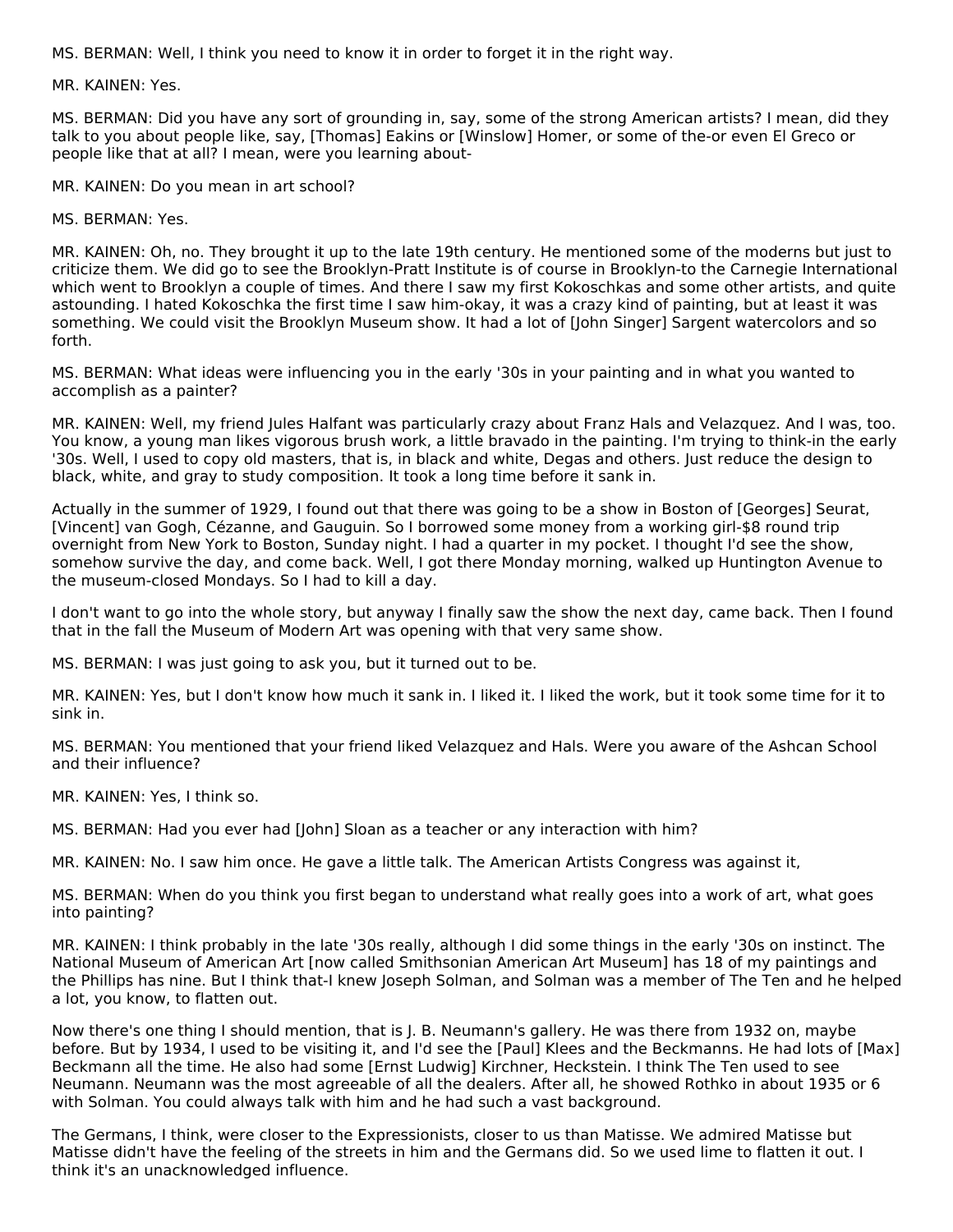MS. BERMAN: Well, I think you need to know it in order to forget it in the right way.

MR. KAINEN: Yes.

MS. BERMAN: Did you have any sort of grounding in, say, some of the strong American artists? I mean, did they talk to you about people like, say, [Thomas] Eakins or [Winslow] Homer, or some of the-or even El Greco or people like that at all? I mean, were you learning about-

MR. KAINEN: Do you mean in art school?

MS. BERMAN: Yes.

MR. KAINEN: Oh, no. They brought it up to the late 19th century. He mentioned some of the moderns but just to criticize them. We did go to see the Brooklyn-Pratt Institute is of course in Brooklyn-to the Carnegie International which went to Brooklyn a couple of times. And there I saw my first Kokoschkas and some other artists, and quite astounding. I hated Kokoschka the first time I saw him-okay, it was a crazy kind of painting, but at least it was something. We could visit the Brooklyn Museum show. It had a lot of [John Singer] Sargent watercolors and so forth.

MS. BERMAN: What ideas were influencing you in the early '30s in your painting and in what you wanted to accomplish as a painter?

MR. KAINEN: Well, my friend Jules Halfant was particularly crazy about Franz Hals and Velazquez. And I was, too. You know, a young man likes vigorous brush work, a little bravado in the painting. I'm trying to think-in the early '30s. Well, I used to copy old masters, that is, in black and white, Degas and others. Just reduce the design to black, white, and gray to study composition. It took a long time before it sank in.

Actually in the summer of 1929, I found out that there was going to be a show in Boston of [Georges] Seurat, [Vincent] van Gogh, Cézanne, and Gauguin. So I borrowed some money from a working girl-$8 round trip overnight from New York to Boston, Sunday night. I had a quarter in my pocket. I thought I'd see the show, somehow survive the day, and come back. Well, I got there Monday morning, walked up Huntington Avenue to the museum-closed Mondays. So I had to kill a day.

I don't want to go into the whole story, but anyway I finally saw the show the next day, came back. Then I found that in the fall the Museum of Modern Art was opening with that very same show.

MS. BERMAN: I was just going to ask you, but it turned out to be.

MR. KAINEN: Yes, but I don't know how much it sank in. I liked it. I liked the work, but it took some time for it to sink in.

MS. BERMAN: You mentioned that your friend liked Velazquez and Hals. Were you aware of the Ashcan School and their influence?

MR. KAINEN: Yes, I think so.

MS. BERMAN: Had you ever had [John] Sloan as a teacher or any interaction with him?

MR. KAINEN: No. I saw him once. He gave a little talk. The American Artists Congress was against it,

MS. BERMAN: When do you think you first began to understand what really goes into a work of art, what goes into painting?

MR. KAINEN: I think probably in the late '30s really, although I did some things in the early '30s on instinct. The National Museum of American Art [now called Smithsonian American Art Museum] has 18 of my paintings and the Phillips has nine. But I think that-I knew Joseph Solman, and Solman was a member of The Ten and he helped a lot, you know, to flatten out.

Now there's one thing I should mention, that is J. B. Neumann's gallery. He was there from 1932 on, maybe before. But by 1934, I used to be visiting it, and I'd see the [Paul] Klees and the Beckmanns. He had lots of [Max] Beckmann all the time. He also had some [Ernst Ludwig] Kirchner, Heckstein. I think The Ten used to see Neumann. Neumann was the most agreeable of all the dealers. After all, he showed Rothko in about 1935 or 6 with Solman. You could always talk with him and he had such a vast background.

The Germans, I think, were closer to the Expressionists, closer to us than Matisse. We admired Matisse but Matisse didn't have the feeling of the streets in him and the Germans did. So we used lime to flatten it out. I think it's an unacknowledged influence.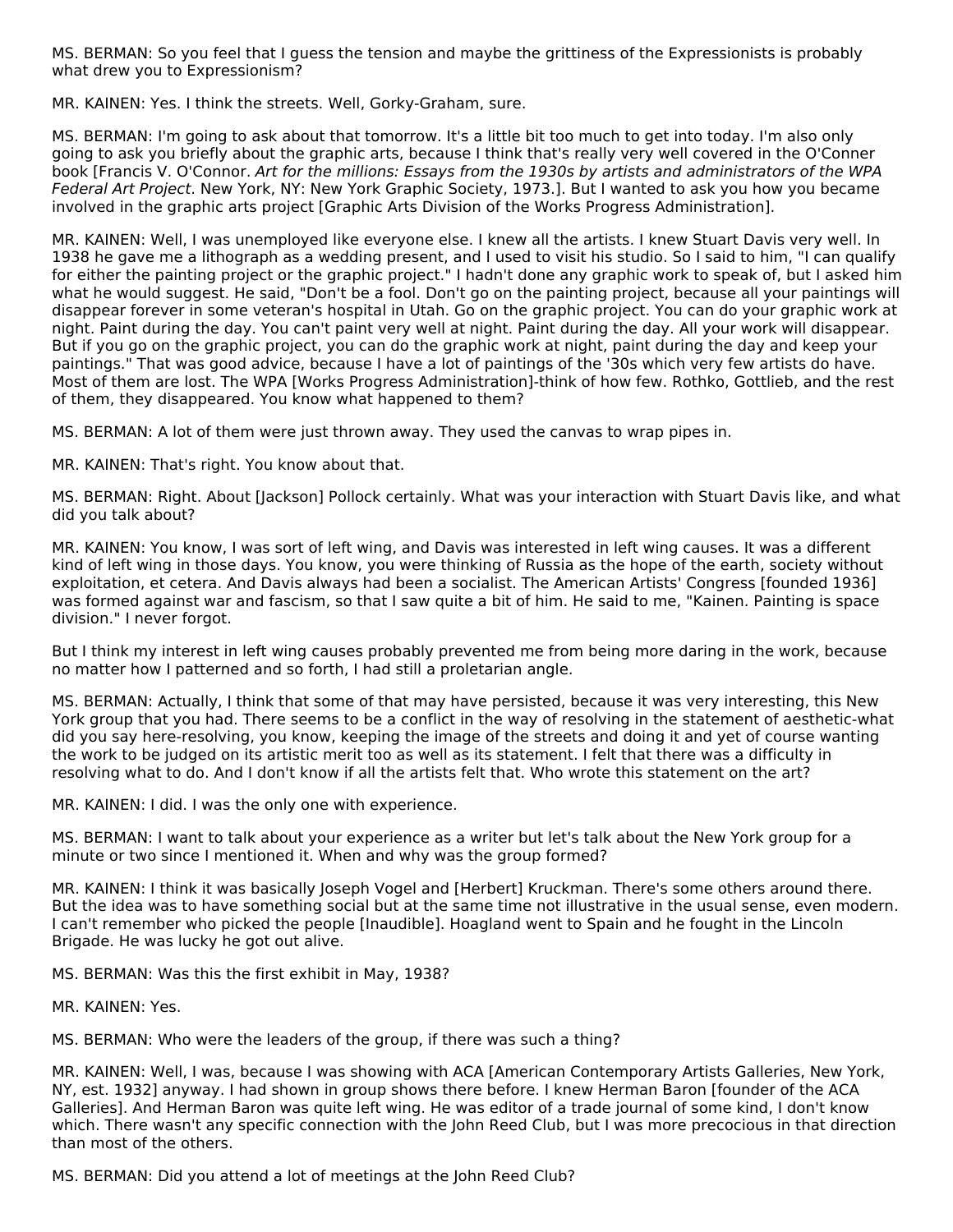MS. BERMAN: So you feel that I guess the tension and maybe the grittiness of the Expressionists is probably what drew you to Expressionism?

MR. KAINEN: Yes. I think the streets. Well, Gorky-Graham, sure.

MS. BERMAN: I'm going to ask about that tomorrow. It's a little bit too much to get into today. I'm also only going to ask you briefly about the graphic arts, because I think that's really very well covered in the O'Conner book [Francis V. O'Connor. *Art for the millions: Essays from the 1930s by artists and administrators of the WPA Federal Art Project*. New York, NY: New York Graphic Society, 1973.]. But I wanted to ask you how you became involved in the graphic arts project [Graphic Arts Division of the Works Progress Administration].

MR. KAINEN: Well, I was unemployed like everyone else. I knew all the artists. I knew Stuart Davis very well. In 1938 he gave me a lithograph as a wedding present, and I used to visit his studio. So I said to him, "I can qualify for either the painting project or the graphic project." I hadn't done any graphic work to speak of, but I asked him what he would suggest. He said, "Don't be a fool. Don't go on the painting project, because all your paintings will disappear forever in some veteran's hospital in Utah. Go on the graphic project. You can do your graphic work at night. Paint during the day. You can't paint very well at night. Paint during the day. All your work will disappear. But if you go on the graphic project, you can do the graphic work at night, paint during the day and keep your paintings." That was good advice, because I have a lot of paintings of the '30s which very few artists do have. Most of them are lost. The WPA [Works Progress Administration]-think of how few. Rothko, Gottlieb, and the rest of them, they disappeared. You know what happened to them?

MS. BERMAN: A lot of them were just thrown away. They used the canvas to wrap pipes in.

MR. KAINEN: That's right. You know about that.

MS. BERMAN: Right. About [Jackson] Pollock certainly. What was your interaction with Stuart Davis like, and what did you talk about?

MR. KAINEN: You know, I was sort of left wing, and Davis was interested in left wing causes. It was a different kind of left wing in those days. You know, you were thinking of Russia as the hope of the earth, society without exploitation, et cetera. And Davis always had been a socialist. The American Artists' Congress [founded 1936] was formed against war and fascism, so that I saw quite a bit of him. He said to me, "Kainen. Painting is space division." I never forgot.

But I think my interest in left wing causes probably prevented me from being more daring in the work, because no matter how I patterned and so forth, I had still a proletarian angle.

MS. BERMAN: Actually, I think that some of that may have persisted, because it was very interesting, this New York group that you had. There seems to be a conflict in the way of resolving in the statement of aesthetic-what did you say here-resolving, you know, keeping the image of the streets and doing it and yet of course wanting the work to be judged on its artistic merit too as well as its statement. I felt that there was a difficulty in resolving what to do. And I don't know if all the artists felt that. Who wrote this statement on the art?

MR. KAINEN: I did. I was the only one with experience.

MS. BERMAN: I want to talk about your experience as a writer but let's talk about the New York group for a minute or two since I mentioned it. When and why was the group formed?

MR. KAINEN: I think it was basically Joseph Vogel and [Herbert] Kruckman. There's some others around there. But the idea was to have something social but at the same time not illustrative in the usual sense, even modern. I can't remember who picked the people [Inaudible]. Hoagland went to Spain and he fought in the Lincoln Brigade. He was lucky he got out alive.

MS. BERMAN: Was this the first exhibit in May, 1938?

MR. KAINEN: Yes.

MS. BERMAN: Who were the leaders of the group, if there was such a thing?

MR. KAINEN: Well, I was, because I was showing with ACA [American Contemporary Artists Galleries, New York, NY, est. 1932] anyway. I had shown in group shows there before. I knew Herman Baron [founder of the ACA Galleries]. And Herman Baron was quite left wing. He was editor of a trade journal of some kind, I don't know which. There wasn't any specific connection with the John Reed Club, but I was more precocious in that direction than most of the others.

MS. BERMAN: Did you attend a lot of meetings at the John Reed Club?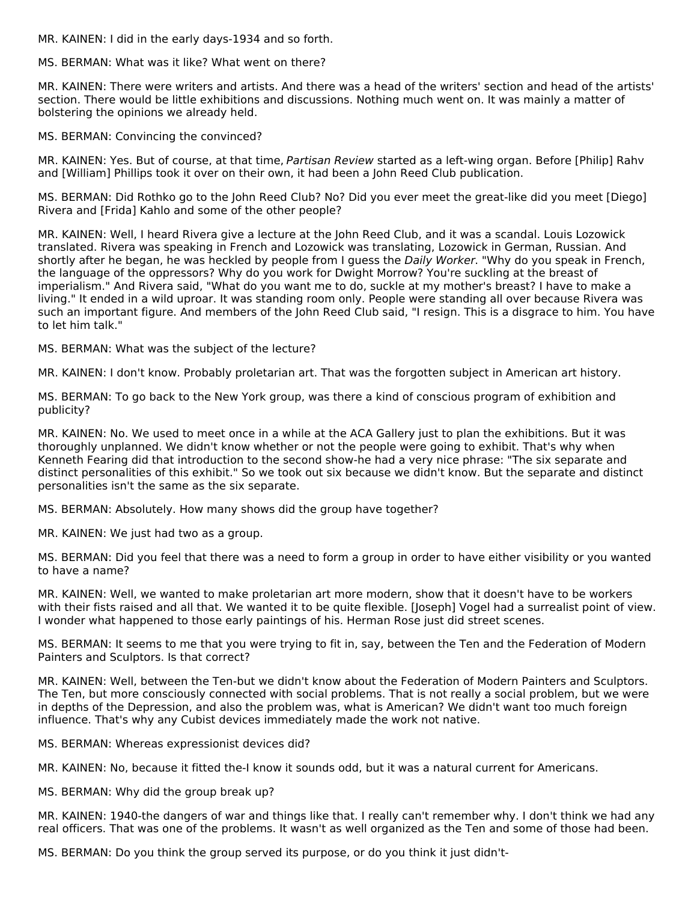MR. KAINEN: I did in the early days-1934 and so forth.

MS. BERMAN: What was it like? What went on there?

MR. KAINEN: There were writers and artists. And there was a head of the writers' section and head of the artists' section. There would be little exhibitions and discussions. Nothing much went on. It was mainly a matter of bolstering the opinions we already held.

MS. BERMAN: Convincing the convinced?

MR. KAINEN: Yes. But of course, at that time, *Partisan Review* started as a left-wing organ. Before [Philip] Rahv and [William] Phillips took it over on their own, it had been a John Reed Club publication.

MS. BERMAN: Did Rothko go to the John Reed Club? No? Did you ever meet the great-like did you meet [Diego] Rivera and [Frida] Kahlo and some of the other people?

MR. KAINEN: Well, I heard Rivera give a lecture at the John Reed Club, and it was a scandal. Louis Lozowick translated. Rivera was speaking in French and Lozowick was translating, Lozowick in German, Russian. And shortly after he began, he was heckled by people from I guess the *Daily Worker*. "Why do you speak in French, the language of the oppressors? Why do you work for Dwight Morrow? You're suckling at the breast of imperialism." And Rivera said, "What do you want me to do, suckle at my mother's breast? I have to make a living." It ended in a wild uproar. It was standing room only. People were standing all over because Rivera was such an important figure. And members of the John Reed Club said, "I resign. This is a disgrace to him. You have to let him talk."

MS. BERMAN: What was the subject of the lecture?

MR. KAINEN: I don't know. Probably proletarian art. That was the forgotten subject in American art history.

MS. BERMAN: To go back to the New York group, was there a kind of conscious program of exhibition and publicity?

MR. KAINEN: No. We used to meet once in a while at the ACA Gallery just to plan the exhibitions. But it was thoroughly unplanned. We didn't know whether or not the people were going to exhibit. That's why when Kenneth Fearing did that introduction to the second show-he had a very nice phrase: "The six separate and distinct personalities of this exhibit." So we took out six because we didn't know. But the separate and distinct personalities isn't the same as the six separate.

MS. BERMAN: Absolutely. How many shows did the group have together?

MR. KAINEN: We just had two as a group.

MS. BERMAN: Did you feel that there was a need to form a group in order to have either visibility or you wanted to have a name?

MR. KAINEN: Well, we wanted to make proletarian art more modern, show that it doesn't have to be workers with their fists raised and all that. We wanted it to be quite flexible. [Joseph] Vogel had a surrealist point of view. I wonder what happened to those early paintings of his. Herman Rose just did street scenes.

MS. BERMAN: It seems to me that you were trying to fit in, say, between the Ten and the Federation of Modern Painters and Sculptors. Is that correct?

MR. KAINEN: Well, between the Ten-but we didn't know about the Federation of Modern Painters and Sculptors. The Ten, but more consciously connected with social problems. That is not really a social problem, but we were in depths of the Depression, and also the problem was, what is American? We didn't want too much foreign influence. That's why any Cubist devices immediately made the work not native.

MS. BERMAN: Whereas expressionist devices did?

MR. KAINEN: No, because it fitted the-I know it sounds odd, but it was a natural current for Americans.

MS. BERMAN: Why did the group break up?

MR. KAINEN: 1940-the dangers of war and things like that. I really can't remember why. I don't think we had any real officers. That was one of the problems. It wasn't as well organized as the Ten and some of those had been.

MS. BERMAN: Do you think the group served its purpose, or do you think it just didn't-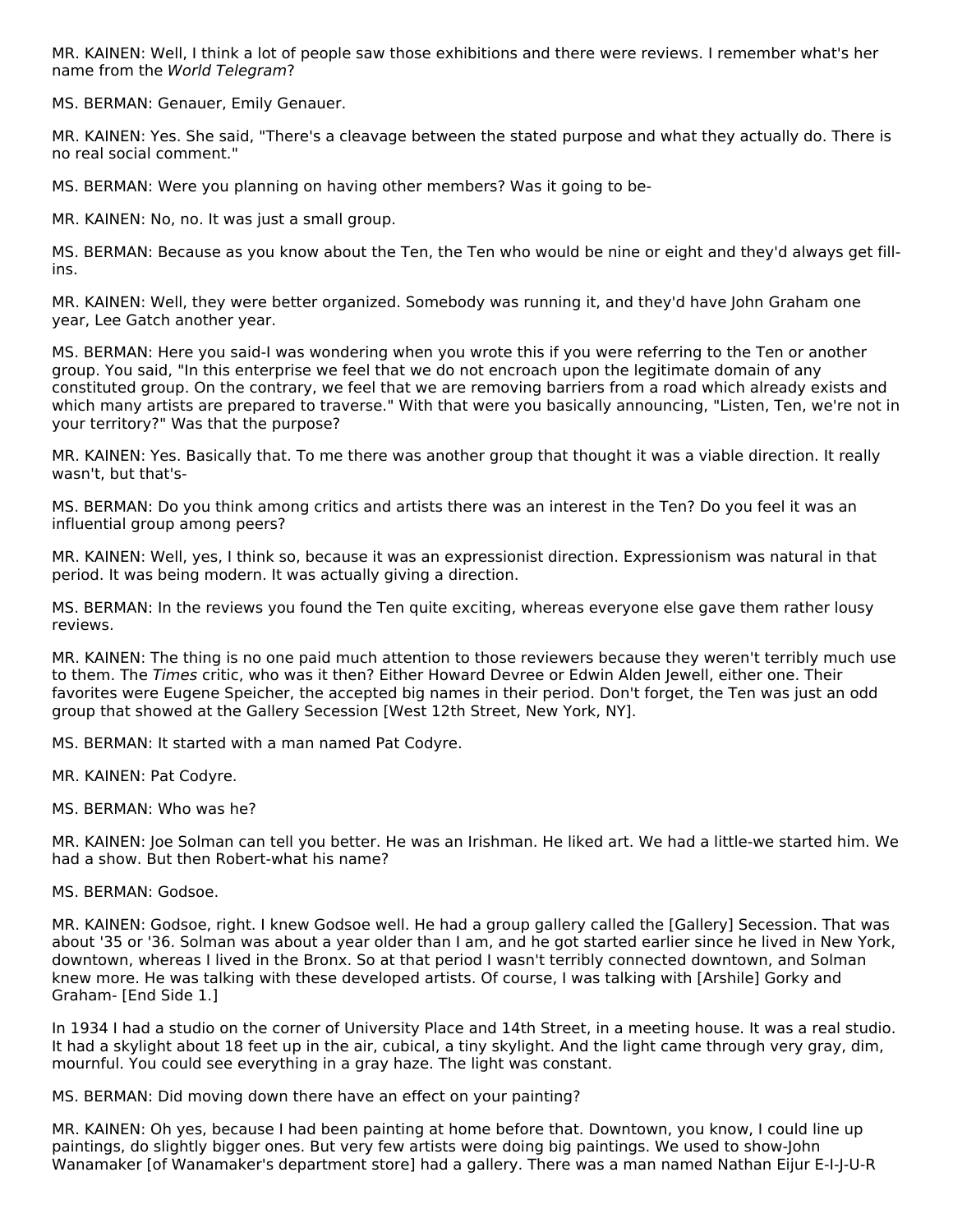MR. KAINEN: Well, I think a lot of people saw those exhibitions and there were reviews. I remember what's her name from the *World Telegram*?

MS. BERMAN: Genauer, Emily Genauer.

MR. KAINEN: Yes. She said, "There's a cleavage between the stated purpose and what they actually do. There is no real social comment."

MS. BERMAN: Were you planning on having other members? Was it going to be-

MR. KAINEN: No, no. It was just a small group.

MS. BERMAN: Because as you know about the Ten, the Ten who would be nine or eight and they'd always get fill-ins.

MR. KAINEN: Well, they were better organized. Somebody was running it, and they'd have John Graham one year, Lee Gatch another year.

MS. BERMAN: Here you said-I was wondering when you wrote this if you were referring to the Ten or another group. You said, "In this enterprise we feel that we do not encroach upon the legitimate domain of any constituted group. On the contrary, we feel that we are removing barriers from a road which already exists and which many artists are prepared to traverse." With that were you basically announcing, "Listen, Ten, we're not in your territory?" Was that the purpose?

MR. KAINEN: Yes. Basically that. To me there was another group that thought it was a viable direction. It really wasn't, but that's-

MS. BERMAN: Do you think among critics and artists there was an interest in the Ten? Do you feel it was an influential group among peers?

MR. KAINEN: Well, yes, I think so, because it was an expressionist direction. Expressionism was natural in that period. It was being modern. It was actually giving a direction.

MS. BERMAN: In the reviews you found the Ten quite exciting, whereas everyone else gave them rather lousy reviews.

MR. KAINEN: The thing is no one paid much attention to those reviewers because they weren't terribly much use to them. The *Times* critic, who was it then? Either Howard Devree or Edwin Alden Jewell, either one. Their favorites were Eugene Speicher, the accepted big names in their period. Don't forget, the Ten was just an odd group that showed at the Gallery Secession [West 12th Street, New York, NY].

MS. BERMAN: It started with a man named Pat Codyre.

MR. KAINEN: Pat Codyre.

MS. BERMAN: Who was he?

MR. KAINEN: Joe Solman can tell you better. He was an Irishman. He liked art. We had a little-we started him. We had a show. But then Robert-what his name?

MS. BERMAN: Godsoe.

MR. KAINEN: Godsoe, right. I knew Godsoe well. He had a group gallery called the [Gallery] Secession. That was about '35 or '36. Solman was about a year older than I am, and he got started earlier since he lived in New York, downtown, whereas I lived in the Bronx. So at that period I wasn't terribly connected downtown, and Solman knew more. He was talking with these developed artists. Of course, I was talking with [Arshile] Gorky and Graham- [End Side 1.]

In 1934 I had a studio on the corner of University Place and 14th Street, in a meeting house. It was a real studio. It had a skylight about 18 feet up in the air, cubical, a tiny skylight. And the light came through very gray, dim, mournful. You could see everything in a gray haze. The light was constant.

MS. BERMAN: Did moving down there have an effect on your painting?

MR. KAINEN: Oh yes, because I had been painting at home before that. Downtown, you know, I could line up paintings, do slightly bigger ones. But very few artists were doing big paintings. We used to show-John Wanamaker [of Wanamaker's department store] had a gallery. There was a man named Nathan Eijur E-I-J-U-R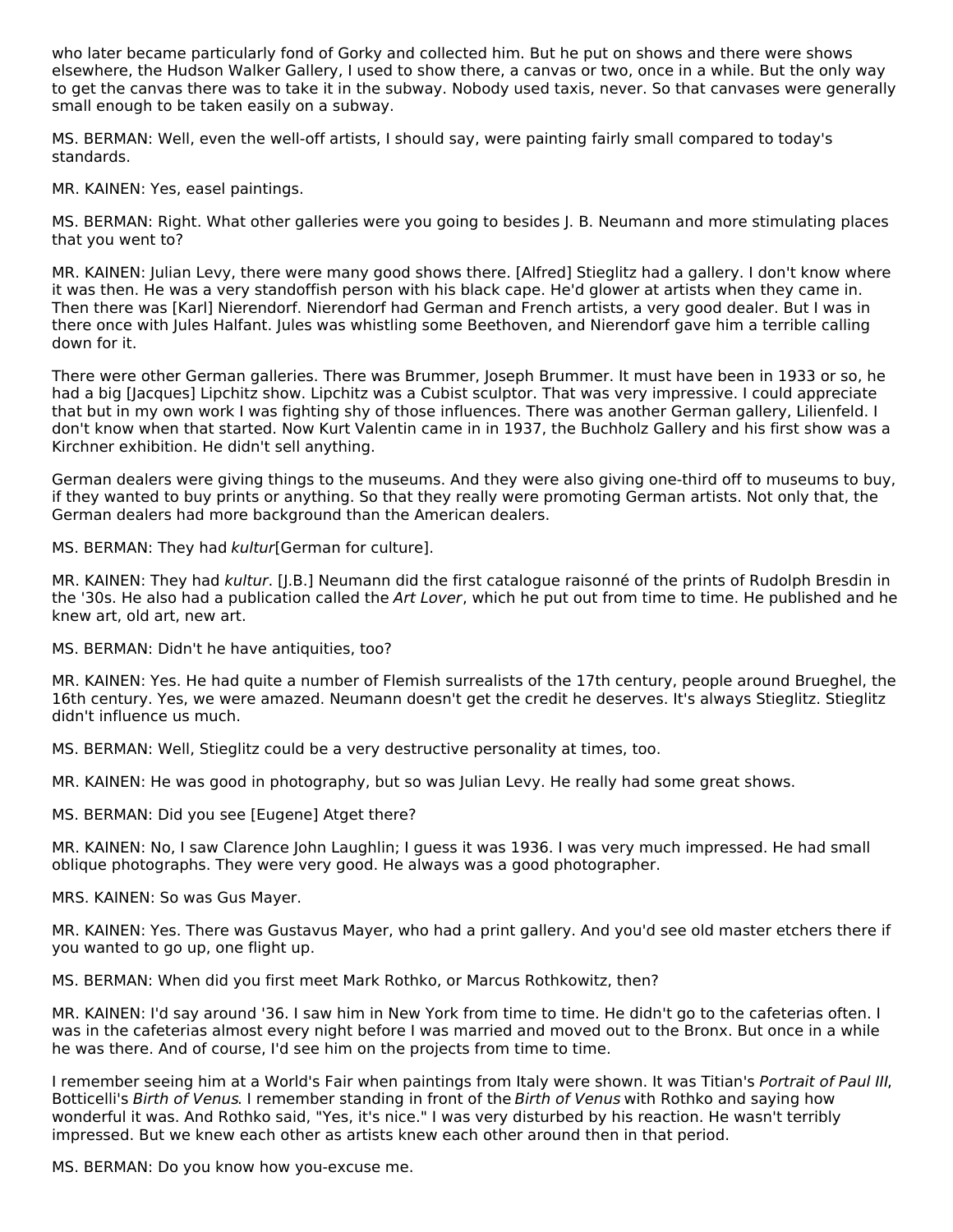who later became particularly fond of Gorky and collected him. But he put on shows and there were shows elsewhere, the Hudson Walker Gallery, I used to show there, a canvas or two, once in a while. But the only way to get the canvas there was to take it in the subway. Nobody used taxis, never. So that canvases were generally small enough to be taken easily on a subway.

MS. BERMAN: Well, even the well-off artists, I should say, were painting fairly small compared to today's standards.

MR. KAINEN: Yes, easel paintings.

MS. BERMAN: Right. What other galleries were you going to besides J. B. Neumann and more stimulating places that you went to?

MR. KAINEN: Julian Levy, there were many good shows there. [Alfred] Stieglitz had a gallery. I don't know where it was then. He was a very standoffish person with his black cape. He'd glower at artists when they came in. Then there was [Karl] Nierendorf. Nierendorf had German and French artists, a very good dealer. But I was in there once with Jules Halfant. Jules was whistling some Beethoven, and Nierendorf gave him a terrible calling down for it.

There were other German galleries. There was Brummer, Joseph Brummer. It must have been in 1933 or so, he had a big [Jacques] Lipchitz show. Lipchitz was a Cubist sculptor. That was very impressive. I could appreciate that but in my own work I was fighting shy of those influences. There was another German gallery, Lilienfeld. I don't know when that started. Now Kurt Valentin came in in 1937, the Buchholz Gallery and his first show was a Kirchner exhibition. He didn't sell anything.

German dealers were giving things to the museums. And they were also giving one-third off to museums to buy, if they wanted to buy prints or anything. So that they really were promoting German artists. Not only that, the German dealers had more background than the American dealers.

MS. BERMAN: They had *kultur*[German for culture].

MR. KAINEN: They had *kultur*. [J.B.] Neumann did the first catalogue raisonné of the prints of Rudolph Bresdin in the '30s. He also had a publication called the *Art Lover*, which he put out from time to time. He published and he knew art, old art, new art.

MS. BERMAN: Didn't he have antiquities, too?

MR. KAINEN: Yes. He had quite a number of Flemish surrealists of the 17th century, people around Brueghel, the 16th century. Yes, we were amazed. Neumann doesn't get the credit he deserves. It's always Stieglitz. Stieglitz didn't influence us much.

MS. BERMAN: Well, Stieglitz could be a very destructive personality at times, too.

MR. KAINEN: He was good in photography, but so was Julian Levy. He really had some great shows.

MS. BERMAN: Did you see [Eugene] Atget there?

MR. KAINEN: No, I saw Clarence John Laughlin; I guess it was 1936. I was very much impressed. He had small oblique photographs. They were very good. He always was a good photographer.

MRS. KAINEN: So was Gus Mayer.

MR. KAINEN: Yes. There was Gustavus Mayer, who had a print gallery. And you'd see old master etchers there if you wanted to go up, one flight up.

MS. BERMAN: When did you first meet Mark Rothko, or Marcus Rothkowitz, then?

MR. KAINEN: I'd say around '36. I saw him in New York from time to time. He didn't go to the cafeterias often. I was in the cafeterias almost every night before I was married and moved out to the Bronx. But once in a while he was there. And of course, I'd see him on the projects from time to time.

I remember seeing him at a World's Fair when paintings from Italy were shown. It was Titian's *Portrait of Paul III*, Botticelli's *Birth of Venus*. I remember standing in front of the *Birth of Venus* with Rothko and saying how wonderful it was. And Rothko said, "Yes, it's nice." I was very disturbed by his reaction. He wasn't terribly impressed. But we knew each other as artists knew each other around then in that period.

MS. BERMAN: Do you know how you-excuse me.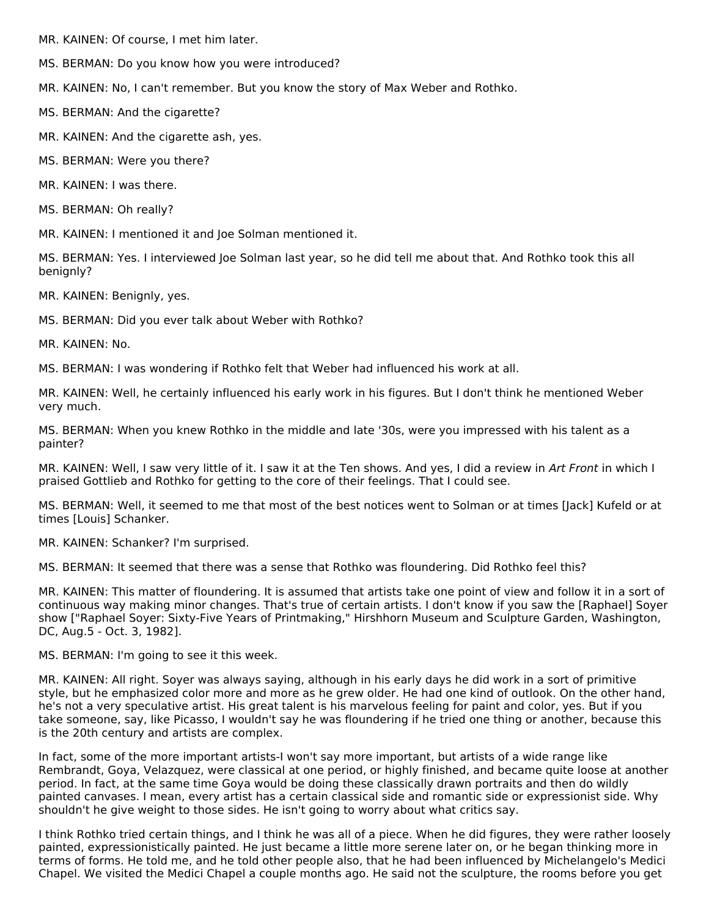MR. KAINEN: Of course, I met him later.

MS. BERMAN: Do you know how you were introduced?

MR. KAINEN: No, I can't remember. But you know the story of Max Weber and Rothko.

MS. BERMAN: And the cigarette?

MR. KAINEN: And the cigarette ash, yes.

MS. BERMAN: Were you there?

MR. KAINEN: I was there.

MS. BERMAN: Oh really?

MR. KAINEN: I mentioned it and Joe Solman mentioned it.

MS. BERMAN: Yes. I interviewed Joe Solman last year, so he did tell me about that. And Rothko took this all benignly?

MR. KAINEN: Benignly, yes.

MS. BERMAN: Did you ever talk about Weber with Rothko?

MR. KAINEN: No.

MS. BERMAN: I was wondering if Rothko felt that Weber had influenced his work at all.

MR. KAINEN: Well, he certainly influenced his early work in his figures. But I don't think he mentioned Weber very much.

MS. BERMAN: When you knew Rothko in the middle and late '30s, were you impressed with his talent as a painter?

MR. KAINEN: Well, I saw very little of it. I saw it at the Ten shows. And yes, I did a review in *Art Front* in which I praised Gottlieb and Rothko for getting to the core of their feelings. That I could see.

MS. BERMAN: Well, it seemed to me that most of the best notices went to Solman or at times [Jack] Kufeld or at times [Louis] Schanker.

MR. KAINEN: Schanker? I'm surprised.

MS. BERMAN: It seemed that there was a sense that Rothko was floundering. Did Rothko feel this?

MR. KAINEN: This matter of floundering. It is assumed that artists take one point of view and follow it in a sort of continuous way making minor changes. That's true of certain artists. I don't know if you saw the [Raphael] Soyer show ["Raphael Soyer: Sixty-Five Years of Printmaking," Hirshhorn Museum and Sculpture Garden, Washington, DC, Aug.5 - Oct. 3, 1982].

MS. BERMAN: I'm going to see it this week.

MR. KAINEN: All right. Soyer was always saying, although in his early days he did work in a sort of primitive style, but he emphasized color more and more as he grew older. He had one kind of outlook. On the other hand, he's not a very speculative artist. His great talent is his marvelous feeling for paint and color, yes. But if you take someone, say, like Picasso, I wouldn't say he was floundering if he tried one thing or another, because this is the 20th century and artists are complex.

In fact, some of the more important artists-I won't say more important, but artists of a wide range like Rembrandt, Goya, Velazquez, were classical at one period, or highly finished, and became quite loose at another period. In fact, at the same time Goya would be doing these classically drawn portraits and then do wildly painted canvases. I mean, every artist has a certain classical side and romantic side or expressionist side. Why shouldn't he give weight to those sides. He isn't going to worry about what critics say.

I think Rothko tried certain things, and I think he was all of a piece. When he did figures, they were rather loosely painted, expressionistically painted. He just became a little more serene later on, or he began thinking more in terms of forms. He told me, and he told other people also, that he had been influenced by Michelangelo's Medici Chapel. We visited the Medici Chapel a couple months ago. He said not the sculpture, the rooms before you get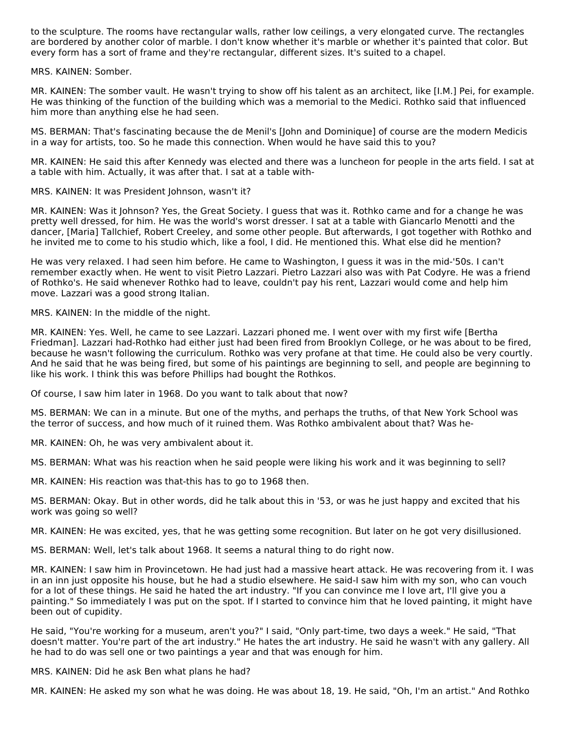to the sculpture. The rooms have rectangular walls, rather low ceilings, a very elongated curve. The rectangles are bordered by another color of marble. I don't know whether it's marble or whether it's painted that color. But every form has a sort of frame and they're rectangular, different sizes. It's suited to a chapel.

MRS. KAINEN: Somber.

MR. KAINEN: The somber vault. He wasn't trying to show off his talent as an architect, like [I.M.] Pei, for example. He was thinking of the function of the building which was a memorial to the Medici. Rothko said that influenced him more than anything else he had seen.

MS. BERMAN: That's fascinating because the de Menil's [John and Dominique] of course are the modern Medicis in a way for artists, too. So he made this connection. When would he have said this to you?

MR. KAINEN: He said this after Kennedy was elected and there was a luncheon for people in the arts field. I sat at a table with him. Actually, it was after that. I sat at a table with-

MRS. KAINEN: It was President Johnson, wasn't it?

MR. KAINEN: Was it Johnson? Yes, the Great Society. I guess that was it. Rothko came and for a change he was pretty well dressed, for him. He was the world's worst dresser. I sat at a table with Giancarlo Menotti and the dancer, [Maria] Tallchief, Robert Creeley, and some other people. But afterwards, I got together with Rothko and he invited me to come to his studio which, like a fool, I did. He mentioned this. What else did he mention?

He was very relaxed. I had seen him before. He came to Washington, I guess it was in the mid-'50s. I can't remember exactly when. He went to visit Pietro Lazzari. Pietro Lazzari also was with Pat Codyre. He was a friend of Rothko's. He said whenever Rothko had to leave, couldn't pay his rent, Lazzari would come and help him move. Lazzari was a good strong Italian.

MRS. KAINEN: In the middle of the night.

MR. KAINEN: Yes. Well, he came to see Lazzari. Lazzari phoned me. I went over with my first wife [Bertha Friedman]. Lazzari had-Rothko had either just been fired from Brooklyn College, or he was about to be fired, because he wasn't following the curriculum. Rothko was very profane at that time. He could also be very courtly. And he said that he was being fired, but some of his paintings are beginning to sell, and people are beginning to like his work. I think this was before Phillips had bought the Rothkos.

Of course, I saw him later in 1968. Do you want to talk about that now?

MS. BERMAN: We can in a minute. But one of the myths, and perhaps the truths, of that New York School was the terror of success, and how much of it ruined them. Was Rothko ambivalent about that? Was he-

MR. KAINEN: Oh, he was very ambivalent about it.

MS. BERMAN: What was his reaction when he said people were liking his work and it was beginning to sell?

MR. KAINEN: His reaction was that-this has to go to 1968 then.

MS. BERMAN: Okay. But in other words, did he talk about this in '53, or was he just happy and excited that his work was going so well?

MR. KAINEN: He was excited, yes, that he was getting some recognition. But later on he got very disillusioned.

MS. BERMAN: Well, let's talk about 1968. It seems a natural thing to do right now.

MR. KAINEN: I saw him in Provincetown. He had just had a massive heart attack. He was recovering from it. I was in an inn just opposite his house, but he had a studio elsewhere. He said-I saw him with my son, who can vouch for a lot of these things. He said he hated the art industry. "If you can convince me I love art, I'll give you a painting." So immediately I was put on the spot. If I started to convince him that he loved painting, it might have been out of cupidity.

He said, "You're working for a museum, aren't you?" I said, "Only part-time, two days a week." He said, "That doesn't matter. You're part of the art industry." He hates the art industry. He said he wasn't with any gallery. All he had to do was sell one or two paintings a year and that was enough for him.

MRS. KAINEN: Did he ask Ben what plans he had?

MR. KAINEN: He asked my son what he was doing. He was about 18, 19. He said, "Oh, I'm an artist." And Rothko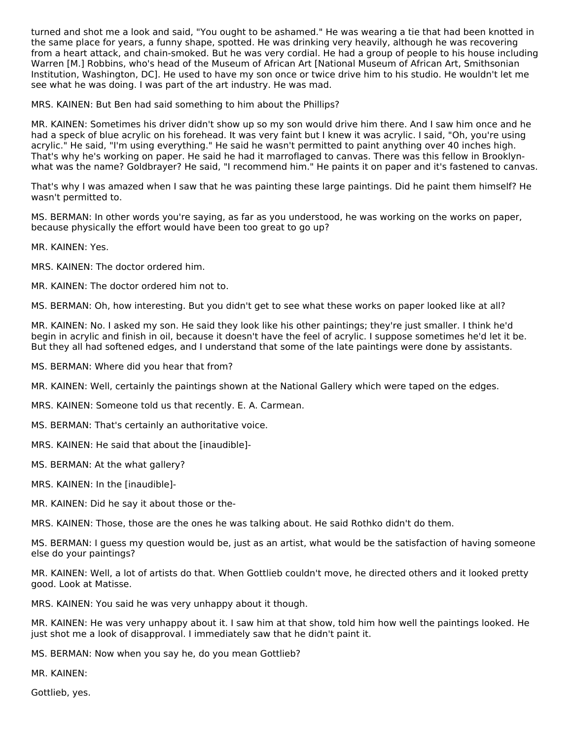turned and shot me a look and said, "You ought to be ashamed." He was wearing a tie that had been knotted in the same place for years, a funny shape, spotted. He was drinking very heavily, although he was recovering from a heart attack, and chain-smoked. But he was very cordial. He had a group of people to his house including Warren [M.] Robbins, who's head of the Museum of African Art [National Museum of African Art, Smithsonian Institution, Washington, DC]. He used to have my son once or twice drive him to his studio. He wouldn't let me see what he was doing. I was part of the art industry. He was mad.

MRS. KAINEN: But Ben had said something to him about the Phillips?

MR. KAINEN: Sometimes his driver didn't show up so my son would drive him there. And I saw him once and he had a speck of blue acrylic on his forehead. It was very faint but I knew it was acrylic. I said, "Oh, you're using acrylic." He said, "I'm using everything." He said he wasn't permitted to paint anything over 40 inches high. That's why he's working on paper. He said he had it marroflaged to canvas. There was this fellow in Brooklyn- what was the name? Goldbrayer? He said, "I recommend him." He paints it on paper and it's fastened to canvas.

That's why I was amazed when I saw that he was painting these large paintings. Did he paint them himself? He wasn't permitted to.

MS. BERMAN: In other words you're saying, as far as you understood, he was working on the works on paper, because physically the effort would have been too great to go up?

MR. KAINEN: Yes.

MRS. KAINEN: The doctor ordered him.

MR. KAINEN: The doctor ordered him not to.

MS. BERMAN: Oh, how interesting. But you didn't get to see what these works on paper looked like at all?

MR. KAINEN: No. I asked my son. He said they look like his other paintings; they're just smaller. I think he'd begin in acrylic and finish in oil, because it doesn't have the feel of acrylic. I suppose sometimes he'd let it be. But they all had softened edges, and I understand that some of the late paintings were done by assistants.

MS. BERMAN: Where did you hear that from?

MR. KAINEN: Well, certainly the paintings shown at the National Gallery which were taped on the edges.

MRS. KAINEN: Someone told us that recently. E. A. Carmean.

MS. BERMAN: That's certainly an authoritative voice.

MRS. KAINEN: He said that about the [inaudible]-

MS. BERMAN: At the what gallery?

MRS. KAINEN: In the [inaudible]-

MR. KAINEN: Did he say it about those or the-

MRS. KAINEN: Those, those are the ones he was talking about. He said Rothko didn't do them.

MS. BERMAN: I guess my question would be, just as an artist, what would be the satisfaction of having someone else do your paintings?

MR. KAINEN: Well, a lot of artists do that. When Gottlieb couldn't move, he directed others and it looked pretty good. Look at Matisse.

MRS. KAINEN: You said he was very unhappy about it though.

MR. KAINEN: He was very unhappy about it. I saw him at that show, told him how well the paintings looked. He just shot me a look of disapproval. I immediately saw that he didn't paint it.

MS. BERMAN: Now when you say he, do you mean Gottlieb?

MR. KAINEN:

Gottlieb, yes.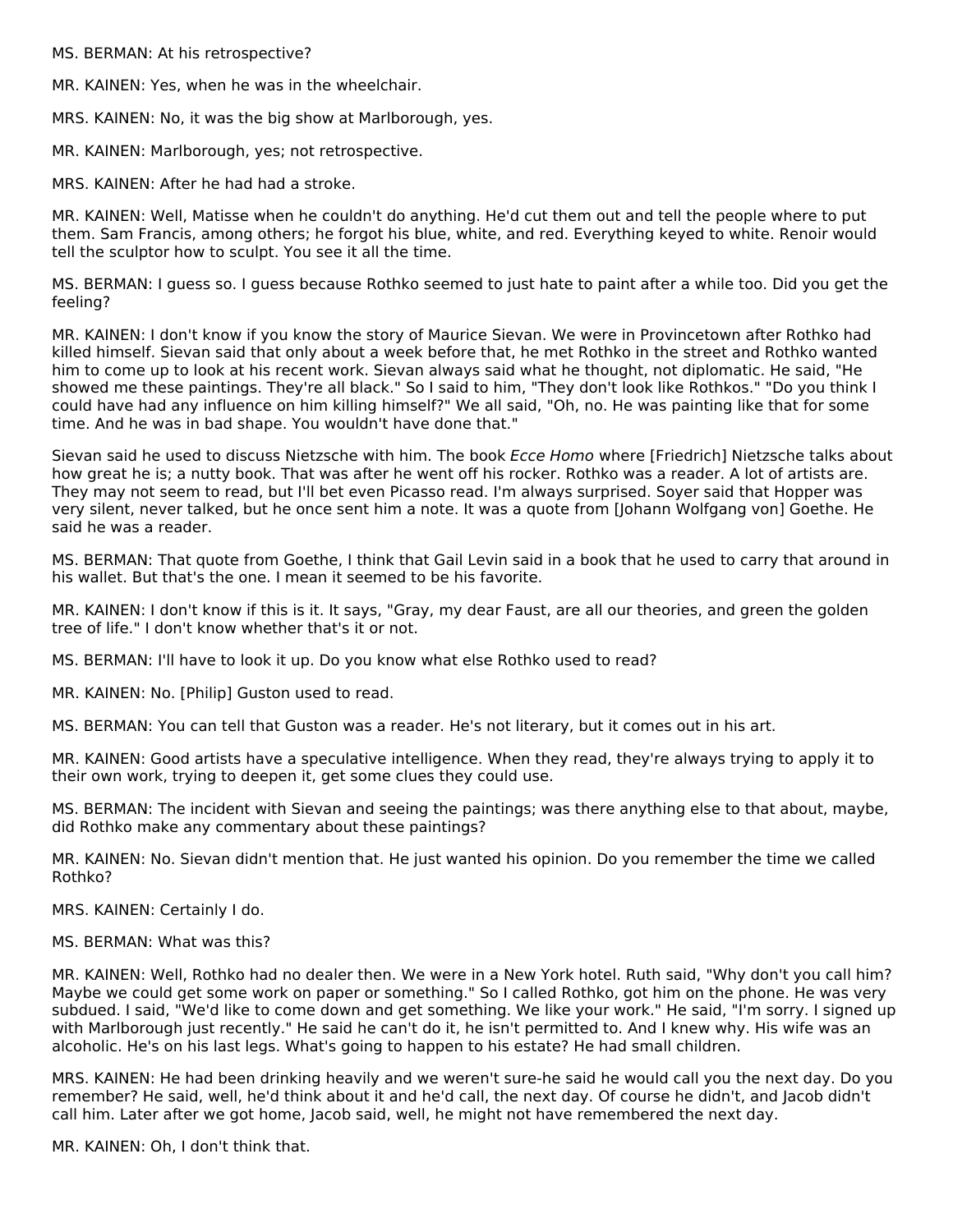MS. BERMAN: At his retrospective?

MR. KAINEN: Yes, when he was in the wheelchair.

MRS. KAINEN: No, it was the big show at Marlborough, yes.

MR. KAINEN: Marlborough, yes; not retrospective.

MRS. KAINEN: After he had had a stroke.

MR. KAINEN: Well, Matisse when he couldn't do anything. He'd cut them out and tell the people where to put them. Sam Francis, among others; he forgot his blue, white, and red. Everything keyed to white. Renoir would tell the sculptor how to sculpt. You see it all the time.

MS. BERMAN: I guess so. I guess because Rothko seemed to just hate to paint after a while too. Did you get the feeling?

MR. KAINEN: I don't know if you know the story of Maurice Sievan. We were in Provincetown after Rothko had killed himself. Sievan said that only about a week before that, he met Rothko in the street and Rothko wanted him to come up to look at his recent work. Sievan always said what he thought, not diplomatic. He said, "He showed me these paintings. They're all black." So I said to him, "They don't look like Rothkos." "Do you think I could have had any influence on him killing himself?" We all said, "Oh, no. He was painting like that for some time. And he was in bad shape. You wouldn't have done that."

Sievan said he used to discuss Nietzsche with him. The book *Ecce Homo* where [Friedrich] Nietzsche talks about how great he is; a nutty book. That was after he went off his rocker. Rothko was a reader. A lot of artists are. They may not seem to read, but I'll bet even Picasso read. I'm always surprised. Soyer said that Hopper was very silent, never talked, but he once sent him a note. It was a quote from [Johann Wolfgang von] Goethe. He said he was a reader.

MS. BERMAN: That quote from Goethe, I think that Gail Levin said in a book that he used to carry that around in his wallet. But that's the one. I mean it seemed to be his favorite.

MR. KAINEN: I don't know if this is it. It says, "Gray, my dear Faust, are all our theories, and green the golden tree of life." I don't know whether that's it or not.

MS. BERMAN: I'll have to look it up. Do you know what else Rothko used to read?

MR. KAINEN: No. [Philip] Guston used to read.

MS. BERMAN: You can tell that Guston was a reader. He's not literary, but it comes out in his art.

MR. KAINEN: Good artists have a speculative intelligence. When they read, they're always trying to apply it to their own work, trying to deepen it, get some clues they could use.

MS. BERMAN: The incident with Sievan and seeing the paintings; was there anything else to that about, maybe, did Rothko make any commentary about these paintings?

MR. KAINEN: No. Sievan didn't mention that. He just wanted his opinion. Do you remember the time we called Rothko?

MRS. KAINEN: Certainly I do.

MS. BERMAN: What was this?

MR. KAINEN: Well, Rothko had no dealer then. We were in a New York hotel. Ruth said, "Why don't you call him? Maybe we could get some work on paper or something." So I called Rothko, got him on the phone. He was very subdued. I said, "We'd like to come down and get something. We like your work." He said, "I'm sorry. I signed up with Marlborough just recently." He said he can't do it, he isn't permitted to. And I knew why. His wife was an alcoholic. He's on his last legs. What's going to happen to his estate? He had small children.

MRS. KAINEN: He had been drinking heavily and we weren't sure-he said he would call you the next day. Do you remember? He said, well, he'd think about it and he'd call, the next day. Of course he didn't, and Jacob didn't call him. Later after we got home, Jacob said, well, he might not have remembered the next day.

MR. KAINEN: Oh, I don't think that.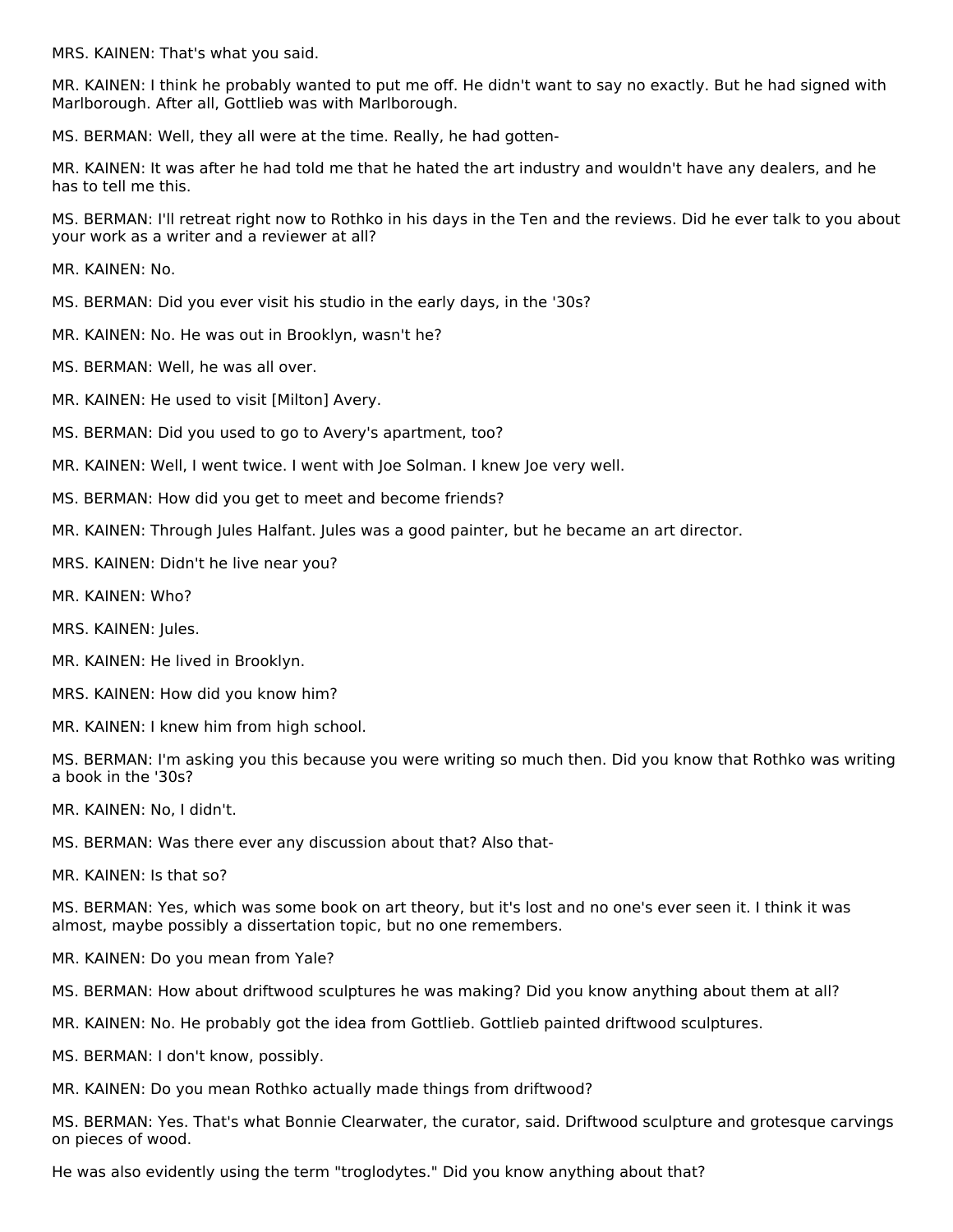MRS. KAINEN: That's what you said.

MR. KAINEN: I think he probably wanted to put me off. He didn't want to say no exactly. But he had signed with Marlborough. After all, Gottlieb was with Marlborough.

MS. BERMAN: Well, they all were at the time. Really, he had gotten-

MR. KAINEN: It was after he had told me that he hated the art industry and wouldn't have any dealers, and he has to tell me this.

MS. BERMAN: I'll retreat right now to Rothko in his days in the Ten and the reviews. Did he ever talk to you about your work as a writer and a reviewer at all?

MR. KAINEN: No.

MS. BERMAN: Did you ever visit his studio in the early days, in the '30s?

MR. KAINEN: No. He was out in Brooklyn, wasn't he?

MS. BERMAN: Well, he was all over.

MR. KAINEN: He used to visit [Milton] Avery.

MS. BERMAN: Did you used to go to Avery's apartment, too?

MR. KAINEN: Well, I went twice. I went with Joe Solman. I knew Joe very well.

MS. BERMAN: How did you get to meet and become friends?

MR. KAINEN: Through Jules Halfant. Jules was a good painter, but he became an art director.

MRS. KAINEN: Didn't he live near you?

MR. KAINEN: Who?

MRS. KAINEN: Jules.

MR. KAINEN: He lived in Brooklyn.

MRS. KAINEN: How did you know him?

MR. KAINEN: I knew him from high school.

MS. BERMAN: I'm asking you this because you were writing so much then. Did you know that Rothko was writing a book in the '30s?

MR. KAINEN: No, I didn't.

MS. BERMAN: Was there ever any discussion about that? Also that-

MR. KAINEN: Is that so?

MS. BERMAN: Yes, which was some book on art theory, but it's lost and no one's ever seen it. I think it was almost, maybe possibly a dissertation topic, but no one remembers.

MR. KAINEN: Do you mean from Yale?

MS. BERMAN: How about driftwood sculptures he was making? Did you know anything about them at all?

MR. KAINEN: No. He probably got the idea from Gottlieb. Gottlieb painted driftwood sculptures.

MS. BERMAN: I don't know, possibly.

MR. KAINEN: Do you mean Rothko actually made things from driftwood?

MS. BERMAN: Yes. That's what Bonnie Clearwater, the curator, said. Driftwood sculpture and grotesque carvings on pieces of wood.

He was also evidently using the term "troglodytes." Did you know anything about that?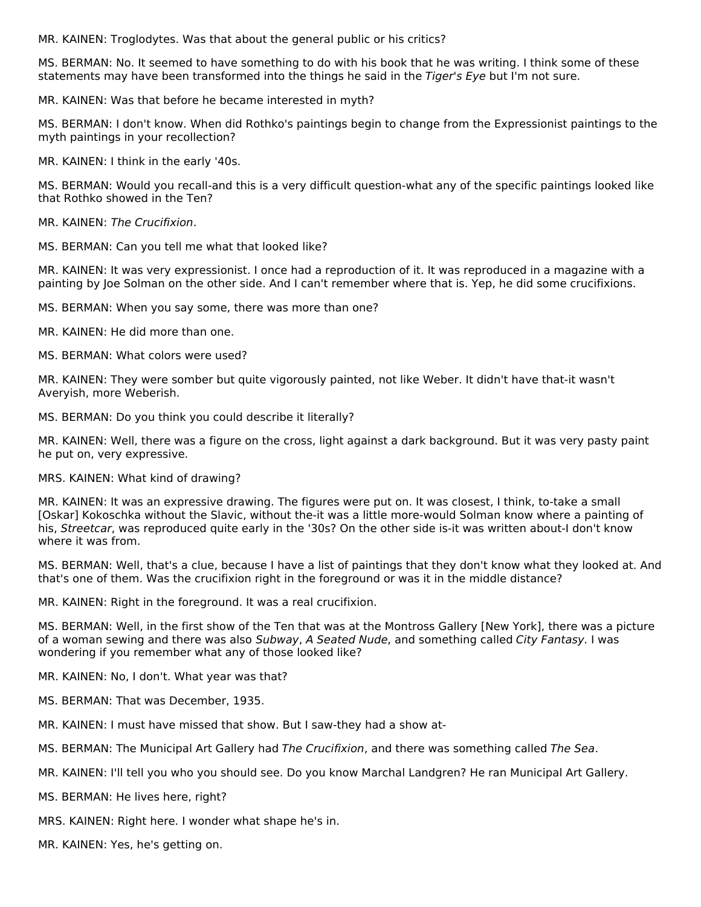MR. KAINEN: Troglodytes. Was that about the general public or his critics?

MS. BERMAN: No. It seemed to have something to do with his book that he was writing. I think some of these statements may have been transformed into the things he said in the *Tiger's Eye* but I'm not sure.

MR. KAINEN: Was that before he became interested in myth?

MS. BERMAN: I don't know. When did Rothko's paintings begin to change from the Expressionist paintings to the myth paintings in your recollection?

MR. KAINEN: I think in the early '40s.

MS. BERMAN: Would you recall-and this is a very difficult question-what any of the specific paintings looked like that Rothko showed in the Ten?

MR. KAINEN: *The Crucifixion*.

MS. BERMAN: Can you tell me what that looked like?

MR. KAINEN: It was very expressionist. I once had a reproduction of it. It was reproduced in a magazine with a painting by Joe Solman on the other side. And I can't remember where that is. Yep, he did some crucifixions.

MS. BERMAN: When you say some, there was more than one?

MR. KAINEN: He did more than one.

MS. BERMAN: What colors were used?

MR. KAINEN: They were somber but quite vigorously painted, not like Weber. It didn't have that-it wasn't Averyish, more Weberish.

MS. BERMAN: Do you think you could describe it literally?

MR. KAINEN: Well, there was a figure on the cross, light against a dark background. But it was very pasty paint he put on, very expressive.

MRS. KAINEN: What kind of drawing?

MR. KAINEN: It was an expressive drawing. The figures were put on. It was closest, I think, to-take a small [Oskar] Kokoschka without the Slavic, without the-it was a little more-would Solman know where a painting of his, *Streetcar*, was reproduced quite early in the '30s? On the other side is-it was written about-I don't know where it was from.

MS. BERMAN: Well, that's a clue, because I have a list of paintings that they don't know what they looked at. And that's one of them. Was the crucifixion right in the foreground or was it in the middle distance?

MR. KAINEN: Right in the foreground. It was a real crucifixion.

MS. BERMAN: Well, in the first show of the Ten that was at the Montross Gallery [New York], there was a picture of a woman sewing and there was also *Subway*, *A Seated Nude*, and something called *City Fantasy*. I was wondering if you remember what any of those looked like?

MR. KAINEN: No, I don't. What year was that?

MS. BERMAN: That was December, 1935.

MR. KAINEN: I must have missed that show. But I saw-they had a show at-

MS. BERMAN: The Municipal Art Gallery had *The Crucifixion*, and there was something called *The Sea*.

MR. KAINEN: I'll tell you who you should see. Do you know Marchal Landgren? He ran Municipal Art Gallery.

MS. BERMAN: He lives here, right?

MRS. KAINEN: Right here. I wonder what shape he's in.

MR. KAINEN: Yes, he's getting on.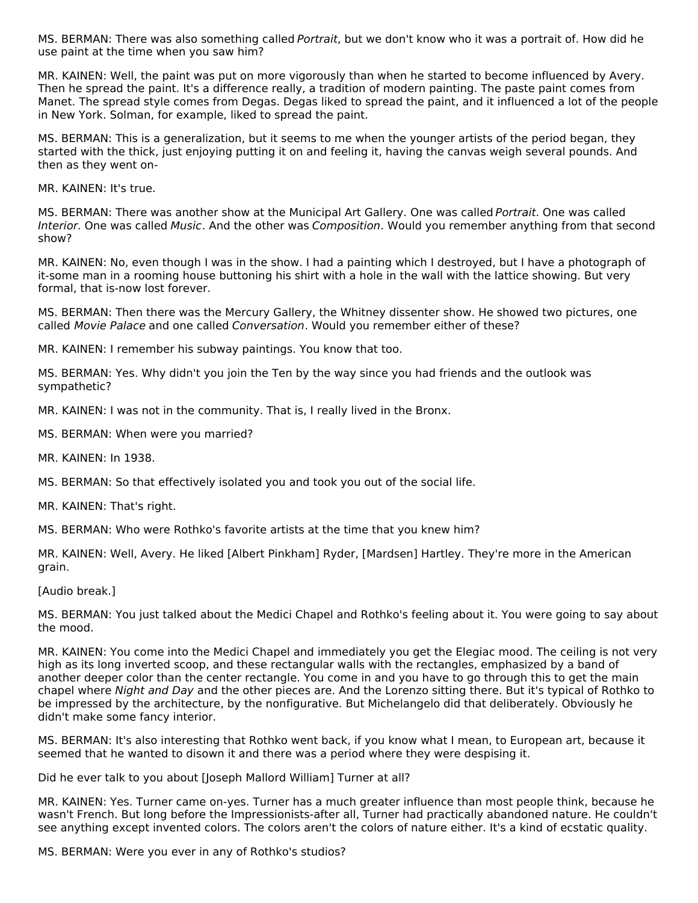MS. BERMAN: There was also something called *Portrait*, but we don't know who it was a portrait of. How did he use paint at the time when you saw him?

MR. KAINEN: Well, the paint was put on more vigorously than when he started to become influenced by Avery. Then he spread the paint. It's a difference really, a tradition of modern painting. The paste paint comes from Manet. The spread style comes from Degas. Degas liked to spread the paint, and it influenced a lot of the people in New York. Solman, for example, liked to spread the paint.

MS. BERMAN: This is a generalization, but it seems to me when the younger artists of the period began, they started with the thick, just enjoying putting it on and feeling it, having the canvas weigh several pounds. And then as they went on-

MR. KAINEN: It's true.

MS. BERMAN: There was another show at the Municipal Art Gallery. One was called *Portrait*. One was called *Interior*. One was called *Music*. And the other was *Composition*. Would you remember anything from that second show?

MR. KAINEN: No, even though I was in the show. I had a painting which I destroyed, but I have a photograph of it-some man in a rooming house buttoning his shirt with a hole in the wall with the lattice showing. But very formal, that is-now lost forever.

MS. BERMAN: Then there was the Mercury Gallery, the Whitney dissenter show. He showed two pictures, one called *Movie Palace* and one called *Conversation*. Would you remember either of these?

MR. KAINEN: I remember his subway paintings. You know that too.

MS. BERMAN: Yes. Why didn't you join the Ten by the way since you had friends and the outlook was sympathetic?

MR. KAINEN: I was not in the community. That is, I really lived in the Bronx.

MS. BERMAN: When were you married?

MR. KAINEN: In 1938.

MS. BERMAN: So that effectively isolated you and took you out of the social life.

MR. KAINEN: That's right.

MS. BERMAN: Who were Rothko's favorite artists at the time that you knew him?

MR. KAINEN: Well, Avery. He liked [Albert Pinkham] Ryder, [Mardsen] Hartley. They're more in the American grain.

[Audio break.]

MS. BERMAN: You just talked about the Medici Chapel and Rothko's feeling about it. You were going to say about the mood.

MR. KAINEN: You come into the Medici Chapel and immediately you get the Elegiac mood. The ceiling is not very high as its long inverted scoop, and these rectangular walls with the rectangles, emphasized by a band of another deeper color than the center rectangle. You come in and you have to go through this to get the main chapel where *Night and Day* and the other pieces are. And the Lorenzo sitting there. But it's typical of Rothko to be impressed by the architecture, by the nonfigurative. But Michelangelo did that deliberately. Obviously he didn't make some fancy interior.

MS. BERMAN: It's also interesting that Rothko went back, if you know what I mean, to European art, because it seemed that he wanted to disown it and there was a period where they were despising it.

Did he ever talk to you about [Joseph Mallord William] Turner at all?

MR. KAINEN: Yes. Turner came on-yes. Turner has a much greater influence than most people think, because he wasn't French. But long before the Impressionists-after all, Turner had practically abandoned nature. He couldn't see anything except invented colors. The colors aren't the colors of nature either. It's a kind of ecstatic quality.

MS. BERMAN: Were you ever in any of Rothko's studios?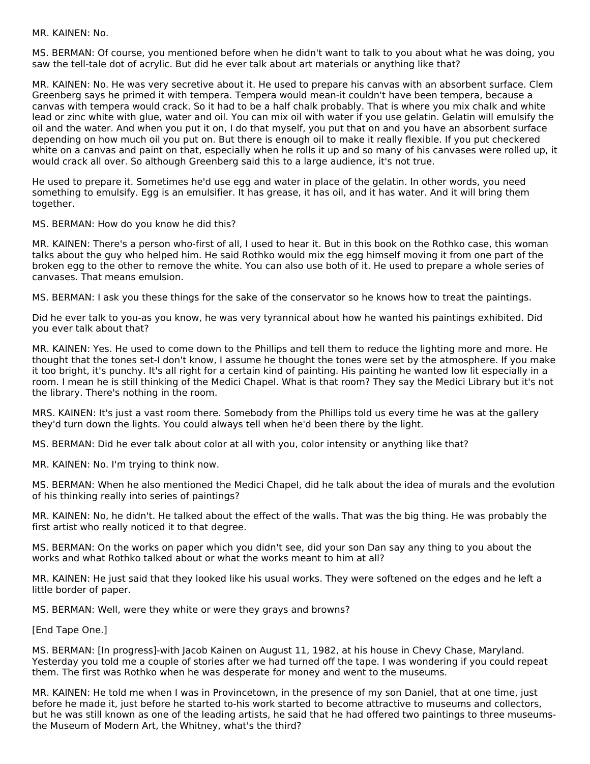MR. KAINEN: No.

MS. BERMAN: Of course, you mentioned before when he didn't want to talk to you about what he was doing, you saw the tell-tale dot of acrylic. But did he ever talk about art materials or anything like that?

MR. KAINEN: No. He was very secretive about it. He used to prepare his canvas with an absorbent surface. Clem Greenberg says he primed it with tempera. Tempera would mean-it couldn't have been tempera, because a canvas with tempera would crack. So it had to be a half chalk probably. That is where you mix chalk and white lead or zinc white with glue, water and oil. You can mix oil with water if you use gelatin. Gelatin will emulsify the oil and the water. And when you put it on, I do that myself, you put that on and you have an absorbent surface depending on how much oil you put on. But there is enough oil to make it really flexible. If you put checkered white on a canvas and paint on that, especially when he rolls it up and so many of his canvases were rolled up, it would crack all over. So although Greenberg said this to a large audience, it's not true.

He used to prepare it. Sometimes he'd use egg and water in place of the gelatin. In other words, you need something to emulsify. Egg is an emulsifier. It has grease, it has oil, and it has water. And it will bring them together.

MS. BERMAN: How do you know he did this?

MR. KAINEN: There's a person who-first of all, I used to hear it. But in this book on the Rothko case, this woman talks about the guy who helped him. He said Rothko would mix the egg himself moving it from one part of the broken egg to the other to remove the white. You can also use both of it. He used to prepare a whole series of canvases. That means emulsion.

MS. BERMAN: I ask you these things for the sake of the conservator so he knows how to treat the paintings.

Did he ever talk to you-as you know, he was very tyrannical about how he wanted his paintings exhibited. Did you ever talk about that?

MR. KAINEN: Yes. He used to come down to the Phillips and tell them to reduce the lighting more and more. He thought that the tones set-I don't know, I assume he thought the tones were set by the atmosphere. If you make it too bright, it's punchy. It's all right for a certain kind of painting. His painting he wanted low lit especially in a room. I mean he is still thinking of the Medici Chapel. What is that room? They say the Medici Library but it's not the library. There's nothing in the room.

MRS. KAINEN: It's just a vast room there. Somebody from the Phillips told us every time he was at the gallery they'd turn down the lights. You could always tell when he'd been there by the light.

MS. BERMAN: Did he ever talk about color at all with you, color intensity or anything like that?

MR. KAINEN: No. I'm trying to think now.

MS. BERMAN: When he also mentioned the Medici Chapel, did he talk about the idea of murals and the evolution of his thinking really into series of paintings?

MR. KAINEN: No, he didn't. He talked about the effect of the walls. That was the big thing. He was probably the first artist who really noticed it to that degree.

MS. BERMAN: On the works on paper which you didn't see, did your son Dan say any thing to you about the works and what Rothko talked about or what the works meant to him at all?

MR. KAINEN: He just said that they looked like his usual works. They were softened on the edges and he left a little border of paper.

MS. BERMAN: Well, were they white or were they grays and browns?

[End Tape One.]

MS. BERMAN: [In progress]-with Jacob Kainen on August 11, 1982, at his house in Chevy Chase, Maryland. Yesterday you told me a couple of stories after we had turned off the tape. I was wondering if you could repeat them. The first was Rothko when he was desperate for money and went to the museums.

MR. KAINEN: He told me when I was in Provincetown, in the presence of my son Daniel, that at one time, just before he made it, just before he started to-his work started to become attractive to museums and collectors, but he was still known as one of the leading artists, he said that he had offered two paintings to three museums-the Museum of Modern Art, the Whitney, what's the third?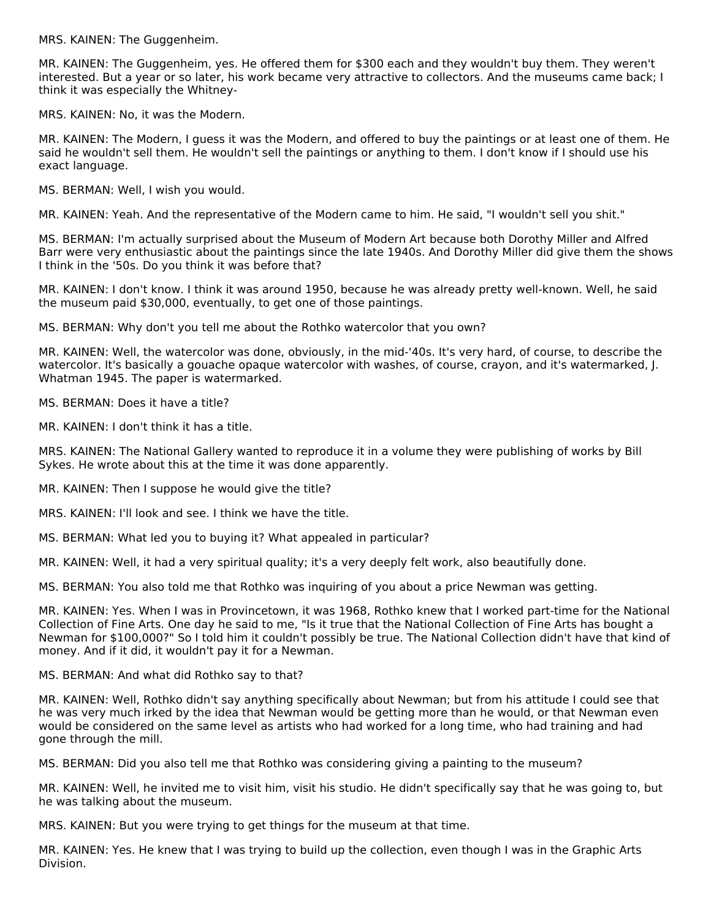MRS. KAINEN: The Guggenheim.

MR. KAINEN: The Guggenheim, yes. He offered them for $300 each and they wouldn't buy them. They weren't interested. But a year or so later, his work became very attractive to collectors. And the museums came back; I think it was especially the Whitney-

MRS. KAINEN: No, it was the Modern.

MR. KAINEN: The Modern, I guess it was the Modern, and offered to buy the paintings or at least one of them. He said he wouldn't sell them. He wouldn't sell the paintings or anything to them. I don't know if I should use his exact language.

MS. BERMAN: Well, I wish you would.

MR. KAINEN: Yeah. And the representative of the Modern came to him. He said, "I wouldn't sell you shit."

MS. BERMAN: I'm actually surprised about the Museum of Modern Art because both Dorothy Miller and Alfred Barr were very enthusiastic about the paintings since the late 1940s. And Dorothy Miller did give them the shows I think in the '50s. Do you think it was before that?

MR. KAINEN: I don't know. I think it was around 1950, because he was already pretty well-known. Well, he said the museum paid $30,000, eventually, to get one of those paintings.

MS. BERMAN: Why don't you tell me about the Rothko watercolor that you own?

MR. KAINEN: Well, the watercolor was done, obviously, in the mid-'40s. It's very hard, of course, to describe the watercolor. It's basically a gouache opaque watercolor with washes, of course, crayon, and it's watermarked, J. Whatman 1945. The paper is watermarked.

MS. BERMAN: Does it have a title?

MR. KAINEN: I don't think it has a title.

MRS. KAINEN: The National Gallery wanted to reproduce it in a volume they were publishing of works by Bill Sykes. He wrote about this at the time it was done apparently.

MR. KAINEN: Then I suppose he would give the title?

MRS. KAINEN: I'll look and see. I think we have the title.

MS. BERMAN: What led you to buying it? What appealed in particular?

MR. KAINEN: Well, it had a very spiritual quality; it's a very deeply felt work, also beautifully done.

MS. BERMAN: You also told me that Rothko was inquiring of you about a price Newman was getting.

MR. KAINEN: Yes. When I was in Provincetown, it was 1968, Rothko knew that I worked part-time for the National Collection of Fine Arts. One day he said to me, "Is it true that the National Collection of Fine Arts has bought a Newman for $100,000?" So I told him it couldn't possibly be true. The National Collection didn't have that kind of money. And if it did, it wouldn't pay it for a Newman.

MS. BERMAN: And what did Rothko say to that?

MR. KAINEN: Well, Rothko didn't say anything specifically about Newman; but from his attitude I could see that he was very much irked by the idea that Newman would be getting more than he would, or that Newman even would be considered on the same level as artists who had worked for a long time, who had training and had gone through the mill.

MS. BERMAN: Did you also tell me that Rothko was considering giving a painting to the museum?

MR. KAINEN: Well, he invited me to visit him, visit his studio. He didn't specifically say that he was going to, but he was talking about the museum.

MRS. KAINEN: But you were trying to get things for the museum at that time.

MR. KAINEN: Yes. He knew that I was trying to build up the collection, even though I was in the Graphic Arts Division.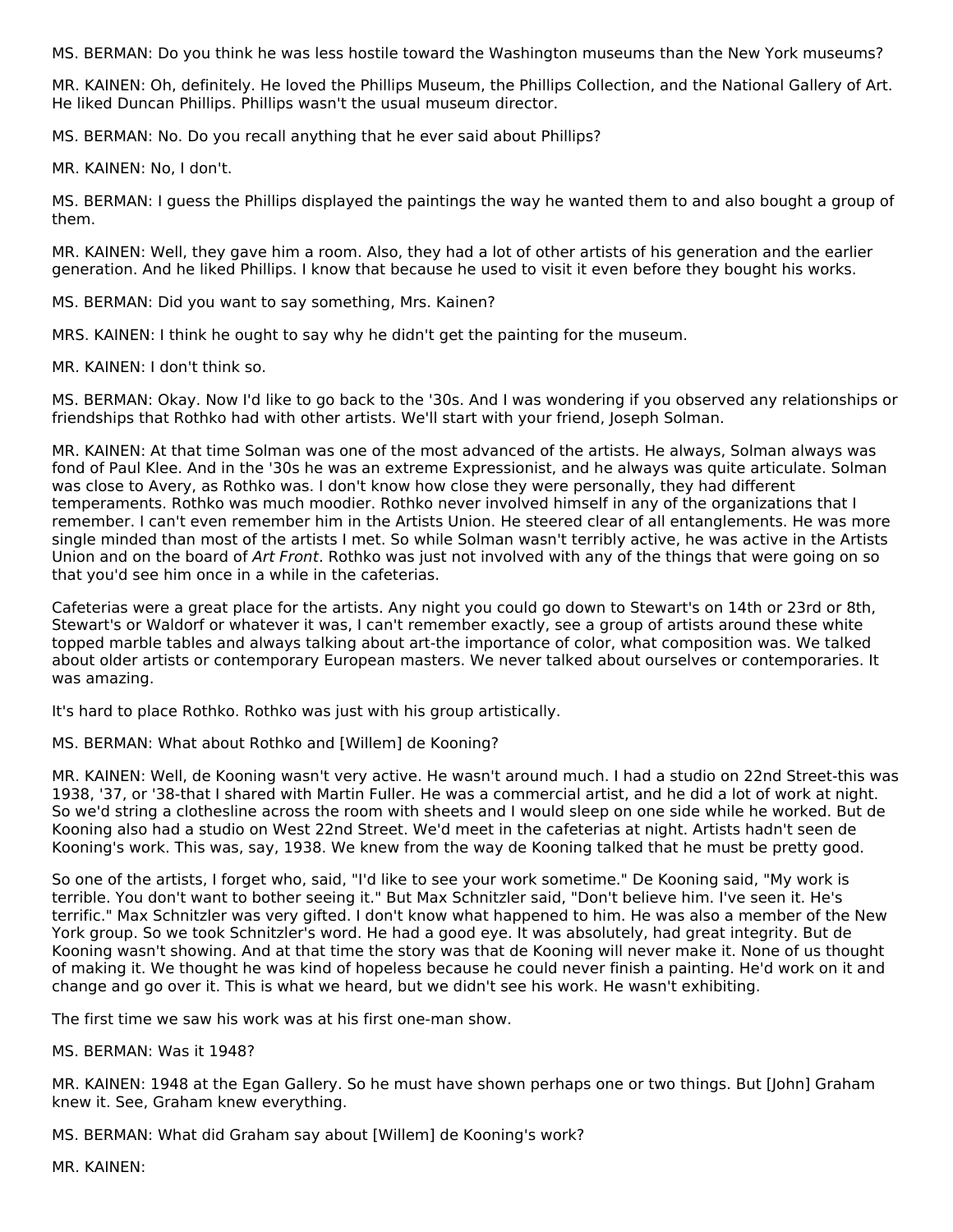MS. BERMAN: Do you think he was less hostile toward the Washington museums than the New York museums?

MR. KAINEN: Oh, definitely. He loved the Phillips Museum, the Phillips Collection, and the National Gallery of Art. He liked Duncan Phillips. Phillips wasn't the usual museum director.

MS. BERMAN: No. Do you recall anything that he ever said about Phillips?

MR. KAINEN: No, I don't.

MS. BERMAN: I guess the Phillips displayed the paintings the way he wanted them to and also bought a group of them.

MR. KAINEN: Well, they gave him a room. Also, they had a lot of other artists of his generation and the earlier generation. And he liked Phillips. I know that because he used to visit it even before they bought his works.

MS. BERMAN: Did you want to say something, Mrs. Kainen?

MRS. KAINEN: I think he ought to say why he didn't get the painting for the museum.

MR. KAINEN: I don't think so.

MS. BERMAN: Okay. Now I'd like to go back to the '30s. And I was wondering if you observed any relationships or friendships that Rothko had with other artists. We'll start with your friend, Joseph Solman.

MR. KAINEN: At that time Solman was one of the most advanced of the artists. He always, Solman always was fond of Paul Klee. And in the '30s he was an extreme Expressionist, and he always was quite articulate. Solman was close to Avery, as Rothko was. I don't know how close they were personally, they had different temperaments. Rothko was much moodier. Rothko never involved himself in any of the organizations that I remember. I can't even remember him in the Artists Union. He steered clear of all entanglements. He was more single minded than most of the artists I met. So while Solman wasn't terribly active, he was active in the Artists Union and on the board of *Art Front*. Rothko was just not involved with any of the things that were going on so that you'd see him once in a while in the cafeterias.

Cafeterias were a great place for the artists. Any night you could go down to Stewart's on 14th or 23rd or 8th, Stewart's or Waldorf or whatever it was, I can't remember exactly, see a group of artists around these white topped marble tables and always talking about art-the importance of color, what composition was. We talked about older artists or contemporary European masters. We never talked about ourselves or contemporaries. It was amazing.

It's hard to place Rothko. Rothko was just with his group artistically.

MS. BERMAN: What about Rothko and [Willem] de Kooning?

MR. KAINEN: Well, de Kooning wasn't very active. He wasn't around much. I had a studio on 22nd Street-this was 1938, '37, or '38-that I shared with Martin Fuller. He was a commercial artist, and he did a lot of work at night. So we'd string a clothesline across the room with sheets and I would sleep on one side while he worked. But de Kooning also had a studio on West 22nd Street. We'd meet in the cafeterias at night. Artists hadn't seen de Kooning's work. This was, say, 1938. We knew from the way de Kooning talked that he must be pretty good.

So one of the artists, I forget who, said, "I'd like to see your work sometime." De Kooning said, "My work is terrible. You don't want to bother seeing it." But Max Schnitzler said, "Don't believe him. I've seen it. He's terrific." Max Schnitzler was very gifted. I don't know what happened to him. He was also a member of the New York group. So we took Schnitzler's word. He had a good eye. It was absolutely, had great integrity. But de Kooning wasn't showing. And at that time the story was that de Kooning will never make it. None of us thought of making it. We thought he was kind of hopeless because he could never finish a painting. He'd work on it and change and go over it. This is what we heard, but we didn't see his work. He wasn't exhibiting.

The first time we saw his work was at his first one-man show.

MS. BERMAN: Was it 1948?

MR. KAINEN: 1948 at the Egan Gallery. So he must have shown perhaps one or two things. But [John] Graham knew it. See, Graham knew everything.

MS. BERMAN: What did Graham say about [Willem] de Kooning's work?

MR. KAINEN: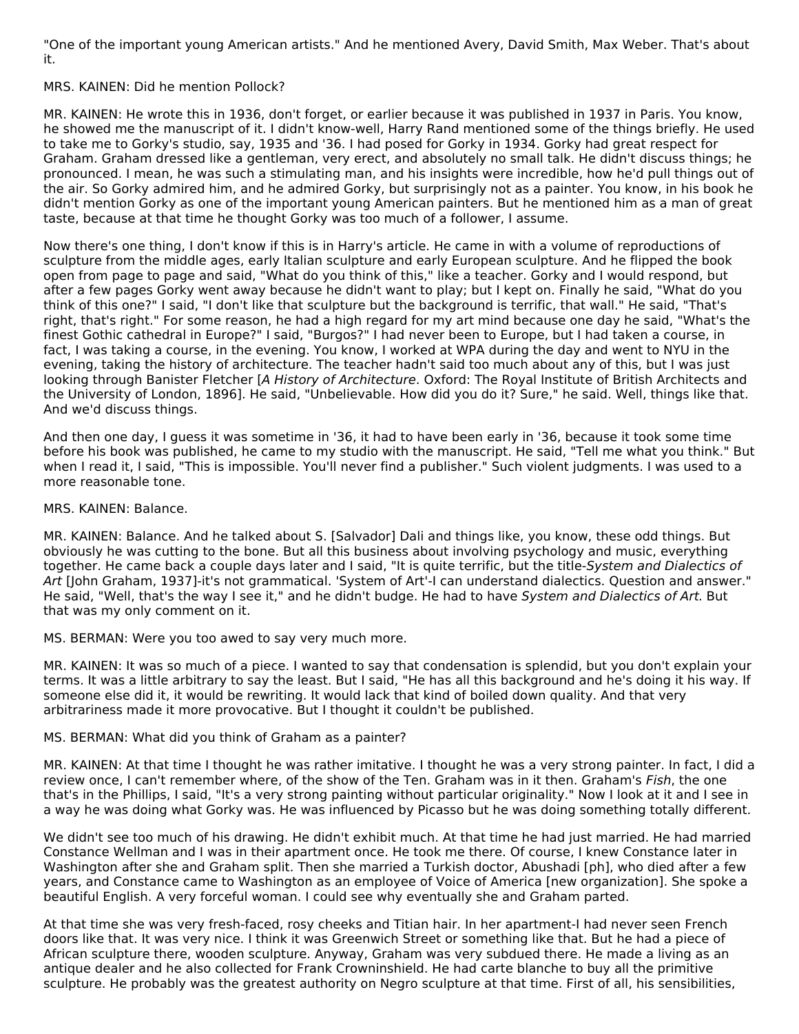"One of the important young American artists." And he mentioned Avery, David Smith, Max Weber. That's about it.

MRS. KAINEN: Did he mention Pollock?

MR. KAINEN: He wrote this in 1936, don't forget, or earlier because it was published in 1937 in Paris. You know, he showed me the manuscript of it. I didn't know-well, Harry Rand mentioned some of the things briefly. He used to take me to Gorky's studio, say, 1935 and '36. I had posed for Gorky in 1934. Gorky had great respect for Graham. Graham dressed like a gentleman, very erect, and absolutely no small talk. He didn't discuss things; he pronounced. I mean, he was such a stimulating man, and his insights were incredible, how he'd pull things out of the air. So Gorky admired him, and he admired Gorky, but surprisingly not as a painter. You know, in his book he didn't mention Gorky as one of the important young American painters. But he mentioned him as a man of great taste, because at that time he thought Gorky was too much of a follower, I assume.

Now there's one thing, I don't know if this is in Harry's article. He came in with a volume of reproductions of sculpture from the middle ages, early Italian sculpture and early European sculpture. And he flipped the book open from page to page and said, "What do you think of this," like a teacher. Gorky and I would respond, but after a few pages Gorky went away because he didn't want to play; but I kept on. Finally he said, "What do you think of this one?" I said, "I don't like that sculpture but the background is terrific, that wall." He said, "That's right, that's right." For some reason, he had a high regard for my art mind because one day he said, "What's the finest Gothic cathedral in Europe?" I said, "Burgos?" I had never been to Europe, but I had taken a course, in fact, I was taking a course, in the evening. You know, I worked at WPA during the day and went to NYU in the evening, taking the history of architecture. The teacher hadn't said too much about any of this, but I was just looking through Banister Fletcher [*A History of Architecture*. Oxford: The Royal Institute of British Architects and the University of London, 1896]. He said, "Unbelievable. How did you do it? Sure," he said. Well, things like that. And we'd discuss things.

And then one day, I guess it was sometime in '36, it had to have been early in '36, because it took some time before his book was published, he came to my studio with the manuscript. He said, "Tell me what you think." But when I read it, I said, "This is impossible. You'll never find a publisher." Such violent judgments. I was used to a more reasonable tone.

MRS. KAINEN: Balance.

MR. KAINEN: Balance. And he talked about S. [Salvador] Dali and things like, you know, these odd things. But obviously he was cutting to the bone. But all this business about involving psychology and music, everything together. He came back a couple days later and I said, "It is quite terrific, but the title-*System and Dialectics of Art* [John Graham, 1937]-it's not grammatical. 'System of Art'-I can understand dialectics. Question and answer." He said, "Well, that's the way I see it," and he didn't budge. He had to have *System and Dialectics of Art*. But that was my only comment on it.

MS. BERMAN: Were you too awed to say very much more.

MR. KAINEN: It was so much of a piece. I wanted to say that condensation is splendid, but you don't explain your terms. It was a little arbitrary to say the least. But I said, "He has all this background and he's doing it his way. If someone else did it, it would be rewriting. It would lack that kind of boiled down quality. And that very arbitrariness made it more provocative. But I thought it couldn't be published.

MS. BERMAN: What did you think of Graham as a painter?

MR. KAINEN: At that time I thought he was rather imitative. I thought he was a very strong painter. In fact, I did a review once, I can't remember where, of the show of the Ten. Graham was in it then. Graham's *Fish*, the one that's in the Phillips, I said, "It's a very strong painting without particular originality." Now I look at it and I see in a way he was doing what Gorky was. He was influenced by Picasso but he was doing something totally different.

We didn't see too much of his drawing. He didn't exhibit much. At that time he had just married. He had married Constance Wellman and I was in their apartment once. He took me there. Of course, I knew Constance later in Washington after she and Graham split. Then she married a Turkish doctor, Abushadi [ph], who died after a few years, and Constance came to Washington as an employee of Voice of America [new organization]. She spoke a beautiful English. A very forceful woman. I could see why eventually she and Graham parted.

At that time she was very fresh-faced, rosy cheeks and Titian hair. In her apartment-I had never seen French doors like that. It was very nice. I think it was Greenwich Street or something like that. But he had a piece of African sculpture there, wooden sculpture. Anyway, Graham was very subdued there. He made a living as an antique dealer and he also collected for Frank Crowninshield. He had carte blanche to buy all the primitive sculpture. He probably was the greatest authority on Negro sculpture at that time. First of all, his sensibilities,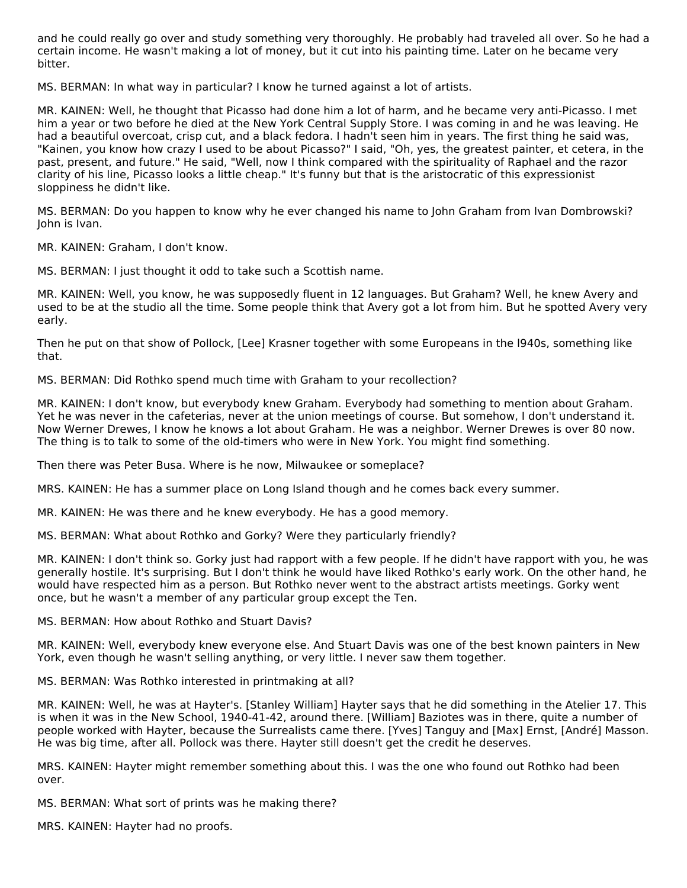and he could really go over and study something very thoroughly. He probably had traveled all over. So he had a certain income. He wasn't making a lot of money, but it cut into his painting time. Later on he became very bitter.

MS. BERMAN: In what way in particular? I know he turned against a lot of artists.

MR. KAINEN: Well, he thought that Picasso had done him a lot of harm, and he became very anti-Picasso. I met him a year or two before he died at the New York Central Supply Store. I was coming in and he was leaving. He had a beautiful overcoat, crisp cut, and a black fedora. I hadn't seen him in years. The first thing he said was, "Kainen, you know how crazy I used to be about Picasso?" I said, "Oh, yes, the greatest painter, et cetera, in the past, present, and future." He said, "Well, now I think compared with the spirituality of Raphael and the razor clarity of his line, Picasso looks a little cheap." It's funny but that is the aristocratic of this expressionist sloppiness he didn't like.

MS. BERMAN: Do you happen to know why he ever changed his name to John Graham from Ivan Dombrowski? John is Ivan.

MR. KAINEN: Graham, I don't know.

MS. BERMAN: I just thought it odd to take such a Scottish name.

MR. KAINEN: Well, you know, he was supposedly fluent in 12 languages. But Graham? Well, he knew Avery and used to be at the studio all the time. Some people think that Avery got a lot from him. But he spotted Avery very early.

Then he put on that show of Pollock, [Lee] Krasner together with some Europeans in the l940s, something like that.

MS. BERMAN: Did Rothko spend much time with Graham to your recollection?

MR. KAINEN: I don't know, but everybody knew Graham. Everybody had something to mention about Graham. Yet he was never in the cafeterias, never at the union meetings of course. But somehow, I don't understand it. Now Werner Drewes, I know he knows a lot about Graham. He was a neighbor. Werner Drewes is over 80 now. The thing is to talk to some of the old-timers who were in New York. You might find something.

Then there was Peter Busa. Where is he now, Milwaukee or someplace?

MRS. KAINEN: He has a summer place on Long Island though and he comes back every summer.

MR. KAINEN: He was there and he knew everybody. He has a good memory.

MS. BERMAN: What about Rothko and Gorky? Were they particularly friendly?

MR. KAINEN: I don't think so. Gorky just had rapport with a few people. If he didn't have rapport with you, he was generally hostile. It's surprising. But I don't think he would have liked Rothko's early work. On the other hand, he would have respected him as a person. But Rothko never went to the abstract artists meetings. Gorky went once, but he wasn't a member of any particular group except the Ten.

MS. BERMAN: How about Rothko and Stuart Davis?

MR. KAINEN: Well, everybody knew everyone else. And Stuart Davis was one of the best known painters in New York, even though he wasn't selling anything, or very little. I never saw them together.

MS. BERMAN: Was Rothko interested in printmaking at all?

MR. KAINEN: Well, he was at Hayter's. [Stanley William] Hayter says that he did something in the Atelier 17. This is when it was in the New School, 1940-41-42, around there. [William] Baziotes was in there, quite a number of people worked with Hayter, because the Surrealists came there. [Yves] Tanguy and [Max] Ernst, [André] Masson. He was big time, after all. Pollock was there. Hayter still doesn't get the credit he deserves.

MRS. KAINEN: Hayter might remember something about this. I was the one who found out Rothko had been over.

MS. BERMAN: What sort of prints was he making there?

MRS. KAINEN: Hayter had no proofs.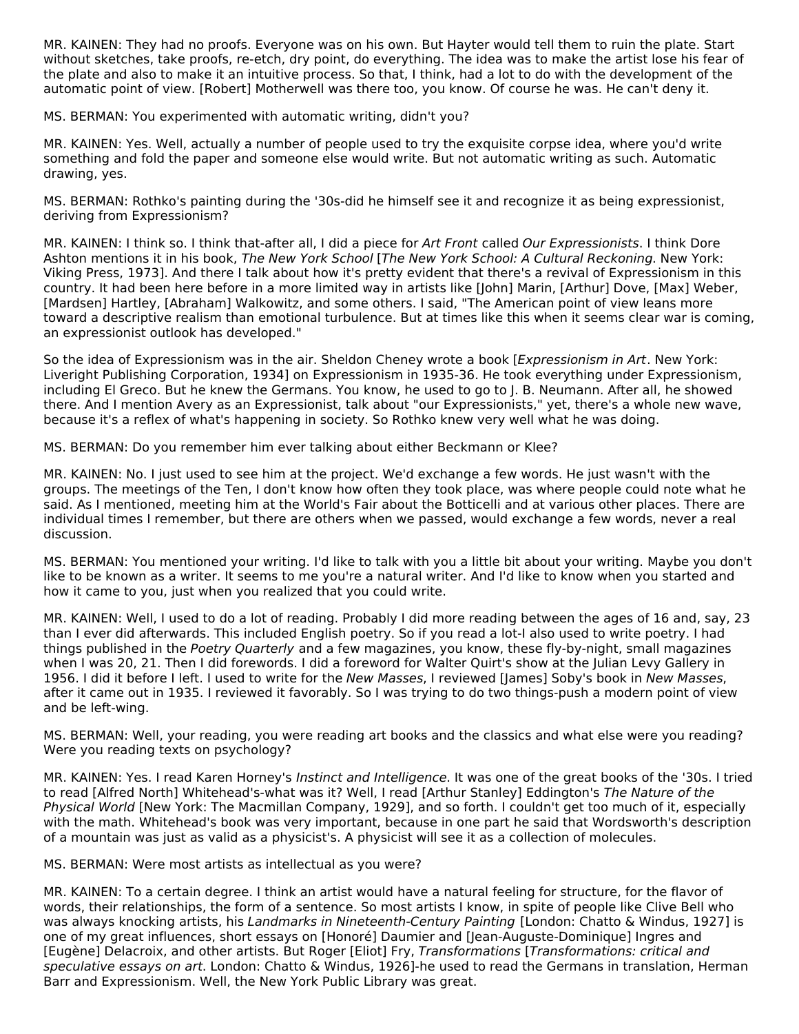MR. KAINEN: They had no proofs. Everyone was on his own. But Hayter would tell them to ruin the plate. Start without sketches, take proofs, re-etch, dry point, do everything. The idea was to make the artist lose his fear of the plate and also to make it an intuitive process. So that, I think, had a lot to do with the development of the automatic point of view. [Robert] Motherwell was there too, you know. Of course he was. He can't deny it.

MS. BERMAN: You experimented with automatic writing, didn't you?

MR. KAINEN: Yes. Well, actually a number of people used to try the exquisite corpse idea, where you'd write something and fold the paper and someone else would write. But not automatic writing as such. Automatic drawing, yes.

MS. BERMAN: Rothko's painting during the '30s-did he himself see it and recognize it as being expressionist, deriving from Expressionism?

MR. KAINEN: I think so. I think that-after all, I did a piece for *Art Front* called *Our Expressionists*. I think Dore Ashton mentions it in his book, *The New York School* [*The New York School: A Cultural Reckoning*. New York: Viking Press, 1973]. And there I talk about how it's pretty evident that there's a revival of Expressionism in this country. It had been here before in a more limited way in artists like [John] Marin, [Arthur] Dove, [Max] Weber, [Mardsen] Hartley, [Abraham] Walkowitz, and some others. I said, "The American point of view leans more toward a descriptive realism than emotional turbulence. But at times like this when it seems clear war is coming, an expressionist outlook has developed."

So the idea of Expressionism was in the air. Sheldon Cheney wrote a book [*Expressionism in Art*. New York: Liveright Publishing Corporation, 1934] on Expressionism in 1935-36. He took everything under Expressionism, including El Greco. But he knew the Germans. You know, he used to go to J. B. Neumann. After all, he showed there. And I mention Avery as an Expressionist, talk about "our Expressionists," yet, there's a whole new wave, because it's a reflex of what's happening in society. So Rothko knew very well what he was doing.

MS. BERMAN: Do you remember him ever talking about either Beckmann or Klee?

MR. KAINEN: No. I just used to see him at the project. We'd exchange a few words. He just wasn't with the groups. The meetings of the Ten, I don't know how often they took place, was where people could note what he said. As I mentioned, meeting him at the World's Fair about the Botticelli and at various other places. There are individual times I remember, but there are others when we passed, would exchange a few words, never a real discussion.

MS. BERMAN: You mentioned your writing. I'd like to talk with you a little bit about your writing. Maybe you don't like to be known as a writer. It seems to me you're a natural writer. And I'd like to know when you started and how it came to you, just when you realized that you could write.

MR. KAINEN: Well, I used to do a lot of reading. Probably I did more reading between the ages of 16 and, say, 23 than I ever did afterwards. This included English poetry. So if you read a lot-I also used to write poetry. I had things published in the *Poetry Quarterly* and a few magazines, you know, these fly-by-night, small magazines when I was 20, 21. Then I did forewords. I did a foreword for Walter Quirt's show at the Julian Levy Gallery in 1956. I did it before I left. I used to write for the *New Masses*, I reviewed [James] Soby's book in *New Masses*, after it came out in 1935. I reviewed it favorably. So I was trying to do two things-push a modern point of view and be left-wing.

MS. BERMAN: Well, your reading, you were reading art books and the classics and what else were you reading? Were you reading texts on psychology?

MR. KAINEN: Yes. I read Karen Horney's *Instinct and Intelligence*. It was one of the great books of the '30s. I tried to read [Alfred North] Whitehead's-what was it? Well, I read [Arthur Stanley] Eddington's *The Nature of the Physical World* [New York: The Macmillan Company, 1929], and so forth. I couldn't get too much of it, especially with the math. Whitehead's book was very important, because in one part he said that Wordsworth's description of a mountain was just as valid as a physicist's. A physicist will see it as a collection of molecules.

MS. BERMAN: Were most artists as intellectual as you were?

MR. KAINEN: To a certain degree. I think an artist would have a natural feeling for structure, for the flavor of words, their relationships, the form of a sentence. So most artists I know, in spite of people like Clive Bell who was always knocking artists, his *Landmarks in Nineteenth-Century Painting* [London: Chatto & Windus, 1927] is one of my great influences, short essays on [Honoré] Daumier and [Jean-Auguste-Dominique] Ingres and [Eugène] Delacroix, and other artists. But Roger [Eliot] Fry, *Transformations* [*Transformations: critical and speculative essays on art*. London: Chatto & Windus, 1926]-he used to read the Germans in translation, Herman Barr and Expressionism. Well, the New York Public Library was great.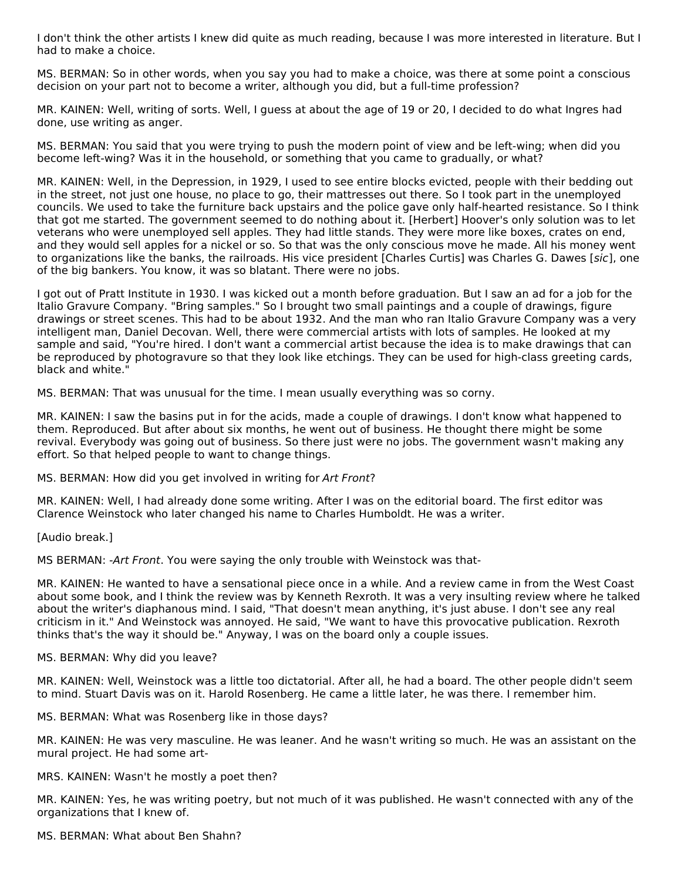I don't think the other artists I knew did quite as much reading, because I was more interested in literature. But I had to make a choice.

MS. BERMAN: So in other words, when you say you had to make a choice, was there at some point a conscious decision on your part not to become a writer, although you did, but a full-time profession?

MR. KAINEN: Well, writing of sorts. Well, I guess at about the age of 19 or 20, I decided to do what Ingres had done, use writing as anger.

MS. BERMAN: You said that you were trying to push the modern point of view and be left-wing; when did you become left-wing? Was it in the household, or something that you came to gradually, or what?

MR. KAINEN: Well, in the Depression, in 1929, I used to see entire blocks evicted, people with their bedding out in the street, not just one house, no place to go, their mattresses out there. So I took part in the unemployed councils. We used to take the furniture back upstairs and the police gave only half-hearted resistance. So I think that got me started. The government seemed to do nothing about it. [Herbert] Hoover's only solution was to let veterans who were unemployed sell apples. They had little stands. They were more like boxes, crates on end, and they would sell apples for a nickel or so. So that was the only conscious move he made. All his money went to organizations like the banks, the railroads. His vice president [Charles Curtis] was Charles G. Dawes [*sic*], one of the big bankers. You know, it was so blatant. There were no jobs.

I got out of Pratt Institute in 1930. I was kicked out a month before graduation. But I saw an ad for a job for the Italio Gravure Company. "Bring samples." So I brought two small paintings and a couple of drawings, figure drawings or street scenes. This had to be about 1932. And the man who ran Italio Gravure Company was a very intelligent man, Daniel Decovan. Well, there were commercial artists with lots of samples. He looked at my sample and said, "You're hired. I don't want a commercial artist because the idea is to make drawings that can be reproduced by photogravure so that they look like etchings. They can be used for high-class greeting cards, black and white."

MS. BERMAN: That was unusual for the time. I mean usually everything was so corny.

MR. KAINEN: I saw the basins put in for the acids, made a couple of drawings. I don't know what happened to them. Reproduced. But after about six months, he went out of business. He thought there might be some revival. Everybody was going out of business. So there just were no jobs. The government wasn't making any effort. So that helped people to want to change things.

MS. BERMAN: How did you get involved in writing for *Art Front*?

MR. KAINEN: Well, I had already done some writing. After I was on the editorial board. The first editor was Clarence Weinstock who later changed his name to Charles Humboldt. He was a writer.

[Audio break.]

MS BERMAN: -*Art Front*. You were saying the only trouble with Weinstock was that-

MR. KAINEN: He wanted to have a sensational piece once in a while. And a review came in from the West Coast about some book, and I think the review was by Kenneth Rexroth. It was a very insulting review where he talked about the writer's diaphanous mind. I said, "That doesn't mean anything, it's just abuse. I don't see any real criticism in it." And Weinstock was annoyed. He said, "We want to have this provocative publication. Rexroth thinks that's the way it should be." Anyway, I was on the board only a couple issues.

MS. BERMAN: Why did you leave?

MR. KAINEN: Well, Weinstock was a little too dictatorial. After all, he had a board. The other people didn't seem to mind. Stuart Davis was on it. Harold Rosenberg. He came a little later, he was there. I remember him.

MS. BERMAN: What was Rosenberg like in those days?

MR. KAINEN: He was very masculine. He was leaner. And he wasn't writing so much. He was an assistant on the mural project. He had some art-

MRS. KAINEN: Wasn't he mostly a poet then?

MR. KAINEN: Yes, he was writing poetry, but not much of it was published. He wasn't connected with any of the organizations that I knew of.

MS. BERMAN: What about Ben Shahn?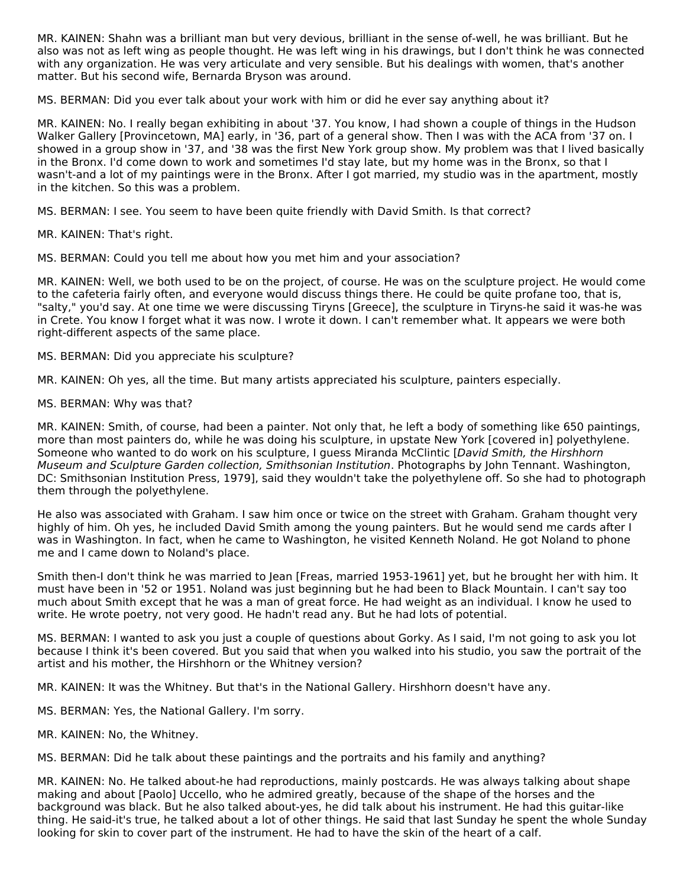MR. KAINEN: Shahn was a brilliant man but very devious, brilliant in the sense of-well, he was brilliant. But he also was not as left wing as people thought. He was left wing in his drawings, but I don't think he was connected with any organization. He was very articulate and very sensible. But his dealings with women, that's another matter. But his second wife, Bernarda Bryson was around.

MS. BERMAN: Did you ever talk about your work with him or did he ever say anything about it?

MR. KAINEN: No. I really began exhibiting in about '37. You know, I had shown a couple of things in the Hudson Walker Gallery [Provincetown, MA] early, in '36, part of a general show. Then I was with the ACA from '37 on. I showed in a group show in '37, and '38 was the first New York group show. My problem was that I lived basically in the Bronx. I'd come down to work and sometimes I'd stay late, but my home was in the Bronx, so that I wasn't-and a lot of my paintings were in the Bronx. After I got married, my studio was in the apartment, mostly in the kitchen. So this was a problem.

MS. BERMAN: I see. You seem to have been quite friendly with David Smith. Is that correct?

MR. KAINEN: That's right.

MS. BERMAN: Could you tell me about how you met him and your association?

MR. KAINEN: Well, we both used to be on the project, of course. He was on the sculpture project. He would come to the cafeteria fairly often, and everyone would discuss things there. He could be quite profane too, that is, "salty," you'd say. At one time we were discussing Tiryns [Greece], the sculpture in Tiryns-he said it was-he was in Crete. You know I forget what it was now. I wrote it down. I can't remember what. It appears we were both right-different aspects of the same place.

MS. BERMAN: Did you appreciate his sculpture?

MR. KAINEN: Oh yes, all the time. But many artists appreciated his sculpture, painters especially.

MS. BERMAN: Why was that?

MR. KAINEN: Smith, of course, had been a painter. Not only that, he left a body of something like 650 paintings, more than most painters do, while he was doing his sculpture, in upstate New York [covered in] polyethylene. Someone who wanted to do work on his sculpture, I guess Miranda McClintic [*David Smith, the Hirshhorn Museum and Sculpture Garden collection, Smithsonian Institution*. Photographs by John Tennant. Washington, DC: Smithsonian Institution Press, 1979], said they wouldn't take the polyethylene off. So she had to photograph them through the polyethylene.

He also was associated with Graham. I saw him once or twice on the street with Graham. Graham thought very highly of him. Oh yes, he included David Smith among the young painters. But he would send me cards after I was in Washington. In fact, when he came to Washington, he visited Kenneth Noland. He got Noland to phone me and I came down to Noland's place.

Smith then-I don't think he was married to Jean [Freas, married 1953-1961] yet, but he brought her with him. It must have been in '52 or 1951. Noland was just beginning but he had been to Black Mountain. I can't say too much about Smith except that he was a man of great force. He had weight as an individual. I know he used to write. He wrote poetry, not very good. He hadn't read any. But he had lots of potential.

MS. BERMAN: I wanted to ask you just a couple of questions about Gorky. As I said, I'm not going to ask you lot because I think it's been covered. But you said that when you walked into his studio, you saw the portrait of the artist and his mother, the Hirshhorn or the Whitney version?

MR. KAINEN: It was the Whitney. But that's in the National Gallery. Hirshhorn doesn't have any.

MS. BERMAN: Yes, the National Gallery. I'm sorry.

MR. KAINEN: No, the Whitney.

MS. BERMAN: Did he talk about these paintings and the portraits and his family and anything?

MR. KAINEN: No. He talked about-he had reproductions, mainly postcards. He was always talking about shape making and about [Paolo] Uccello, who he admired greatly, because of the shape of the horses and the background was black. But he also talked about-yes, he did talk about his instrument. He had this guitar-like thing. He said-it's true, he talked about a lot of other things. He said that last Sunday he spent the whole Sunday looking for skin to cover part of the instrument. He had to have the skin of the heart of a calf.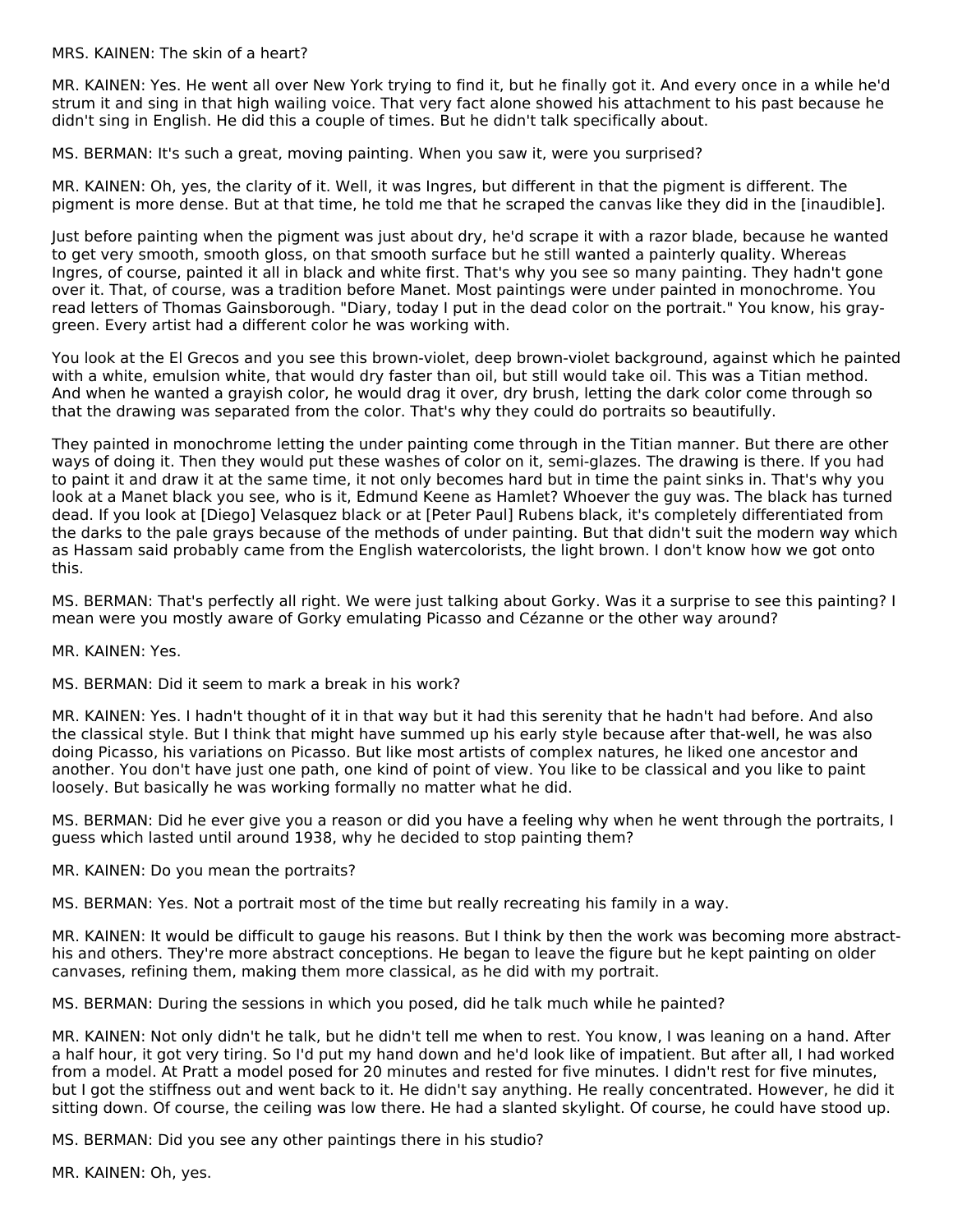MRS. KAINEN: The skin of a heart?

MR. KAINEN: Yes. He went all over New York trying to find it, but he finally got it. And every once in a while he'd strum it and sing in that high wailing voice. That very fact alone showed his attachment to his past because he didn't sing in English. He did this a couple of times. But he didn't talk specifically about.

MS. BERMAN: It's such a great, moving painting. When you saw it, were you surprised?

MR. KAINEN: Oh, yes, the clarity of it. Well, it was Ingres, but different in that the pigment is different. The pigment is more dense. But at that time, he told me that he scraped the canvas like they did in the [inaudible].

Just before painting when the pigment was just about dry, he'd scrape it with a razor blade, because he wanted to get very smooth, smooth gloss, on that smooth surface but he still wanted a painterly quality. Whereas Ingres, of course, painted it all in black and white first. That's why you see so many painting. They hadn't gone over it. That, of course, was a tradition before Manet. Most paintings were under painted in monochrome. You read letters of Thomas Gainsborough. "Diary, today I put in the dead color on the portrait." You know, his gray-green. Every artist had a different color he was working with.

You look at the El Grecos and you see this brown-violet, deep brown-violet background, against which he painted with a white, emulsion white, that would dry faster than oil, but still would take oil. This was a Titian method. And when he wanted a grayish color, he would drag it over, dry brush, letting the dark color come through so that the drawing was separated from the color. That's why they could do portraits so beautifully.

They painted in monochrome letting the under painting come through in the Titian manner. But there are other ways of doing it. Then they would put these washes of color on it, semi-glazes. The drawing is there. If you had to paint it and draw it at the same time, it not only becomes hard but in time the paint sinks in. That's why you look at a Manet black you see, who is it, Edmund Keene as Hamlet? Whoever the guy was. The black has turned dead. If you look at [Diego] Velasquez black or at [Peter Paul] Rubens black, it's completely differentiated from the darks to the pale grays because of the methods of under painting. But that didn't suit the modern way which as Hassam said probably came from the English watercolorists, the light brown. I don't know how we got onto this.

MS. BERMAN: That's perfectly all right. We were just talking about Gorky. Was it a surprise to see this painting? I mean were you mostly aware of Gorky emulating Picasso and Cézanne or the other way around?

MR. KAINEN: Yes.

MS. BERMAN: Did it seem to mark a break in his work?

MR. KAINEN: Yes. I hadn't thought of it in that way but it had this serenity that he hadn't had before. And also the classical style. But I think that might have summed up his early style because after that-well, he was also doing Picasso, his variations on Picasso. But like most artists of complex natures, he liked one ancestor and another. You don't have just one path, one kind of point of view. You like to be classical and you like to paint loosely. But basically he was working formally no matter what he did.

MS. BERMAN: Did he ever give you a reason or did you have a feeling why when he went through the portraits, I guess which lasted until around 1938, why he decided to stop painting them?

MR. KAINEN: Do you mean the portraits?

MS. BERMAN: Yes. Not a portrait most of the time but really recreating his family in a way.

MR. KAINEN: It would be difficult to gauge his reasons. But I think by then the work was becoming more abstract-his and others. They're more abstract conceptions. He began to leave the figure but he kept painting on older canvases, refining them, making them more classical, as he did with my portrait.

MS. BERMAN: During the sessions in which you posed, did he talk much while he painted?

MR. KAINEN: Not only didn't he talk, but he didn't tell me when to rest. You know, I was leaning on a hand. After a half hour, it got very tiring. So I'd put my hand down and he'd look like of impatient. But after all, I had worked from a model. At Pratt a model posed for 20 minutes and rested for five minutes. I didn't rest for five minutes, but I got the stiffness out and went back to it. He didn't say anything. He really concentrated. However, he did it sitting down. Of course, the ceiling was low there. He had a slanted skylight. Of course, he could have stood up.

MS. BERMAN: Did you see any other paintings there in his studio?

MR. KAINEN: Oh, yes.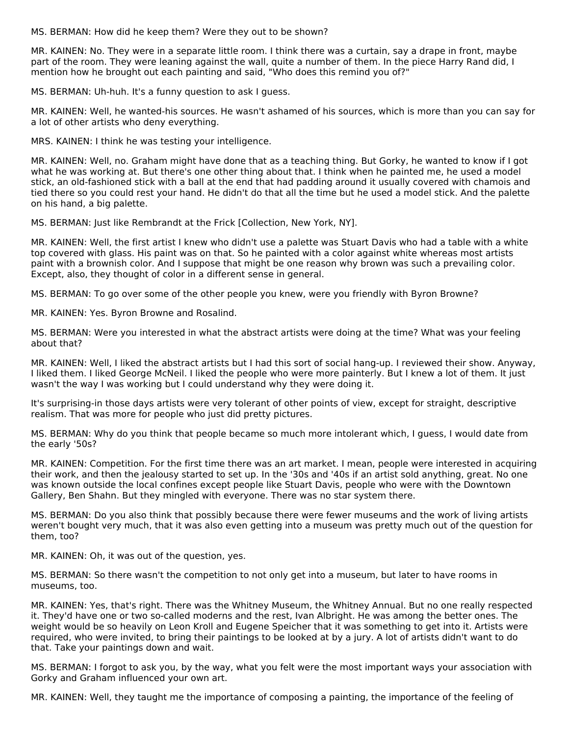MS. BERMAN: How did he keep them? Were they out to be shown?

MR. KAINEN: No. They were in a separate little room. I think there was a curtain, say a drape in front, maybe part of the room. They were leaning against the wall, quite a number of them. In the piece Harry Rand did, I mention how he brought out each painting and said, "Who does this remind you of?"

MS. BERMAN: Uh-huh. It's a funny question to ask I guess.

MR. KAINEN: Well, he wanted-his sources. He wasn't ashamed of his sources, which is more than you can say for a lot of other artists who deny everything.

MRS. KAINEN: I think he was testing your intelligence.

MR. KAINEN: Well, no. Graham might have done that as a teaching thing. But Gorky, he wanted to know if I got what he was working at. But there's one other thing about that. I think when he painted me, he used a model stick, an old-fashioned stick with a ball at the end that had padding around it usually covered with chamois and tied there so you could rest your hand. He didn't do that all the time but he used a model stick. And the palette on his hand, a big palette.

MS. BERMAN: Just like Rembrandt at the Frick [Collection, New York, NY].

MR. KAINEN: Well, the first artist I knew who didn't use a palette was Stuart Davis who had a table with a white top covered with glass. His paint was on that. So he painted with a color against white whereas most artists paint with a brownish color. And I suppose that might be one reason why brown was such a prevailing color. Except, also, they thought of color in a different sense in general.

MS. BERMAN: To go over some of the other people you knew, were you friendly with Byron Browne?

MR. KAINEN: Yes. Byron Browne and Rosalind.

MS. BERMAN: Were you interested in what the abstract artists were doing at the time? What was your feeling about that?

MR. KAINEN: Well, I liked the abstract artists but I had this sort of social hang-up. I reviewed their show. Anyway, I liked them. I liked George McNeil. I liked the people who were more painterly. But I knew a lot of them. It just wasn't the way I was working but I could understand why they were doing it.

It's surprising-in those days artists were very tolerant of other points of view, except for straight, descriptive realism. That was more for people who just did pretty pictures.

MS. BERMAN: Why do you think that people became so much more intolerant which, I guess, I would date from the early '50s?

MR. KAINEN: Competition. For the first time there was an art market. I mean, people were interested in acquiring their work, and then the jealousy started to set up. In the '30s and '40s if an artist sold anything, great. No one was known outside the local confines except people like Stuart Davis, people who were with the Downtown Gallery, Ben Shahn. But they mingled with everyone. There was no star system there.

MS. BERMAN: Do you also think that possibly because there were fewer museums and the work of living artists weren't bought very much, that it was also even getting into a museum was pretty much out of the question for them, too?

MR. KAINEN: Oh, it was out of the question, yes.

MS. BERMAN: So there wasn't the competition to not only get into a museum, but later to have rooms in museums, too.

MR. KAINEN: Yes, that's right. There was the Whitney Museum, the Whitney Annual. But no one really respected it. They'd have one or two so-called moderns and the rest, Ivan Albright. He was among the better ones. The weight would be so heavily on Leon Kroll and Eugene Speicher that it was something to get into it. Artists were required, who were invited, to bring their paintings to be looked at by a jury. A lot of artists didn't want to do that. Take your paintings down and wait.

MS. BERMAN: I forgot to ask you, by the way, what you felt were the most important ways your association with Gorky and Graham influenced your own art.

MR. KAINEN: Well, they taught me the importance of composing a painting, the importance of the feeling of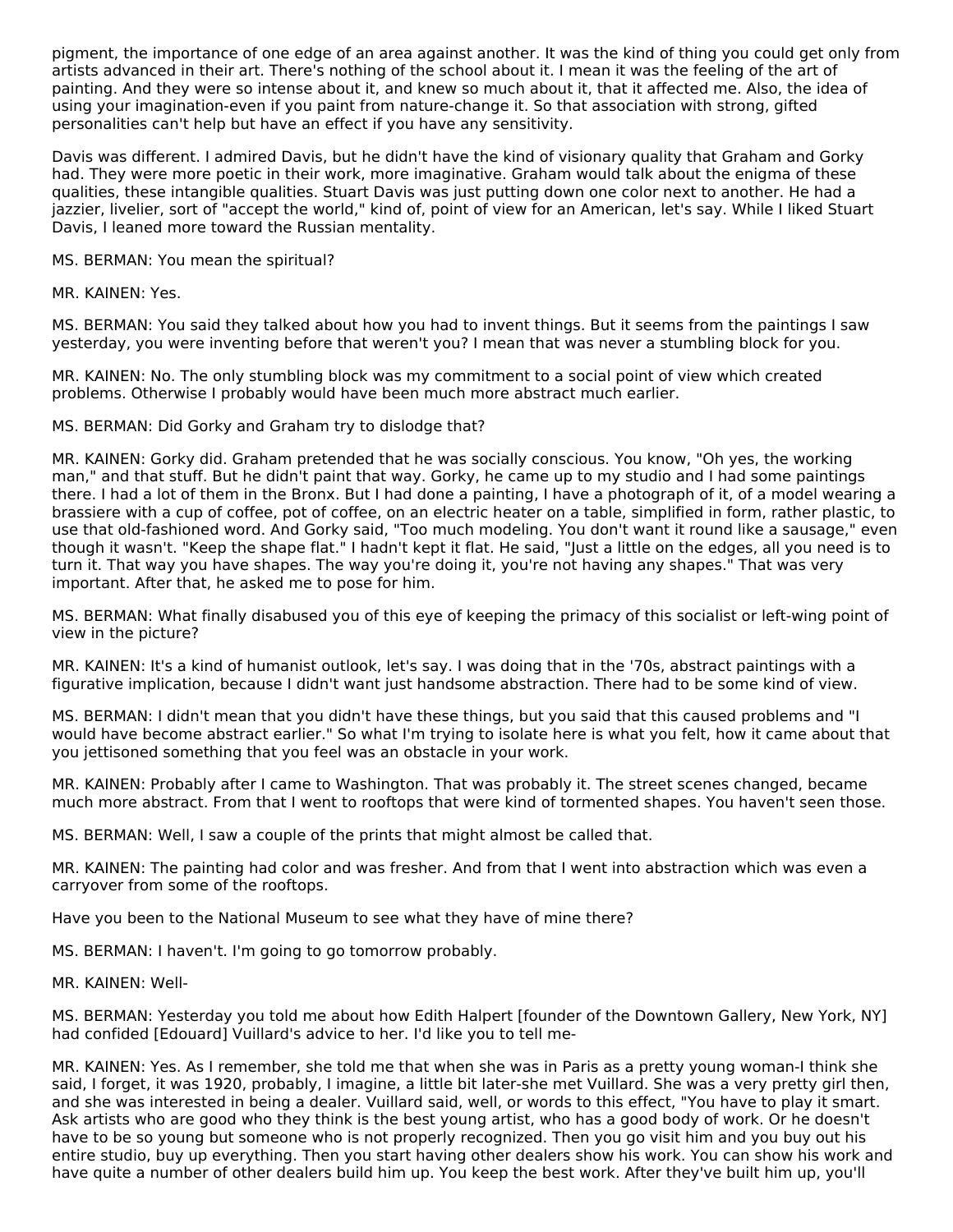pigment, the importance of one edge of an area against another. It was the kind of thing you could get only from artists advanced in their art. There's nothing of the school about it. I mean it was the feeling of the art of painting. And they were so intense about it, and knew so much about it, that it affected me. Also, the idea of using your imagination-even if you paint from nature-change it. So that association with strong, gifted personalities can't help but have an effect if you have any sensitivity.

Davis was different. I admired Davis, but he didn't have the kind of visionary quality that Graham and Gorky had. They were more poetic in their work, more imaginative. Graham would talk about the enigma of these qualities, these intangible qualities. Stuart Davis was just putting down one color next to another. He had a jazzier, livelier, sort of "accept the world," kind of, point of view for an American, let's say. While I liked Stuart Davis, I leaned more toward the Russian mentality.

MS. BERMAN: You mean the spiritual?

MR. KAINEN: Yes.

MS. BERMAN: You said they talked about how you had to invent things. But it seems from the paintings I saw yesterday, you were inventing before that weren't you? I mean that was never a stumbling block for you.

MR. KAINEN: No. The only stumbling block was my commitment to a social point of view which created problems. Otherwise I probably would have been much more abstract much earlier.

MS. BERMAN: Did Gorky and Graham try to dislodge that?

MR. KAINEN: Gorky did. Graham pretended that he was socially conscious. You know, "Oh yes, the working man," and that stuff. But he didn't paint that way. Gorky, he came up to my studio and I had some paintings there. I had a lot of them in the Bronx. But I had done a painting, I have a photograph of it, of a model wearing a brassiere with a cup of coffee, pot of coffee, on an electric heater on a table, simplified in form, rather plastic, to use that old-fashioned word. And Gorky said, "Too much modeling. You don't want it round like a sausage," even though it wasn't. "Keep the shape flat." I hadn't kept it flat. He said, "Just a little on the edges, all you need is to turn it. That way you have shapes. The way you're doing it, you're not having any shapes." That was very important. After that, he asked me to pose for him.

MS. BERMAN: What finally disabused you of this eye of keeping the primacy of this socialist or left-wing point of view in the picture?

MR. KAINEN: It's a kind of humanist outlook, let's say. I was doing that in the '70s, abstract paintings with a figurative implication, because I didn't want just handsome abstraction. There had to be some kind of view.

MS. BERMAN: I didn't mean that you didn't have these things, but you said that this caused problems and "I would have become abstract earlier." So what I'm trying to isolate here is what you felt, how it came about that you jettisoned something that you feel was an obstacle in your work.

MR. KAINEN: Probably after I came to Washington. That was probably it. The street scenes changed, became much more abstract. From that I went to rooftops that were kind of tormented shapes. You haven't seen those.

MS. BERMAN: Well, I saw a couple of the prints that might almost be called that.

MR. KAINEN: The painting had color and was fresher. And from that I went into abstraction which was even a carryover from some of the rooftops.

Have you been to the National Museum to see what they have of mine there?

MS. BERMAN: I haven't. I'm going to go tomorrow probably.

MR. KAINEN: Well-

MS. BERMAN: Yesterday you told me about how Edith Halpert [founder of the Downtown Gallery, New York, NY] had confided [Edouard] Vuillard's advice to her. I'd like you to tell me-

MR. KAINEN: Yes. As I remember, she told me that when she was in Paris as a pretty young woman-I think she said, I forget, it was 1920, probably, I imagine, a little bit later-she met Vuillard. She was a very pretty girl then, and she was interested in being a dealer. Vuillard said, well, or words to this effect, "You have to play it smart. Ask artists who are good who they think is the best young artist, who has a good body of work. Or he doesn't have to be so young but someone who is not properly recognized. Then you go visit him and you buy out his entire studio, buy up everything. Then you start having other dealers show his work. You can show his work and have quite a number of other dealers build him up. You keep the best work. After they've built him up, you'll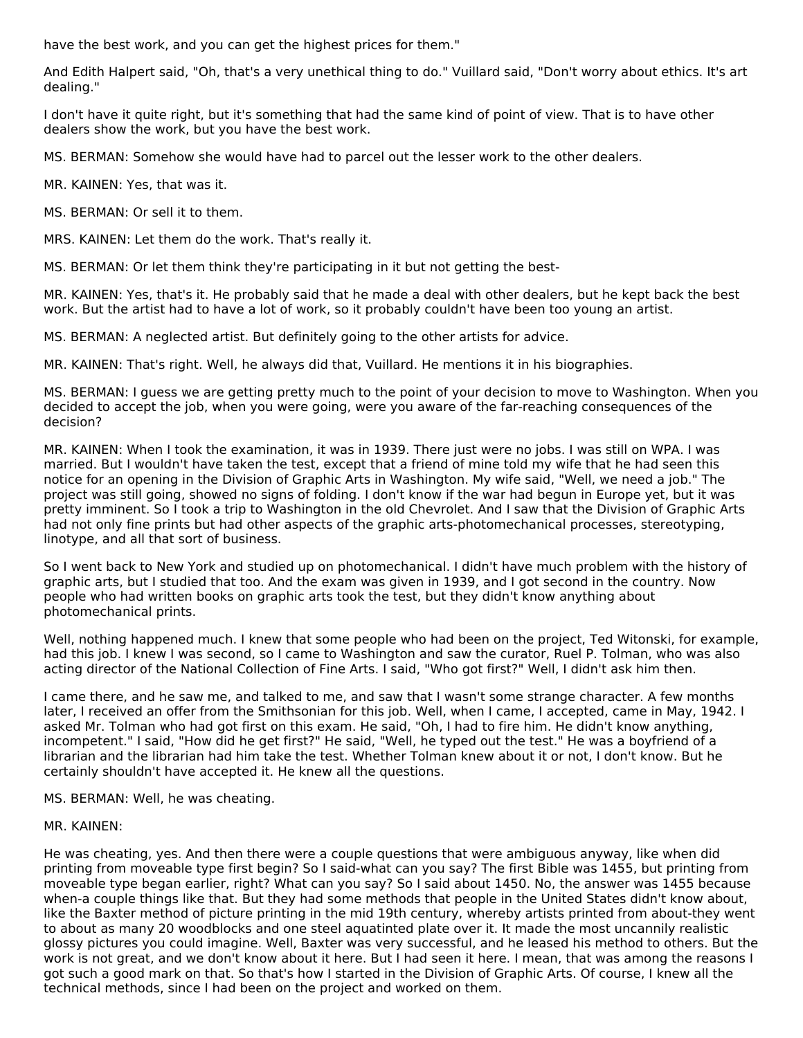have the best work, and you can get the highest prices for them."

And Edith Halpert said, "Oh, that's a very unethical thing to do." Vuillard said, "Don't worry about ethics. It's art dealing."

I don't have it quite right, but it's something that had the same kind of point of view. That is to have other dealers show the work, but you have the best work.

MS. BERMAN: Somehow she would have had to parcel out the lesser work to the other dealers.

MR. KAINEN: Yes, that was it.

MS. BERMAN: Or sell it to them.

MRS. KAINEN: Let them do the work. That's really it.

MS. BERMAN: Or let them think they're participating in it but not getting the best-

MR. KAINEN: Yes, that's it. He probably said that he made a deal with other dealers, but he kept back the best work. But the artist had to have a lot of work, so it probably couldn't have been too young an artist.

MS. BERMAN: A neglected artist. But definitely going to the other artists for advice.

MR. KAINEN: That's right. Well, he always did that, Vuillard. He mentions it in his biographies.

MS. BERMAN: I guess we are getting pretty much to the point of your decision to move to Washington. When you decided to accept the job, when you were going, were you aware of the far-reaching consequences of the decision?

MR. KAINEN: When I took the examination, it was in 1939. There just were no jobs. I was still on WPA. I was married. But I wouldn't have taken the test, except that a friend of mine told my wife that he had seen this notice for an opening in the Division of Graphic Arts in Washington. My wife said, "Well, we need a job." The project was still going, showed no signs of folding. I don't know if the war had begun in Europe yet, but it was pretty imminent. So I took a trip to Washington in the old Chevrolet. And I saw that the Division of Graphic Arts had not only fine prints but had other aspects of the graphic arts-photomechanical processes, stereotyping, linotype, and all that sort of business.

So I went back to New York and studied up on photomechanical. I didn't have much problem with the history of graphic arts, but I studied that too. And the exam was given in 1939, and I got second in the country. Now people who had written books on graphic arts took the test, but they didn't know anything about photomechanical prints.

Well, nothing happened much. I knew that some people who had been on the project, Ted Witonski, for example, had this job. I knew I was second, so I came to Washington and saw the curator, Ruel P. Tolman, who was also acting director of the National Collection of Fine Arts. I said, "Who got first?" Well, I didn't ask him then.

I came there, and he saw me, and talked to me, and saw that I wasn't some strange character. A few months later, I received an offer from the Smithsonian for this job. Well, when I came, I accepted, came in May, 1942. I asked Mr. Tolman who had got first on this exam. He said, "Oh, I had to fire him. He didn't know anything, incompetent." I said, "How did he get first?" He said, "Well, he typed out the test." He was a boyfriend of a librarian and the librarian had him take the test. Whether Tolman knew about it or not, I don't know. But he certainly shouldn't have accepted it. He knew all the questions.

MS. BERMAN: Well, he was cheating.

MR. KAINEN:

He was cheating, yes. And then there were a couple questions that were ambiguous anyway, like when did printing from moveable type first begin? So I said-what can you say? The first Bible was 1455, but printing from moveable type began earlier, right? What can you say? So I said about 1450. No, the answer was 1455 because when-a couple things like that. But they had some methods that people in the United States didn't know about, like the Baxter method of picture printing in the mid 19th century, whereby artists printed from about-they went to about as many 20 woodblocks and one steel aquatinted plate over it. It made the most uncannily realistic glossy pictures you could imagine. Well, Baxter was very successful, and he leased his method to others. But the work is not great, and we don't know about it here. But I had seen it here. I mean, that was among the reasons I got such a good mark on that. So that's how I started in the Division of Graphic Arts. Of course, I knew all the technical methods, since I had been on the project and worked on them.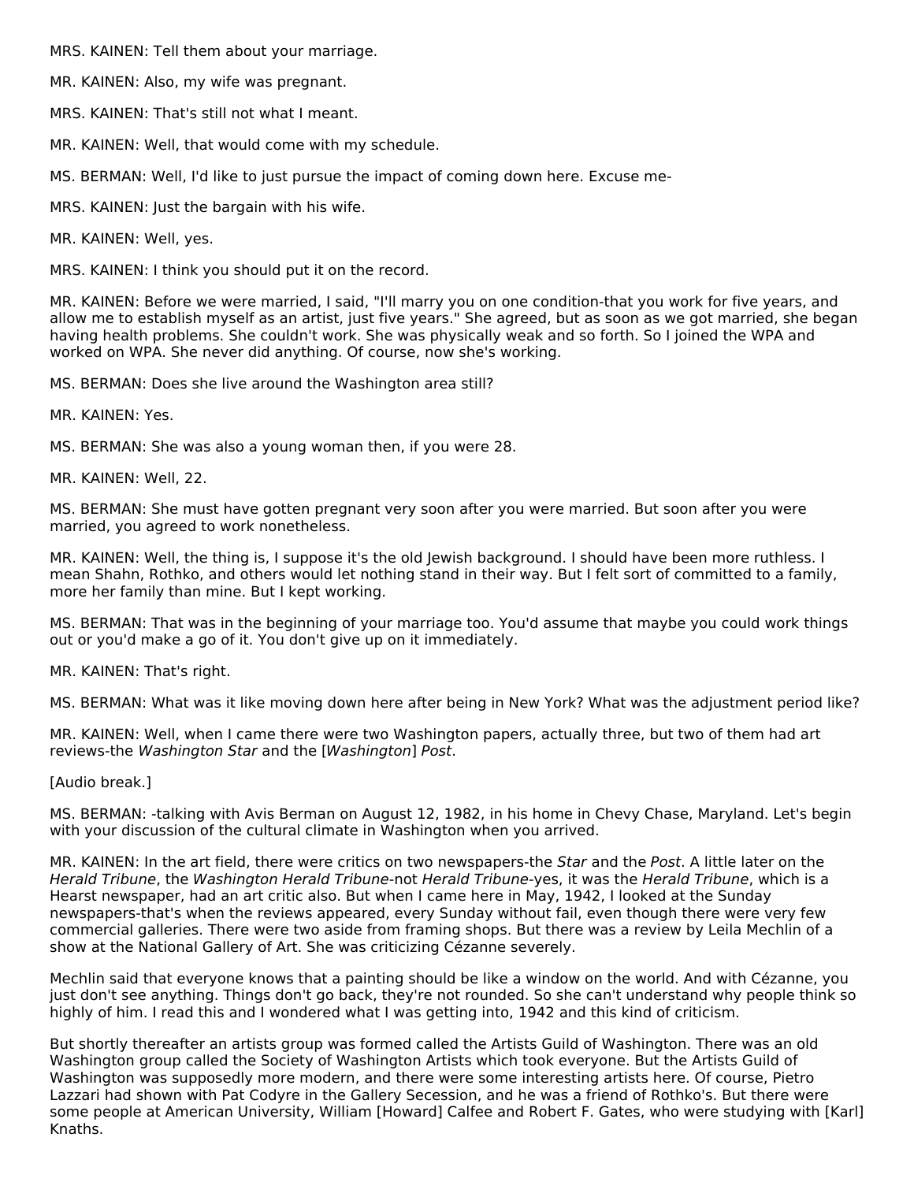MRS. KAINEN: Tell them about your marriage.

MR. KAINEN: Also, my wife was pregnant.

MRS. KAINEN: That's still not what I meant.

MR. KAINEN: Well, that would come with my schedule.

MS. BERMAN: Well, I'd like to just pursue the impact of coming down here. Excuse me-

MRS. KAINEN: Just the bargain with his wife.

MR. KAINEN: Well, yes.

MRS. KAINEN: I think you should put it on the record.

MR. KAINEN: Before we were married, I said, "I'll marry you on one condition-that you work for five years, and allow me to establish myself as an artist, just five years." She agreed, but as soon as we got married, she began having health problems. She couldn't work. She was physically weak and so forth. So I joined the WPA and worked on WPA. She never did anything. Of course, now she's working.

MS. BERMAN: Does she live around the Washington area still?

MR. KAINEN: Yes.

MS. BERMAN: She was also a young woman then, if you were 28.

MR. KAINEN: Well, 22.

MS. BERMAN: She must have gotten pregnant very soon after you were married. But soon after you were married, you agreed to work nonetheless.

MR. KAINEN: Well, the thing is, I suppose it's the old Jewish background. I should have been more ruthless. I mean Shahn, Rothko, and others would let nothing stand in their way. But I felt sort of committed to a family, more her family than mine. But I kept working.

MS. BERMAN: That was in the beginning of your marriage too. You'd assume that maybe you could work things out or you'd make a go of it. You don't give up on it immediately.

MR. KAINEN: That's right.

MS. BERMAN: What was it like moving down here after being in New York? What was the adjustment period like?

MR. KAINEN: Well, when I came there were two Washington papers, actually three, but two of them had art reviews-the *Washington Star* and the [*Washington*] *Post*.

[Audio break.]

MS. BERMAN: -talking with Avis Berman on August 12, 1982, in his home in Chevy Chase, Maryland. Let's begin with your discussion of the cultural climate in Washington when you arrived.

MR. KAINEN: In the art field, there were critics on two newspapers-the *Star* and the *Post*. A little later on the *Herald Tribune*, the *Washington Herald Tribune*-not *Herald Tribune*-yes, it was the *Herald Tribune*, which is a Hearst newspaper, had an art critic also. But when I came here in May, 1942, I looked at the Sunday newspapers-that's when the reviews appeared, every Sunday without fail, even though there were very few commercial galleries. There were two aside from framing shops. But there was a review by Leila Mechlin of a show at the National Gallery of Art. She was criticizing Cézanne severely.

Mechlin said that everyone knows that a painting should be like a window on the world. And with Cézanne, you just don't see anything. Things don't go back, they're not rounded. So she can't understand why people think so highly of him. I read this and I wondered what I was getting into, 1942 and this kind of criticism.

But shortly thereafter an artists group was formed called the Artists Guild of Washington. There was an old Washington group called the Society of Washington Artists which took everyone. But the Artists Guild of Washington was supposedly more modern, and there were some interesting artists here. Of course, Pietro Lazzari had shown with Pat Codyre in the Gallery Secession, and he was a friend of Rothko's. But there were some people at American University, William [Howard] Calfee and Robert F. Gates, who were studying with [Karl] Knaths.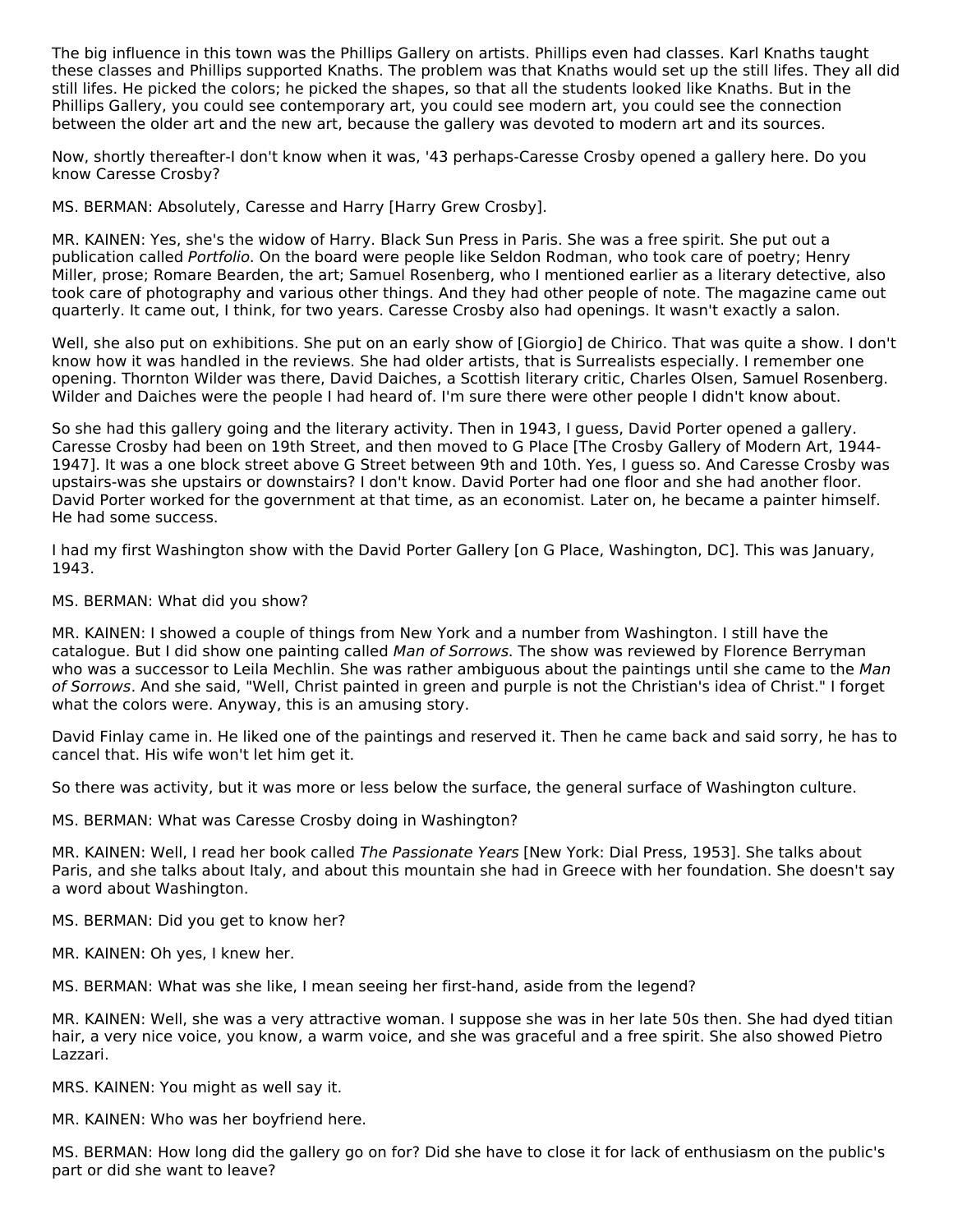The big influence in this town was the Phillips Gallery on artists. Phillips even had classes. Karl Knaths taught these classes and Phillips supported Knaths. The problem was that Knaths would set up the still lifes. They all did still lifes. He picked the colors; he picked the shapes, so that all the students looked like Knaths. But in the Phillips Gallery, you could see contemporary art, you could see modern art, you could see the connection between the older art and the new art, because the gallery was devoted to modern art and its sources.

Now, shortly thereafter-I don't know when it was, '43 perhaps-Caresse Crosby opened a gallery here. Do you know Caresse Crosby?

MS. BERMAN: Absolutely, Caresse and Harry [Harry Grew Crosby].

MR. KAINEN: Yes, she's the widow of Harry. Black Sun Press in Paris. She was a free spirit. She put out a publication called *Portfolio*. On the board were people like Seldon Rodman, who took care of poetry; Henry Miller, prose; Romare Bearden, the art; Samuel Rosenberg, who I mentioned earlier as a literary detective, also took care of photography and various other things. And they had other people of note. The magazine came out quarterly. It came out, I think, for two years. Caresse Crosby also had openings. It wasn't exactly a salon.

Well, she also put on exhibitions. She put on an early show of [Giorgio] de Chirico. That was quite a show. I don't know how it was handled in the reviews. She had older artists, that is Surrealists especially. I remember one opening. Thornton Wilder was there, David Daiches, a Scottish literary critic, Charles Olsen, Samuel Rosenberg. Wilder and Daiches were the people I had heard of. I'm sure there were other people I didn't know about.

So she had this gallery going and the literary activity. Then in 1943, I guess, David Porter opened a gallery. Caresse Crosby had been on 19th Street, and then moved to G Place [The Crosby Gallery of Modern Art, 1944-1947]. It was a one block street above G Street between 9th and 10th. Yes, I guess so. And Caresse Crosby was upstairs-was she upstairs or downstairs? I don't know. David Porter had one floor and she had another floor. David Porter worked for the government at that time, as an economist. Later on, he became a painter himself. He had some success.

I had my first Washington show with the David Porter Gallery [on G Place, Washington, DC]. This was January, 1943.

MS. BERMAN: What did you show?

MR. KAINEN: I showed a couple of things from New York and a number from Washington. I still have the catalogue. But I did show one painting called *Man of Sorrows*. The show was reviewed by Florence Berryman who was a successor to Leila Mechlin. She was rather ambiguous about the paintings until she came to the *Man of Sorrows*. And she said, "Well, Christ painted in green and purple is not the Christian's idea of Christ." I forget what the colors were. Anyway, this is an amusing story.

David Finlay came in. He liked one of the paintings and reserved it. Then he came back and said sorry, he has to cancel that. His wife won't let him get it.

So there was activity, but it was more or less below the surface, the general surface of Washington culture.

MS. BERMAN: What was Caresse Crosby doing in Washington?

MR. KAINEN: Well, I read her book called *The Passionate Years* [New York: Dial Press, 1953]. She talks about Paris, and she talks about Italy, and about this mountain she had in Greece with her foundation. She doesn't say a word about Washington.

MS. BERMAN: Did you get to know her?

MR. KAINEN: Oh yes, I knew her.

MS. BERMAN: What was she like, I mean seeing her first-hand, aside from the legend?

MR. KAINEN: Well, she was a very attractive woman. I suppose she was in her late 50s then. She had dyed titian hair, a very nice voice, you know, a warm voice, and she was graceful and a free spirit. She also showed Pietro Lazzari.

MRS. KAINEN: You might as well say it.

MR. KAINEN: Who was her boyfriend here.

MS. BERMAN: How long did the gallery go on for? Did she have to close it for lack of enthusiasm on the public's part or did she want to leave?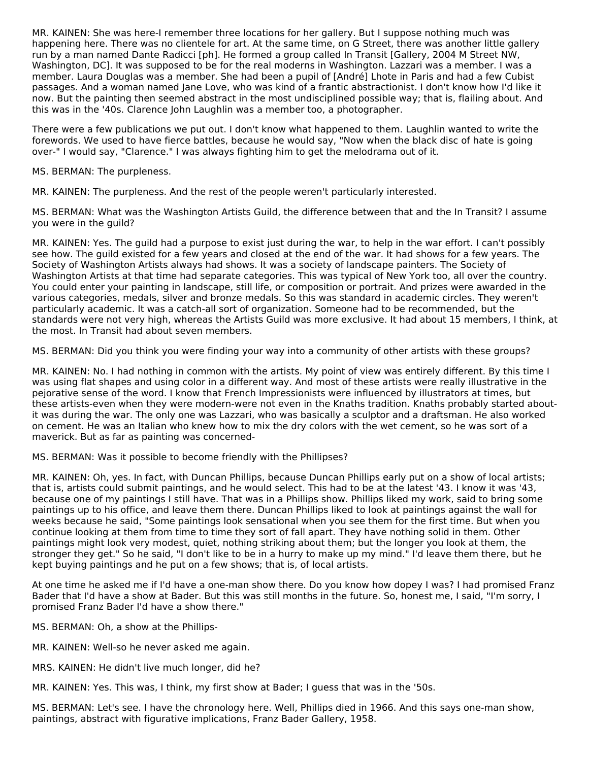MR. KAINEN: She was here-I remember three locations for her gallery. But I suppose nothing much was happening here. There was no clientele for art. At the same time, on G Street, there was another little gallery run by a man named Dante Radicci [ph]. He formed a group called In Transit [Gallery, 2004 M Street NW, Washington, DC]. It was supposed to be for the real moderns in Washington. Lazzari was a member. I was a member. Laura Douglas was a member. She had been a pupil of [André] Lhote in Paris and had a few Cubist passages. And a woman named Jane Love, who was kind of a frantic abstractionist. I don't know how I'd like it now. But the painting then seemed abstract in the most undisciplined possible way; that is, flailing about. And this was in the '40s. Clarence John Laughlin was a member too, a photographer.

There were a few publications we put out. I don't know what happened to them. Laughlin wanted to write the forewords. We used to have fierce battles, because he would say, "Now when the black disc of hate is going over-" I would say, "Clarence." I was always fighting him to get the melodrama out of it.

MS. BERMAN: The purpleness.

MR. KAINEN: The purpleness. And the rest of the people weren't particularly interested.

MS. BERMAN: What was the Washington Artists Guild, the difference between that and the In Transit? I assume you were in the guild?

MR. KAINEN: Yes. The guild had a purpose to exist just during the war, to help in the war effort. I can't possibly see how. The guild existed for a few years and closed at the end of the war. It had shows for a few years. The Society of Washington Artists always had shows. It was a society of landscape painters. The Society of Washington Artists at that time had separate categories. This was typical of New York too, all over the country. You could enter your painting in landscape, still life, or composition or portrait. And prizes were awarded in the various categories, medals, silver and bronze medals. So this was standard in academic circles. They weren't particularly academic. It was a catch-all sort of organization. Someone had to be recommended, but the standards were not very high, whereas the Artists Guild was more exclusive. It had about 15 members, I think, at the most. In Transit had about seven members.

MS. BERMAN: Did you think you were finding your way into a community of other artists with these groups?

MR. KAINEN: No. I had nothing in common with the artists. My point of view was entirely different. By this time I was using flat shapes and using color in a different way. And most of these artists were really illustrative in the pejorative sense of the word. I know that French Impressionists were influenced by illustrators at times, but these artists-even when they were modern-were not even in the Knaths tradition. Knaths probably started about-it was during the war. The only one was Lazzari, who was basically a sculptor and a draftsman. He also worked on cement. He was an Italian who knew how to mix the dry colors with the wet cement, so he was sort of a maverick. But as far as painting was concerned-

MS. BERMAN: Was it possible to become friendly with the Phillipses?

MR. KAINEN: Oh, yes. In fact, with Duncan Phillips, because Duncan Phillips early put on a show of local artists; that is, artists could submit paintings, and he would select. This had to be at the latest '43. I know it was '43, because one of my paintings I still have. That was in a Phillips show. Phillips liked my work, said to bring some paintings up to his office, and leave them there. Duncan Phillips liked to look at paintings against the wall for weeks because he said, "Some paintings look sensational when you see them for the first time. But when you continue looking at them from time to time they sort of fall apart. They have nothing solid in them. Other paintings might look very modest, quiet, nothing striking about them; but the longer you look at them, the stronger they get." So he said, "I don't like to be in a hurry to make up my mind." I'd leave them there, but he kept buying paintings and he put on a few shows; that is, of local artists.

At one time he asked me if I'd have a one-man show there. Do you know how dopey I was? I had promised Franz Bader that I'd have a show at Bader. But this was still months in the future. So, honest me, I said, "I'm sorry, I promised Franz Bader I'd have a show there."

MS. BERMAN: Oh, a show at the Phillips-

MR. KAINEN: Well-so he never asked me again.

MRS. KAINEN: He didn't live much longer, did he?

MR. KAINEN: Yes. This was, I think, my first show at Bader; I guess that was in the '50s.

MS. BERMAN: Let's see. I have the chronology here. Well, Phillips died in 1966. And this says one-man show, paintings, abstract with figurative implications, Franz Bader Gallery, 1958.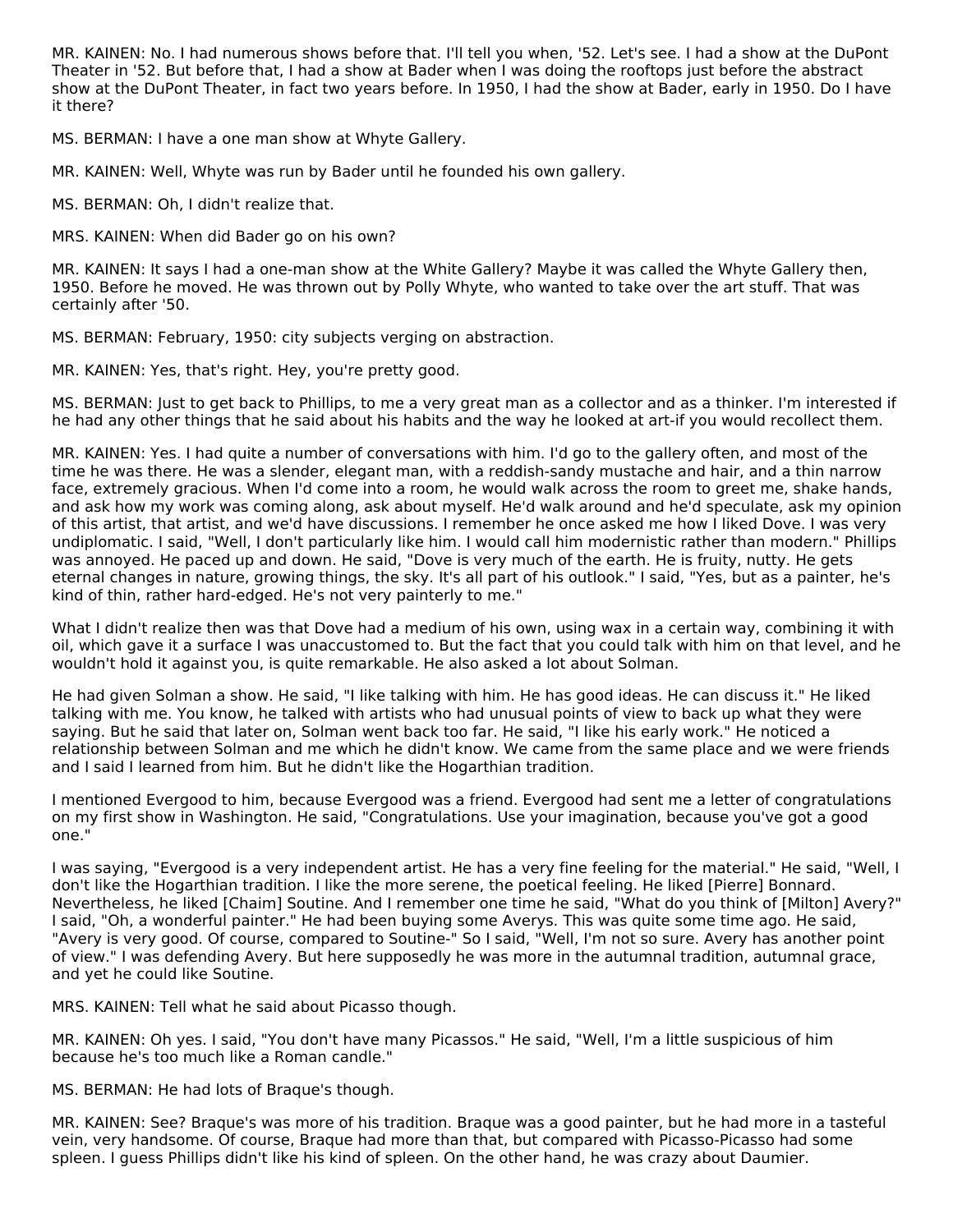MR. KAINEN: No. I had numerous shows before that. I'll tell you when, '52. Let's see. I had a show at the DuPont Theater in '52. But before that, I had a show at Bader when I was doing the rooftops just before the abstract show at the DuPont Theater, in fact two years before. In 1950, I had the show at Bader, early in 1950. Do I have it there?

MS. BERMAN: I have a one man show at Whyte Gallery.

MR. KAINEN: Well, Whyte was run by Bader until he founded his own gallery.

MS. BERMAN: Oh, I didn't realize that.

MRS. KAINEN: When did Bader go on his own?

MR. KAINEN: It says I had a one-man show at the White Gallery? Maybe it was called the Whyte Gallery then, 1950. Before he moved. He was thrown out by Polly Whyte, who wanted to take over the art stuff. That was certainly after '50.

MS. BERMAN: February, 1950: city subjects verging on abstraction.

MR. KAINEN: Yes, that's right. Hey, you're pretty good.

MS. BERMAN: Just to get back to Phillips, to me a very great man as a collector and as a thinker. I'm interested if he had any other things that he said about his habits and the way he looked at art-if you would recollect them.

MR. KAINEN: Yes. I had quite a number of conversations with him. I'd go to the gallery often, and most of the time he was there. He was a slender, elegant man, with a reddish-sandy mustache and hair, and a thin narrow face, extremely gracious. When I'd come into a room, he would walk across the room to greet me, shake hands, and ask how my work was coming along, ask about myself. He'd walk around and he'd speculate, ask my opinion of this artist, that artist, and we'd have discussions. I remember he once asked me how I liked Dove. I was very undiplomatic. I said, "Well, I don't particularly like him. I would call him modernistic rather than modern." Phillips was annoyed. He paced up and down. He said, "Dove is very much of the earth. He is fruity, nutty. He gets eternal changes in nature, growing things, the sky. It's all part of his outlook." I said, "Yes, but as a painter, he's kind of thin, rather hard-edged. He's not very painterly to me."

What I didn't realize then was that Dove had a medium of his own, using wax in a certain way, combining it with oil, which gave it a surface I was unaccustomed to. But the fact that you could talk with him on that level, and he wouldn't hold it against you, is quite remarkable. He also asked a lot about Solman.

He had given Solman a show. He said, "I like talking with him. He has good ideas. He can discuss it." He liked talking with me. You know, he talked with artists who had unusual points of view to back up what they were saying. But he said that later on, Solman went back too far. He said, "I like his early work." He noticed a relationship between Solman and me which he didn't know. We came from the same place and we were friends and I said I learned from him. But he didn't like the Hogarthian tradition.

I mentioned Evergood to him, because Evergood was a friend. Evergood had sent me a letter of congratulations on my first show in Washington. He said, "Congratulations. Use your imagination, because you've got a good one."

I was saying, "Evergood is a very independent artist. He has a very fine feeling for the material." He said, "Well, I don't like the Hogarthian tradition. I like the more serene, the poetical feeling. He liked [Pierre] Bonnard. Nevertheless, he liked [Chaim] Soutine. And I remember one time he said, "What do you think of [Milton] Avery?" I said, "Oh, a wonderful painter." He had been buying some Averys. This was quite some time ago. He said, "Avery is very good. Of course, compared to Soutine-" So I said, "Well, I'm not so sure. Avery has another point of view." I was defending Avery. But here supposedly he was more in the autumnal tradition, autumnal grace, and yet he could like Soutine.

MRS. KAINEN: Tell what he said about Picasso though.

MR. KAINEN: Oh yes. I said, "You don't have many Picassos." He said, "Well, I'm a little suspicious of him because he's too much like a Roman candle."

MS. BERMAN: He had lots of Braque's though.

MR. KAINEN: See? Braque's was more of his tradition. Braque was a good painter, but he had more in a tasteful vein, very handsome. Of course, Braque had more than that, but compared with Picasso-Picasso had some spleen. I guess Phillips didn't like his kind of spleen. On the other hand, he was crazy about Daumier.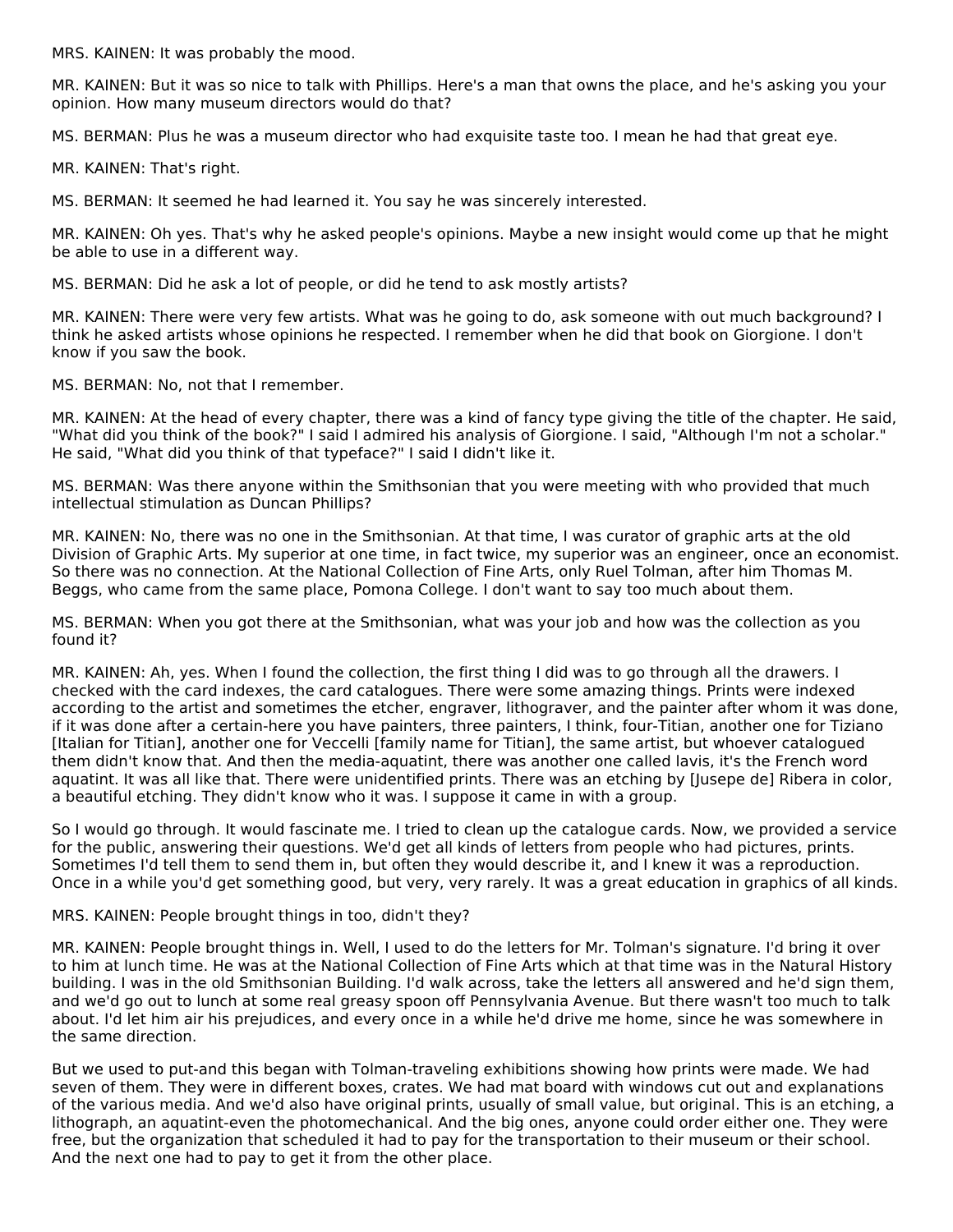MRS. KAINEN: It was probably the mood.

MR. KAINEN: But it was so nice to talk with Phillips. Here's a man that owns the place, and he's asking you your opinion. How many museum directors would do that?

MS. BERMAN: Plus he was a museum director who had exquisite taste too. I mean he had that great eye.

MR. KAINEN: That's right.

MS. BERMAN: It seemed he had learned it. You say he was sincerely interested.

MR. KAINEN: Oh yes. That's why he asked people's opinions. Maybe a new insight would come up that he might be able to use in a different way.

MS. BERMAN: Did he ask a lot of people, or did he tend to ask mostly artists?

MR. KAINEN: There were very few artists. What was he going to do, ask someone with out much background? I think he asked artists whose opinions he respected. I remember when he did that book on Giorgione. I don't know if you saw the book.

MS. BERMAN: No, not that I remember.

MR. KAINEN: At the head of every chapter, there was a kind of fancy type giving the title of the chapter. He said, "What did you think of the book?" I said I admired his analysis of Giorgione. I said, "Although I'm not a scholar." He said, "What did you think of that typeface?" I said I didn't like it.

MS. BERMAN: Was there anyone within the Smithsonian that you were meeting with who provided that much intellectual stimulation as Duncan Phillips?

MR. KAINEN: No, there was no one in the Smithsonian. At that time, I was curator of graphic arts at the old Division of Graphic Arts. My superior at one time, in fact twice, my superior was an engineer, once an economist. So there was no connection. At the National Collection of Fine Arts, only Ruel Tolman, after him Thomas M. Beggs, who came from the same place, Pomona College. I don't want to say too much about them.

MS. BERMAN: When you got there at the Smithsonian, what was your job and how was the collection as you found it?

MR. KAINEN: Ah, yes. When I found the collection, the first thing I did was to go through all the drawers. I checked with the card indexes, the card catalogues. There were some amazing things. Prints were indexed according to the artist and sometimes the etcher, engraver, lithograver, and the painter after whom it was done, if it was done after a certain-here you have painters, three painters, I think, four-Titian, another one for Tiziano [Italian for Titian], another one for Veccelli [family name for Titian], the same artist, but whoever catalogued them didn't know that. And then the media-aquatint, there was another one called lavis, it's the French word aquatint. It was all like that. There were unidentified prints. There was an etching by [Jusepe de] Ribera in color, a beautiful etching. They didn't know who it was. I suppose it came in with a group.

So I would go through. It would fascinate me. I tried to clean up the catalogue cards. Now, we provided a service for the public, answering their questions. We'd get all kinds of letters from people who had pictures, prints. Sometimes I'd tell them to send them in, but often they would describe it, and I knew it was a reproduction. Once in a while you'd get something good, but very, very rarely. It was a great education in graphics of all kinds.

MRS. KAINEN: People brought things in too, didn't they?

MR. KAINEN: People brought things in. Well, I used to do the letters for Mr. Tolman's signature. I'd bring it over to him at lunch time. He was at the National Collection of Fine Arts which at that time was in the Natural History building. I was in the old Smithsonian Building. I'd walk across, take the letters all answered and he'd sign them, and we'd go out to lunch at some real greasy spoon off Pennsylvania Avenue. But there wasn't too much to talk about. I'd let him air his prejudices, and every once in a while he'd drive me home, since he was somewhere in the same direction.

But we used to put-and this began with Tolman-traveling exhibitions showing how prints were made. We had seven of them. They were in different boxes, crates. We had mat board with windows cut out and explanations of the various media. And we'd also have original prints, usually of small value, but original. This is an etching, a lithograph, an aquatint-even the photomechanical. And the big ones, anyone could order either one. They were free, but the organization that scheduled it had to pay for the transportation to their museum or their school. And the next one had to pay to get it from the other place.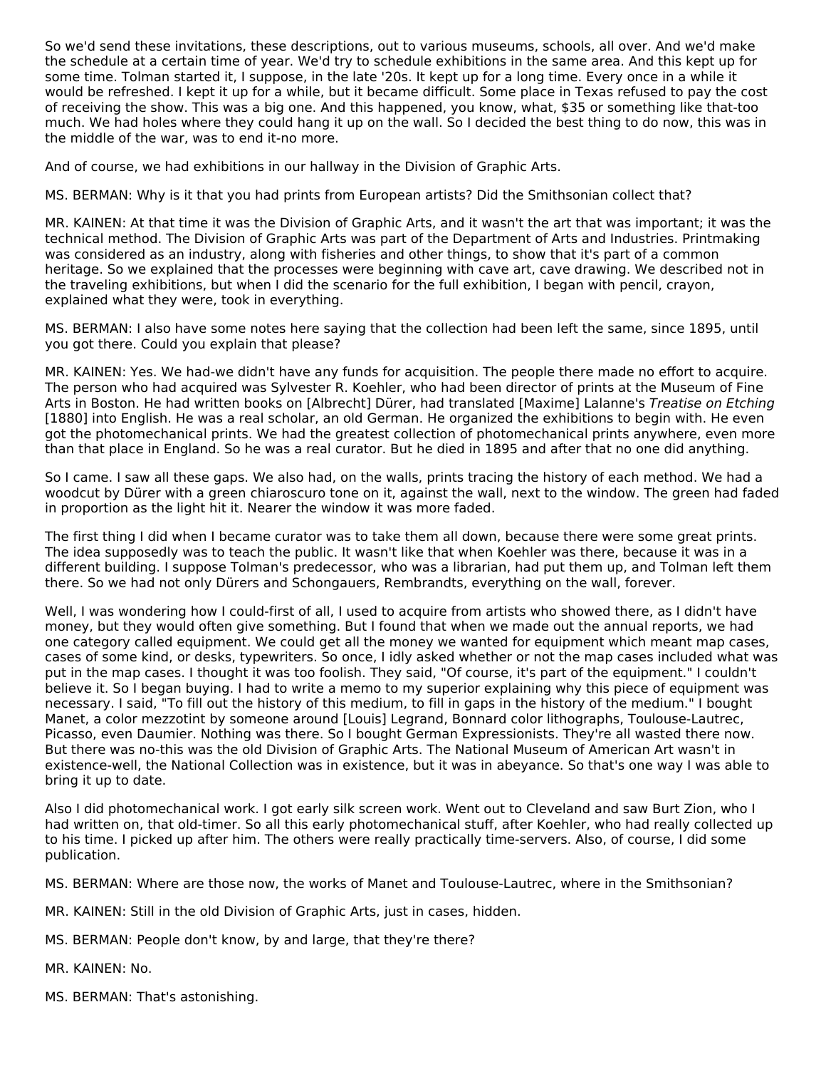So we'd send these invitations, these descriptions, out to various museums, schools, all over. And we'd make the schedule at a certain time of year. We'd try to schedule exhibitions in the same area. And this kept up for some time. Tolman started it, I suppose, in the late '20s. It kept up for a long time. Every once in a while it would be refreshed. I kept it up for a while, but it became difficult. Some place in Texas refused to pay the cost of receiving the show. This was a big one. And this happened, you know, what, $35 or something like that-too much. We had holes where they could hang it up on the wall. So I decided the best thing to do now, this was in the middle of the war, was to end it-no more.

And of course, we had exhibitions in our hallway in the Division of Graphic Arts.

MS. BERMAN: Why is it that you had prints from European artists? Did the Smithsonian collect that?

MR. KAINEN: At that time it was the Division of Graphic Arts, and it wasn't the art that was important; it was the technical method. The Division of Graphic Arts was part of the Department of Arts and Industries. Printmaking was considered as an industry, along with fisheries and other things, to show that it's part of a common heritage. So we explained that the processes were beginning with cave art, cave drawing. We described not in the traveling exhibitions, but when I did the scenario for the full exhibition, I began with pencil, crayon, explained what they were, took in everything.

MS. BERMAN: I also have some notes here saying that the collection had been left the same, since 1895, until you got there. Could you explain that please?

MR. KAINEN: Yes. We had-we didn't have any funds for acquisition. The people there made no effort to acquire. The person who had acquired was Sylvester R. Koehler, who had been director of prints at the Museum of Fine Arts in Boston. He had written books on [Albrecht] Dürer, had translated [Maxime] Lalanne's *Treatise on Etching* [1880] into English. He was a real scholar, an old German. He organized the exhibitions to begin with. He even got the photomechanical prints. We had the greatest collection of photomechanical prints anywhere, even more than that place in England. So he was a real curator. But he died in 1895 and after that no one did anything.

So I came. I saw all these gaps. We also had, on the walls, prints tracing the history of each method. We had a woodcut by Dürer with a green chiaroscuro tone on it, against the wall, next to the window. The green had faded in proportion as the light hit it. Nearer the window it was more faded.

The first thing I did when I became curator was to take them all down, because there were some great prints. The idea supposedly was to teach the public. It wasn't like that when Koehler was there, because it was in a different building. I suppose Tolman's predecessor, who was a librarian, had put them up, and Tolman left them there. So we had not only Dürers and Schongauers, Rembrandts, everything on the wall, forever.

Well, I was wondering how I could-first of all, I used to acquire from artists who showed there, as I didn't have money, but they would often give something. But I found that when we made out the annual reports, we had one category called equipment. We could get all the money we wanted for equipment which meant map cases, cases of some kind, or desks, typewriters. So once, I idly asked whether or not the map cases included what was put in the map cases. I thought it was too foolish. They said, "Of course, it's part of the equipment." I couldn't believe it. So I began buying. I had to write a memo to my superior explaining why this piece of equipment was necessary. I said, "To fill out the history of this medium, to fill in gaps in the history of the medium." I bought Manet, a color mezzotint by someone around [Louis] Legrand, Bonnard color lithographs, Toulouse-Lautrec, Picasso, even Daumier. Nothing was there. So I bought German Expressionists. They're all wasted there now. But there was no-this was the old Division of Graphic Arts. The National Museum of American Art wasn't in existence-well, the National Collection was in existence, but it was in abeyance. So that's one way I was able to bring it up to date.

Also I did photomechanical work. I got early silk screen work. Went out to Cleveland and saw Burt Zion, who I had written on, that old-timer. So all this early photomechanical stuff, after Koehler, who had really collected up to his time. I picked up after him. The others were really practically time-servers. Also, of course, I did some publication.

MS. BERMAN: Where are those now, the works of Manet and Toulouse-Lautrec, where in the Smithsonian?

MR. KAINEN: Still in the old Division of Graphic Arts, just in cases, hidden.

MS. BERMAN: People don't know, by and large, that they're there?

MR. KAINEN: No.

MS. BERMAN: That's astonishing.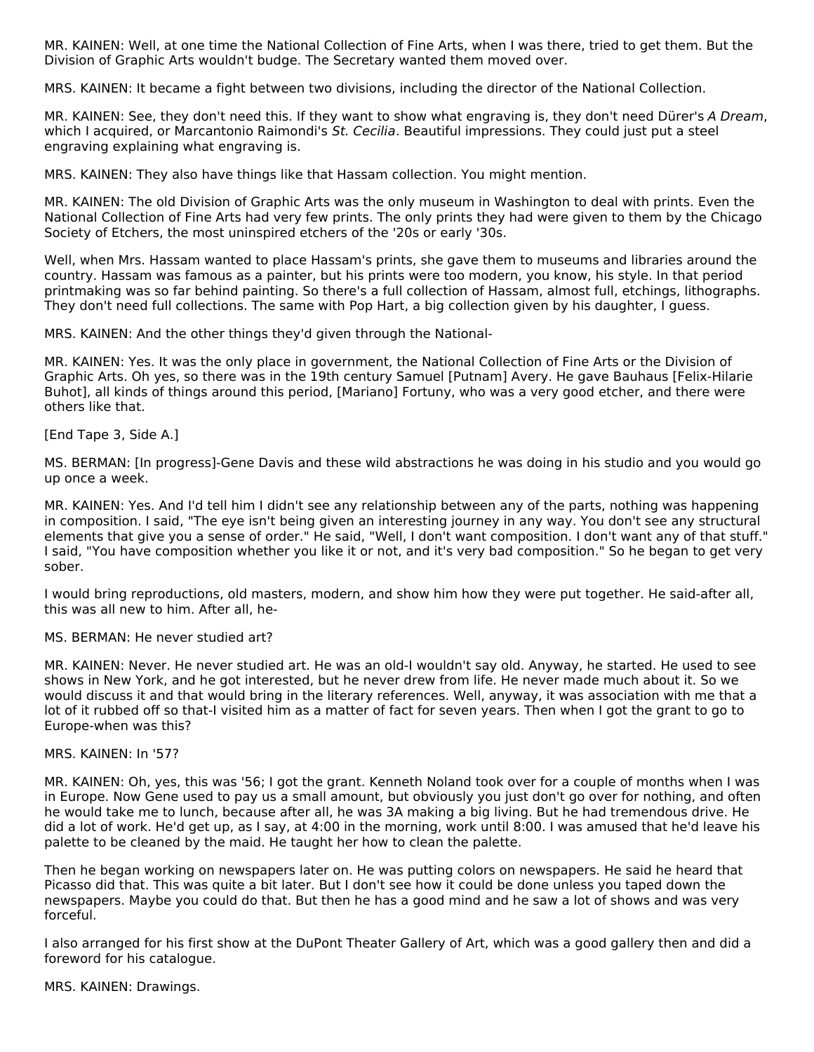MR. KAINEN: Well, at one time the National Collection of Fine Arts, when I was there, tried to get them. But the Division of Graphic Arts wouldn't budge. The Secretary wanted them moved over.

MRS. KAINEN: It became a fight between two divisions, including the director of the National Collection.

MR. KAINEN: See, they don't need this. If they want to show what engraving is, they don't need Dürer's *A Dream*, which I acquired, or Marcantonio Raimondi's *St. Cecilia*. Beautiful impressions. They could just put a steel engraving explaining what engraving is.

MRS. KAINEN: They also have things like that Hassam collection. You might mention.

MR. KAINEN: The old Division of Graphic Arts was the only museum in Washington to deal with prints. Even the National Collection of Fine Arts had very few prints. The only prints they had were given to them by the Chicago Society of Etchers, the most uninspired etchers of the '20s or early '30s.

Well, when Mrs. Hassam wanted to place Hassam's prints, she gave them to museums and libraries around the country. Hassam was famous as a painter, but his prints were too modern, you know, his style. In that period printmaking was so far behind painting. So there's a full collection of Hassam, almost full, etchings, lithographs. They don't need full collections. The same with Pop Hart, a big collection given by his daughter, I guess.

MRS. KAINEN: And the other things they'd given through the National-

MR. KAINEN: Yes. It was the only place in government, the National Collection of Fine Arts or the Division of Graphic Arts. Oh yes, so there was in the 19th century Samuel [Putnam] Avery. He gave Bauhaus [Felix-Hilarie Buhot], all kinds of things around this period, [Mariano] Fortuny, who was a very good etcher, and there were others like that.

[End Tape 3, Side A.]

MS. BERMAN: [In progress]-Gene Davis and these wild abstractions he was doing in his studio and you would go up once a week.

MR. KAINEN: Yes. And I'd tell him I didn't see any relationship between any of the parts, nothing was happening in composition. I said, "The eye isn't being given an interesting journey in any way. You don't see any structural elements that give you a sense of order." He said, "Well, I don't want composition. I don't want any of that stuff." I said, "You have composition whether you like it or not, and it's very bad composition." So he began to get very sober.

I would bring reproductions, old masters, modern, and show him how they were put together. He said-after all, this was all new to him. After all, he-

MS. BERMAN: He never studied art?

MR. KAINEN: Never. He never studied art. He was an old-I wouldn't say old. Anyway, he started. He used to see shows in New York, and he got interested, but he never drew from life. He never made much about it. So we would discuss it and that would bring in the literary references. Well, anyway, it was association with me that a lot of it rubbed off so that-I visited him as a matter of fact for seven years. Then when I got the grant to go to Europe-when was this?

MRS. KAINEN: In '57?

MR. KAINEN: Oh, yes, this was '56; I got the grant. Kenneth Noland took over for a couple of months when I was in Europe. Now Gene used to pay us a small amount, but obviously you just don't go over for nothing, and often he would take me to lunch, because after all, he was 3A making a big living. But he had tremendous drive. He did a lot of work. He'd get up, as I say, at 4:00 in the morning, work until 8:00. I was amused that he'd leave his palette to be cleaned by the maid. He taught her how to clean the palette.

Then he began working on newspapers later on. He was putting colors on newspapers. He said he heard that Picasso did that. This was quite a bit later. But I don't see how it could be done unless you taped down the newspapers. Maybe you could do that. But then he has a good mind and he saw a lot of shows and was very forceful.

I also arranged for his first show at the DuPont Theater Gallery of Art, which was a good gallery then and did a foreword for his catalogue.

MRS. KAINEN: Drawings.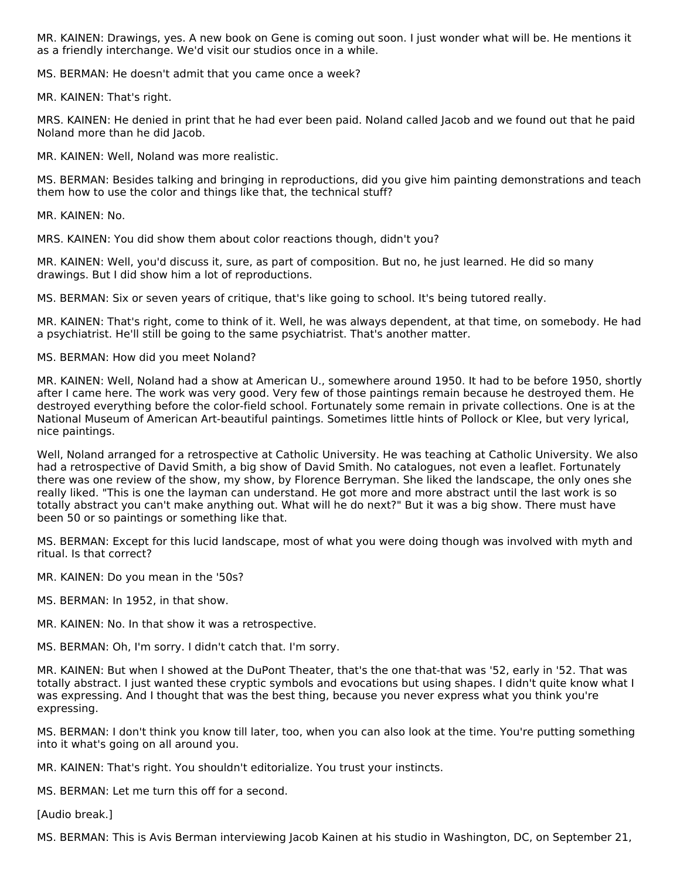MR. KAINEN: Drawings, yes. A new book on Gene is coming out soon. I just wonder what will be. He mentions it as a friendly interchange. We'd visit our studios once in a while.

MS. BERMAN: He doesn't admit that you came once a week?

MR. KAINEN: That's right.

MRS. KAINEN: He denied in print that he had ever been paid. Noland called Jacob and we found out that he paid Noland more than he did Jacob.

MR. KAINEN: Well, Noland was more realistic.

MS. BERMAN: Besides talking and bringing in reproductions, did you give him painting demonstrations and teach them how to use the color and things like that, the technical stuff?

MR. KAINEN: No.

MRS. KAINEN: You did show them about color reactions though, didn't you?

MR. KAINEN: Well, you'd discuss it, sure, as part of composition. But no, he just learned. He did so many drawings. But I did show him a lot of reproductions.

MS. BERMAN: Six or seven years of critique, that's like going to school. It's being tutored really.

MR. KAINEN: That's right, come to think of it. Well, he was always dependent, at that time, on somebody. He had a psychiatrist. He'll still be going to the same psychiatrist. That's another matter.

MS. BERMAN: How did you meet Noland?

MR. KAINEN: Well, Noland had a show at American U., somewhere around 1950. It had to be before 1950, shortly after I came here. The work was very good. Very few of those paintings remain because he destroyed them. He destroyed everything before the color-field school. Fortunately some remain in private collections. One is at the National Museum of American Art-beautiful paintings. Sometimes little hints of Pollock or Klee, but very lyrical, nice paintings.

Well, Noland arranged for a retrospective at Catholic University. He was teaching at Catholic University. We also had a retrospective of David Smith, a big show of David Smith. No catalogues, not even a leaflet. Fortunately there was one review of the show, my show, by Florence Berryman. She liked the landscape, the only ones she really liked. "This is one the layman can understand. He got more and more abstract until the last work is so totally abstract you can't make anything out. What will he do next?" But it was a big show. There must have been 50 or so paintings or something like that.

MS. BERMAN: Except for this lucid landscape, most of what you were doing though was involved with myth and ritual. Is that correct?

MR. KAINEN: Do you mean in the '50s?

MS. BERMAN: In 1952, in that show.

MR. KAINEN: No. In that show it was a retrospective.

MS. BERMAN: Oh, I'm sorry. I didn't catch that. I'm sorry.

MR. KAINEN: But when I showed at the DuPont Theater, that's the one that-that was '52, early in '52. That was totally abstract. I just wanted these cryptic symbols and evocations but using shapes. I didn't quite know what I was expressing. And I thought that was the best thing, because you never express what you think you're expressing.

MS. BERMAN: I don't think you know till later, too, when you can also look at the time. You're putting something into it what's going on all around you.

MR. KAINEN: That's right. You shouldn't editorialize. You trust your instincts.

MS. BERMAN: Let me turn this off for a second.

[Audio break.]

MS. BERMAN: This is Avis Berman interviewing Jacob Kainen at his studio in Washington, DC, on September 21,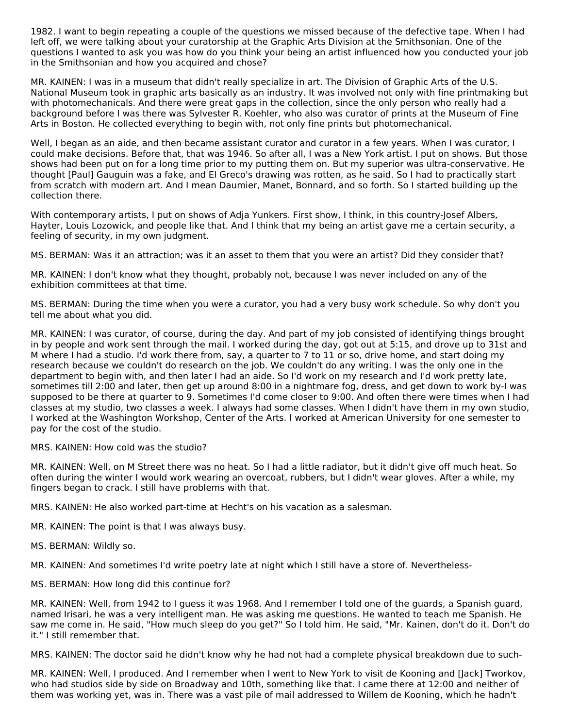1982. I want to begin repeating a couple of the questions we missed because of the defective tape. When I had left off, we were talking about your curatorship at the Graphic Arts Division at the Smithsonian. One of the questions I wanted to ask you was how do you think your being an artist influenced how you conducted your job in the Smithsonian and how you acquired and chose?

MR. KAINEN: I was in a museum that didn't really specialize in art. The Division of Graphic Arts of the U.S. National Museum took in graphic arts basically as an industry. It was involved not only with fine printmaking but with photomechanicals. And there were great gaps in the collection, since the only person who really had a background before I was there was Sylvester R. Koehler, who also was curator of prints at the Museum of Fine Arts in Boston. He collected everything to begin with, not only fine prints but photomechanical.

Well, I began as an aide, and then became assistant curator and curator in a few years. When I was curator, I could make decisions. Before that, that was 1946. So after all, I was a New York artist. I put on shows. But those shows had been put on for a long time prior to my putting them on. But my superior was ultra-conservative. He thought [Paul] Gauguin was a fake, and El Greco's drawing was rotten, as he said. So I had to practically start from scratch with modern art. And I mean Daumier, Manet, Bonnard, and so forth. So I started building up the collection there.

With contemporary artists, I put on shows of Adja Yunkers. First show, I think, in this country-Josef Albers, Hayter, Louis Lozowick, and people like that. And I think that my being an artist gave me a certain security, a feeling of security, in my own judgment.

MS. BERMAN: Was it an attraction; was it an asset to them that you were an artist? Did they consider that?

MR. KAINEN: I don't know what they thought, probably not, because I was never included on any of the exhibition committees at that time.

MS. BERMAN: During the time when you were a curator, you had a very busy work schedule. So why don't you tell me about what you did.

MR. KAINEN: I was curator, of course, during the day. And part of my job consisted of identifying things brought in by people and work sent through the mail. I worked during the day, got out at 5:15, and drove up to 31st and M where I had a studio. I'd work there from, say, a quarter to 7 to 11 or so, drive home, and start doing my research because we couldn't do research on the job. We couldn't do any writing. I was the only one in the department to begin with, and then later I had an aide. So I'd work on my research and I'd work pretty late, sometimes till 2:00 and later, then get up around 8:00 in a nightmare fog, dress, and get down to work by-I was supposed to be there at quarter to 9. Sometimes I'd come closer to 9:00. And often there were times when I had classes at my studio, two classes a week. I always had some classes. When I didn't have them in my own studio, I worked at the Washington Workshop, Center of the Arts. I worked at American University for one semester to pay for the cost of the studio.

MRS. KAINEN: How cold was the studio?

MR. KAINEN: Well, on M Street there was no heat. So I had a little radiator, but it didn't give off much heat. So often during the winter I would work wearing an overcoat, rubbers, but I didn't wear gloves. After a while, my fingers began to crack. I still have problems with that.

MRS. KAINEN: He also worked part-time at Hecht's on his vacation as a salesman.

MR. KAINEN: The point is that I was always busy.

MS. BERMAN: Wildly so.

MR. KAINEN: And sometimes I'd write poetry late at night which I still have a store of. Nevertheless-

MS. BERMAN: How long did this continue for?

MR. KAINEN: Well, from 1942 to I guess it was 1968. And I remember I told one of the guards, a Spanish guard, named Irisari, he was a very intelligent man. He was asking me questions. He wanted to teach me Spanish. He saw me come in. He said, "How much sleep do you get?" So I told him. He said, "Mr. Kainen, don't do it. Don't do it." I still remember that.

MRS. KAINEN: The doctor said he didn't know why he had not had a complete physical breakdown due to such-

MR. KAINEN: Well, I produced. And I remember when I went to New York to visit de Kooning and [Jack] Tworkov, who had studios side by side on Broadway and 10th, something like that. I came there at 12:00 and neither of them was working yet, was in. There was a vast pile of mail addressed to Willem de Kooning, which he hadn't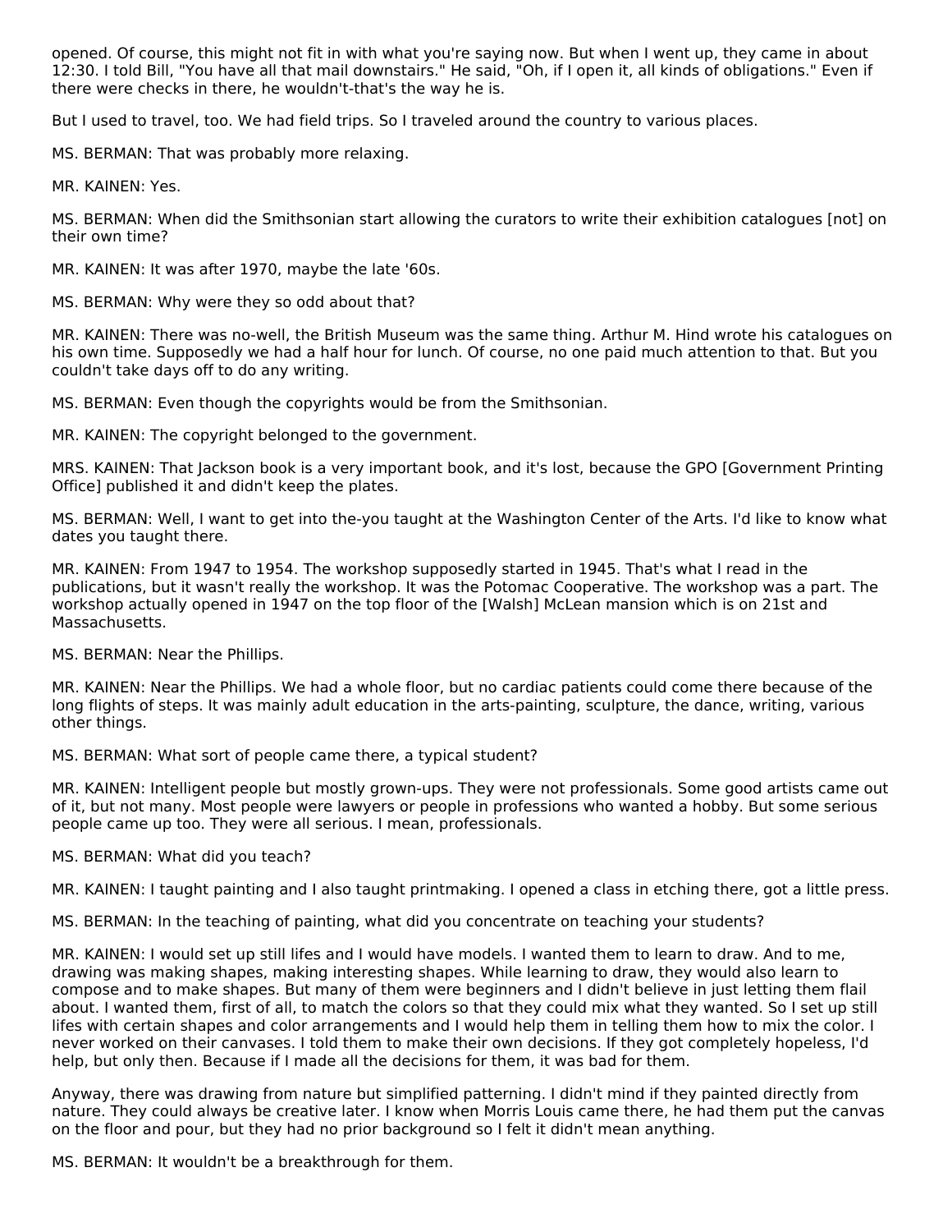opened. Of course, this might not fit in with what you're saying now. But when I went up, they came in about 12:30. I told Bill, "You have all that mail downstairs." He said, "Oh, if I open it, all kinds of obligations." Even if there were checks in there, he wouldn't-that's the way he is.

But I used to travel, too. We had field trips. So I traveled around the country to various places.

MS. BERMAN: That was probably more relaxing.

MR. KAINEN: Yes.

MS. BERMAN: When did the Smithsonian start allowing the curators to write their exhibition catalogues [not] on their own time?

MR. KAINEN: It was after 1970, maybe the late '60s.

MS. BERMAN: Why were they so odd about that?

MR. KAINEN: There was no-well, the British Museum was the same thing. Arthur M. Hind wrote his catalogues on his own time. Supposedly we had a half hour for lunch. Of course, no one paid much attention to that. But you couldn't take days off to do any writing.

MS. BERMAN: Even though the copyrights would be from the Smithsonian.

MR. KAINEN: The copyright belonged to the government.

MRS. KAINEN: That Jackson book is a very important book, and it's lost, because the GPO [Government Printing Office] published it and didn't keep the plates.

MS. BERMAN: Well, I want to get into the-you taught at the Washington Center of the Arts. I'd like to know what dates you taught there.

MR. KAINEN: From 1947 to 1954. The workshop supposedly started in 1945. That's what I read in the publications, but it wasn't really the workshop. It was the Potomac Cooperative. The workshop was a part. The workshop actually opened in 1947 on the top floor of the [Walsh] McLean mansion which is on 21st and Massachusetts.

MS. BERMAN: Near the Phillips.

MR. KAINEN: Near the Phillips. We had a whole floor, but no cardiac patients could come there because of the long flights of steps. It was mainly adult education in the arts-painting, sculpture, the dance, writing, various other things.

MS. BERMAN: What sort of people came there, a typical student?

MR. KAINEN: Intelligent people but mostly grown-ups. They were not professionals. Some good artists came out of it, but not many. Most people were lawyers or people in professions who wanted a hobby. But some serious people came up too. They were all serious. I mean, professionals.

MS. BERMAN: What did you teach?

MR. KAINEN: I taught painting and I also taught printmaking. I opened a class in etching there, got a little press.

MS. BERMAN: In the teaching of painting, what did you concentrate on teaching your students?

MR. KAINEN: I would set up still lifes and I would have models. I wanted them to learn to draw. And to me, drawing was making shapes, making interesting shapes. While learning to draw, they would also learn to compose and to make shapes. But many of them were beginners and I didn't believe in just letting them flail about. I wanted them, first of all, to match the colors so that they could mix what they wanted. So I set up still lifes with certain shapes and color arrangements and I would help them in telling them how to mix the color. I never worked on their canvases. I told them to make their own decisions. If they got completely hopeless, I'd help, but only then. Because if I made all the decisions for them, it was bad for them.

Anyway, there was drawing from nature but simplified patterning. I didn't mind if they painted directly from nature. They could always be creative later. I know when Morris Louis came there, he had them put the canvas on the floor and pour, but they had no prior background so I felt it didn't mean anything.

MS. BERMAN: It wouldn't be a breakthrough for them.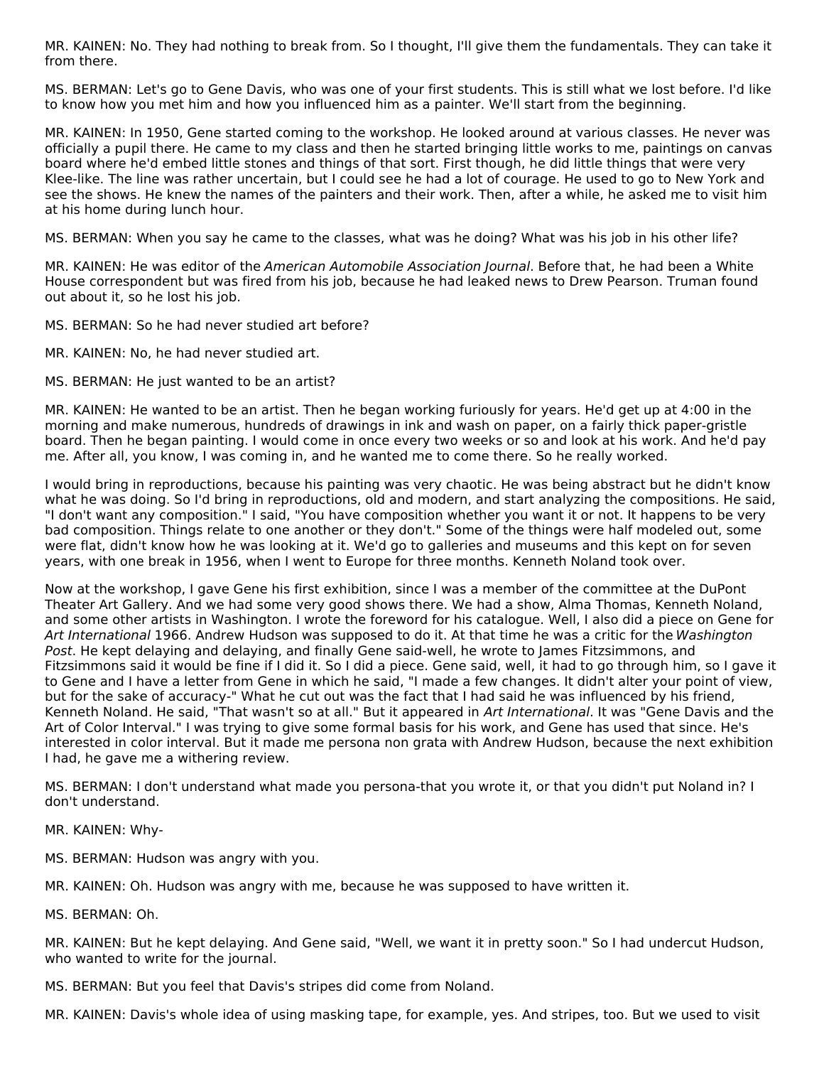MR. KAINEN: No. They had nothing to break from. So I thought, I'll give them the fundamentals. They can take it from there.

MS. BERMAN: Let's go to Gene Davis, who was one of your first students. This is still what we lost before. I'd like to know how you met him and how you influenced him as a painter. We'll start from the beginning.

MR. KAINEN: In 1950, Gene started coming to the workshop. He looked around at various classes. He never was officially a pupil there. He came to my class and then he started bringing little works to me, paintings on canvas board where he'd embed little stones and things of that sort. First though, he did little things that were very Klee-like. The line was rather uncertain, but I could see he had a lot of courage. He used to go to New York and see the shows. He knew the names of the painters and their work. Then, after a while, he asked me to visit him at his home during lunch hour.

MS. BERMAN: When you say he came to the classes, what was he doing? What was his job in his other life?

MR. KAINEN: He was editor of the *American Automobile Association Journal*. Before that, he had been a White House correspondent but was fired from his job, because he had leaked news to Drew Pearson. Truman found out about it, so he lost his job.

MS. BERMAN: So he had never studied art before?

MR. KAINEN: No, he had never studied art.

MS. BERMAN: He just wanted to be an artist?

MR. KAINEN: He wanted to be an artist. Then he began working furiously for years. He'd get up at 4:00 in the morning and make numerous, hundreds of drawings in ink and wash on paper, on a fairly thick paper-gristle board. Then he began painting. I would come in once every two weeks or so and look at his work. And he'd pay me. After all, you know, I was coming in, and he wanted me to come there. So he really worked.

I would bring in reproductions, because his painting was very chaotic. He was being abstract but he didn't know what he was doing. So I'd bring in reproductions, old and modern, and start analyzing the compositions. He said, "I don't want any composition." I said, "You have composition whether you want it or not. It happens to be very bad composition. Things relate to one another or they don't." Some of the things were half modeled out, some were flat, didn't know how he was looking at it. We'd go to galleries and museums and this kept on for seven years, with one break in 1956, when I went to Europe for three months. Kenneth Noland took over.

Now at the workshop, I gave Gene his first exhibition, since I was a member of the committee at the DuPont Theater Art Gallery. And we had some very good shows there. We had a show, Alma Thomas, Kenneth Noland, and some other artists in Washington. I wrote the foreword for his catalogue. Well, I also did a piece on Gene for *Art International* 1966. Andrew Hudson was supposed to do it. At that time he was a critic for the *Washington Post*. He kept delaying and delaying, and finally Gene said-well, he wrote to James Fitzsimmons, and Fitzsimmons said it would be fine if I did it. So I did a piece. Gene said, well, it had to go through him, so I gave it to Gene and I have a letter from Gene in which he said, "I made a few changes. It didn't alter your point of view, but for the sake of accuracy-" What he cut out was the fact that I had said he was influenced by his friend, Kenneth Noland. He said, "That wasn't so at all." But it appeared in *Art International*. It was "Gene Davis and the Art of Color Interval." I was trying to give some formal basis for his work, and Gene has used that since. He's interested in color interval. But it made me persona non grata with Andrew Hudson, because the next exhibition I had, he gave me a withering review.

MS. BERMAN: I don't understand what made you persona-that you wrote it, or that you didn't put Noland in? I don't understand.

MR. KAINEN: Why-

MS. BERMAN: Hudson was angry with you.

MR. KAINEN: Oh. Hudson was angry with me, because he was supposed to have written it.

MS. BERMAN: Oh.

MR. KAINEN: But he kept delaying. And Gene said, "Well, we want it in pretty soon." So I had undercut Hudson, who wanted to write for the journal.

MS. BERMAN: But you feel that Davis's stripes did come from Noland.

MR. KAINEN: Davis's whole idea of using masking tape, for example, yes. And stripes, too. But we used to visit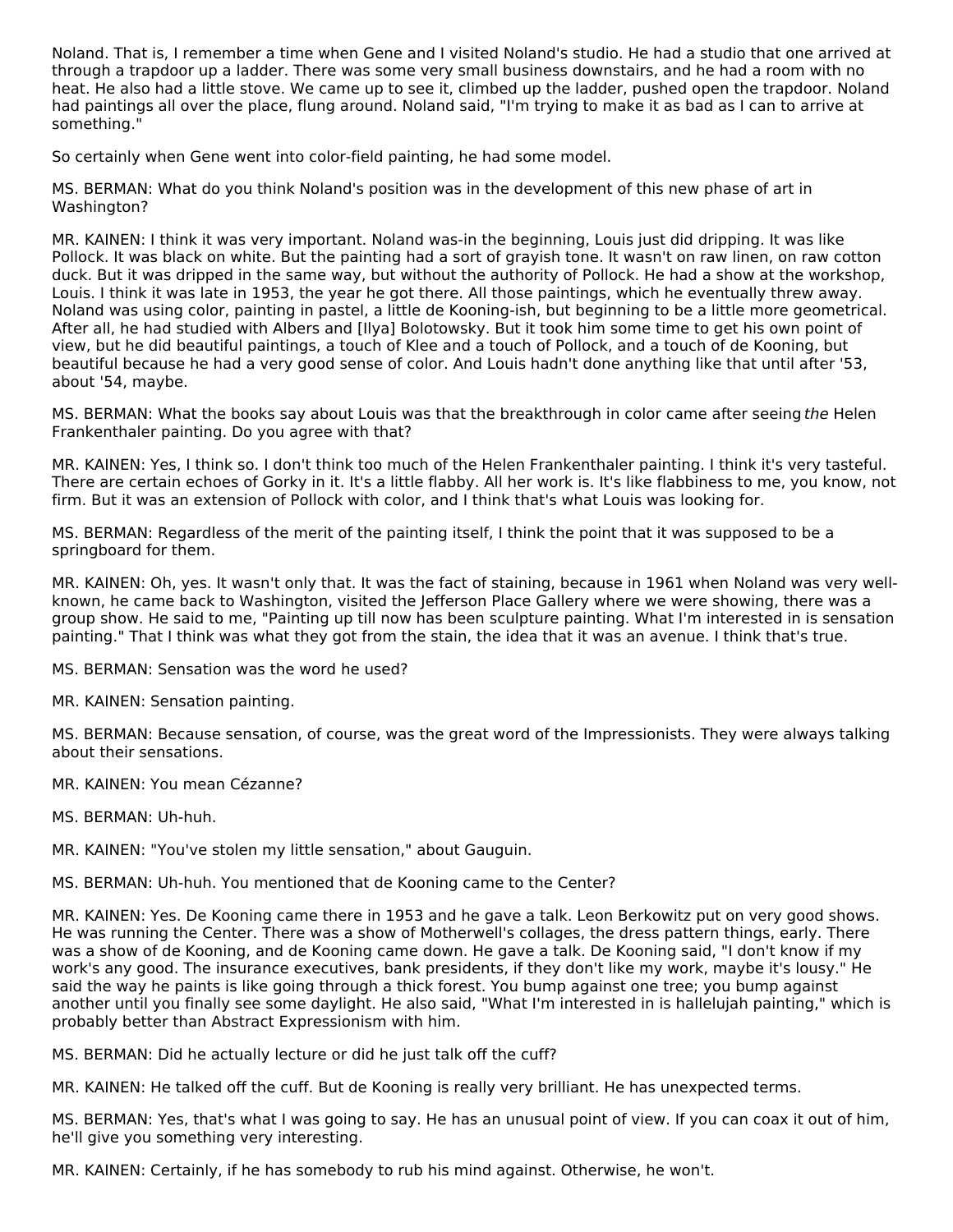Noland. That is, I remember a time when Gene and I visited Noland's studio. He had a studio that one arrived at through a trapdoor up a ladder. There was some very small business downstairs, and he had a room with no heat. He also had a little stove. We came up to see it, climbed up the ladder, pushed open the trapdoor. Noland had paintings all over the place, flung around. Noland said, "I'm trying to make it as bad as I can to arrive at something."

So certainly when Gene went into color-field painting, he had some model.

MS. BERMAN: What do you think Noland's position was in the development of this new phase of art in Washington?

MR. KAINEN: I think it was very important. Noland was-in the beginning, Louis just did dripping. It was like Pollock. It was black on white. But the painting had a sort of grayish tone. It wasn't on raw linen, on raw cotton duck. But it was dripped in the same way, but without the authority of Pollock. He had a show at the workshop, Louis. I think it was late in 1953, the year he got there. All those paintings, which he eventually threw away. Noland was using color, painting in pastel, a little de Kooning-ish, but beginning to be a little more geometrical. After all, he had studied with Albers and [Ilya] Bolotowsky. But it took him some time to get his own point of view, but he did beautiful paintings, a touch of Klee and a touch of Pollock, and a touch of de Kooning, but beautiful because he had a very good sense of color. And Louis hadn't done anything like that until after '53, about '54, maybe.

MS. BERMAN: What the books say about Louis was that the breakthrough in color came after seeing *the* Helen Frankenthaler painting. Do you agree with that?

MR. KAINEN: Yes, I think so. I don't think too much of the Helen Frankenthaler painting. I think it's very tasteful. There are certain echoes of Gorky in it. It's a little flabby. All her work is. It's like flabbiness to me, you know, not firm. But it was an extension of Pollock with color, and I think that's what Louis was looking for.

MS. BERMAN: Regardless of the merit of the painting itself, I think the point that it was supposed to be a springboard for them.

MR. KAINEN: Oh, yes. It wasn't only that. It was the fact of staining, because in 1961 when Noland was very well-known, he came back to Washington, visited the Jefferson Place Gallery where we were showing, there was a group show. He said to me, "Painting up till now has been sculpture painting. What I'm interested in is sensation painting." That I think was what they got from the stain, the idea that it was an avenue. I think that's true.

MS. BERMAN: Sensation was the word he used?

MR. KAINEN: Sensation painting.

MS. BERMAN: Because sensation, of course, was the great word of the Impressionists. They were always talking about their sensations.

MR. KAINEN: You mean Cézanne?

MS. BERMAN: Uh-huh.

MR. KAINEN: "You've stolen my little sensation," about Gauguin.

MS. BERMAN: Uh-huh. You mentioned that de Kooning came to the Center?

MR. KAINEN: Yes. De Kooning came there in 1953 and he gave a talk. Leon Berkowitz put on very good shows. He was running the Center. There was a show of Motherwell's collages, the dress pattern things, early. There was a show of de Kooning, and de Kooning came down. He gave a talk. De Kooning said, "I don't know if my work's any good. The insurance executives, bank presidents, if they don't like my work, maybe it's lousy." He said the way he paints is like going through a thick forest. You bump against one tree; you bump against another until you finally see some daylight. He also said, "What I'm interested in is hallelujah painting," which is probably better than Abstract Expressionism with him.

MS. BERMAN: Did he actually lecture or did he just talk off the cuff?

MR. KAINEN: He talked off the cuff. But de Kooning is really very brilliant. He has unexpected terms.

MS. BERMAN: Yes, that's what I was going to say. He has an unusual point of view. If you can coax it out of him, he'll give you something very interesting.

MR. KAINEN: Certainly, if he has somebody to rub his mind against. Otherwise, he won't.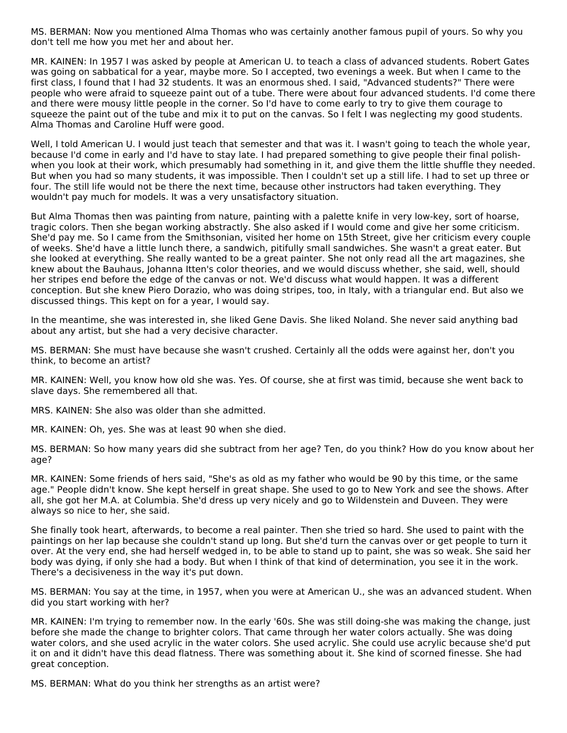MS. BERMAN: Now you mentioned Alma Thomas who was certainly another famous pupil of yours. So why you don't tell me how you met her and about her.

MR. KAINEN: In 1957 I was asked by people at American U. to teach a class of advanced students. Robert Gates was going on sabbatical for a year, maybe more. So I accepted, two evenings a week. But when I came to the first class, I found that I had 32 students. It was an enormous shed. I said, "Advanced students?" There were people who were afraid to squeeze paint out of a tube. There were about four advanced students. I'd come there and there were mousy little people in the corner. So I'd have to come early to try to give them courage to squeeze the paint out of the tube and mix it to put on the canvas. So I felt I was neglecting my good students. Alma Thomas and Caroline Huff were good.

Well, I told American U. I would just teach that semester and that was it. I wasn't going to teach the whole year, because I'd come in early and I'd have to stay late. I had prepared something to give people their final polish- when you look at their work, which presumably had something in it, and give them the little shuffle they needed. But when you had so many students, it was impossible. Then I couldn't set up a still life. I had to set up three or four. The still life would not be there the next time, because other instructors had taken everything. They wouldn't pay much for models. It was a very unsatisfactory situation.

But Alma Thomas then was painting from nature, painting with a palette knife in very low-key, sort of hoarse, tragic colors. Then she began working abstractly. She also asked if I would come and give her some criticism. She'd pay me. So I came from the Smithsonian, visited her home on 15th Street, give her criticism every couple of weeks. She'd have a little lunch there, a sandwich, pitifully small sandwiches. She wasn't a great eater. But she looked at everything. She really wanted to be a great painter. She not only read all the art magazines, she knew about the Bauhaus, Johanna Itten's color theories, and we would discuss whether, she said, well, should her stripes end before the edge of the canvas or not. We'd discuss what would happen. It was a different conception. But she knew Piero Dorazio, who was doing stripes, too, in Italy, with a triangular end. But also we discussed things. This kept on for a year, I would say.

In the meantime, she was interested in, she liked Gene Davis. She liked Noland. She never said anything bad about any artist, but she had a very decisive character.

MS. BERMAN: She must have because she wasn't crushed. Certainly all the odds were against her, don't you think, to become an artist?

MR. KAINEN: Well, you know how old she was. Yes. Of course, she at first was timid, because she went back to slave days. She remembered all that.

MRS. KAINEN: She also was older than she admitted.

MR. KAINEN: Oh, yes. She was at least 90 when she died.

MS. BERMAN: So how many years did she subtract from her age? Ten, do you think? How do you know about her age?

MR. KAINEN: Some friends of hers said, "She's as old as my father who would be 90 by this time, or the same age." People didn't know. She kept herself in great shape. She used to go to New York and see the shows. After all, she got her M.A. at Columbia. She'd dress up very nicely and go to Wildenstein and Duveen. They were always so nice to her, she said.

She finally took heart, afterwards, to become a real painter. Then she tried so hard. She used to paint with the paintings on her lap because she couldn't stand up long. But she'd turn the canvas over or get people to turn it over. At the very end, she had herself wedged in, to be able to stand up to paint, she was so weak. She said her body was dying, if only she had a body. But when I think of that kind of determination, you see it in the work. There's a decisiveness in the way it's put down.

MS. BERMAN: You say at the time, in 1957, when you were at American U., she was an advanced student. When did you start working with her?

MR. KAINEN: I'm trying to remember now. In the early '60s. She was still doing-she was making the change, just before she made the change to brighter colors. That came through her water colors actually. She was doing water colors, and she used acrylic in the water colors. She used acrylic. She could use acrylic because she'd put it on and it didn't have this dead flatness. There was something about it. She kind of scorned finesse. She had great conception.

MS. BERMAN: What do you think her strengths as an artist were?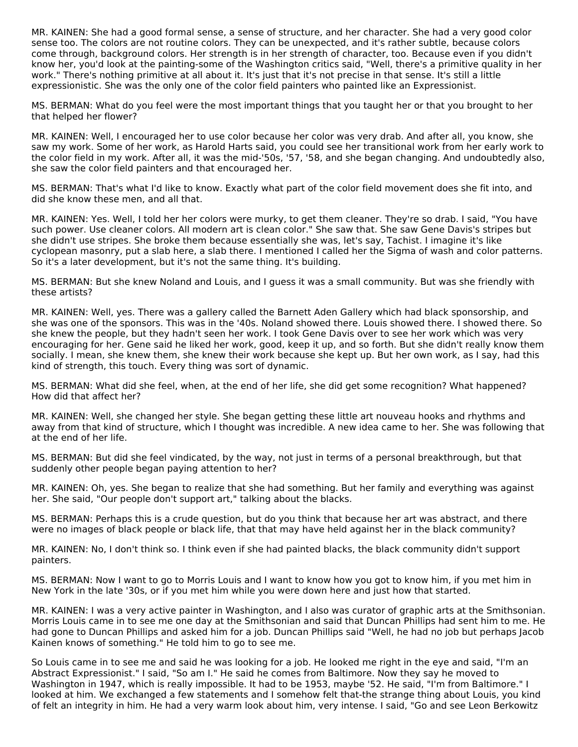MR. KAINEN: She had a good formal sense, a sense of structure, and her character. She had a very good color sense too. The colors are not routine colors. They can be unexpected, and it's rather subtle, because colors come through, background colors. Her strength is in her strength of character, too. Because even if you didn't know her, you'd look at the painting-some of the Washington critics said, "Well, there's a primitive quality in her work." There's nothing primitive at all about it. It's just that it's not precise in that sense. It's still a little expressionistic. She was the only one of the color field painters who painted like an Expressionist.

MS. BERMAN: What do you feel were the most important things that you taught her or that you brought to her that helped her flower?

MR. KAINEN: Well, I encouraged her to use color because her color was very drab. And after all, you know, she saw my work. Some of her work, as Harold Harts said, you could see her transitional work from her early work to the color field in my work. After all, it was the mid-'50s, '57, '58, and she began changing. And undoubtedly also, she saw the color field painters and that encouraged her.

MS. BERMAN: That's what I'd like to know. Exactly what part of the color field movement does she fit into, and did she know these men, and all that.

MR. KAINEN: Yes. Well, I told her her colors were murky, to get them cleaner. They're so drab. I said, "You have such power. Use cleaner colors. All modern art is clean color." She saw that. She saw Gene Davis's stripes but she didn't use stripes. She broke them because essentially she was, let's say, Tachist. I imagine it's like cyclopean masonry, put a slab here, a slab there. I mentioned I called her the Sigma of wash and color patterns. So it's a later development, but it's not the same thing. It's building.

MS. BERMAN: But she knew Noland and Louis, and I guess it was a small community. But was she friendly with these artists?

MR. KAINEN: Well, yes. There was a gallery called the Barnett Aden Gallery which had black sponsorship, and she was one of the sponsors. This was in the '40s. Noland showed there. Louis showed there. I showed there. So she knew the people, but they hadn't seen her work. I took Gene Davis over to see her work which was very encouraging for her. Gene said he liked her work, good, keep it up, and so forth. But she didn't really know them socially. I mean, she knew them, she knew their work because she kept up. But her own work, as I say, had this kind of strength, this touch. Every thing was sort of dynamic.

MS. BERMAN: What did she feel, when, at the end of her life, she did get some recognition? What happened? How did that affect her?

MR. KAINEN: Well, she changed her style. She began getting these little art nouveau hooks and rhythms and away from that kind of structure, which I thought was incredible. A new idea came to her. She was following that at the end of her life.

MS. BERMAN: But did she feel vindicated, by the way, not just in terms of a personal breakthrough, but that suddenly other people began paying attention to her?

MR. KAINEN: Oh, yes. She began to realize that she had something. But her family and everything was against her. She said, "Our people don't support art," talking about the blacks.

MS. BERMAN: Perhaps this is a crude question, but do you think that because her art was abstract, and there were no images of black people or black life, that that may have held against her in the black community?

MR. KAINEN: No, I don't think so. I think even if she had painted blacks, the black community didn't support painters.

MS. BERMAN: Now I want to go to Morris Louis and I want to know how you got to know him, if you met him in New York in the late '30s, or if you met him while you were down here and just how that started.

MR. KAINEN: I was a very active painter in Washington, and I also was curator of graphic arts at the Smithsonian. Morris Louis came in to see me one day at the Smithsonian and said that Duncan Phillips had sent him to me. He had gone to Duncan Phillips and asked him for a job. Duncan Phillips said "Well, he had no job but perhaps Jacob Kainen knows of something." He told him to go to see me.

So Louis came in to see me and said he was looking for a job. He looked me right in the eye and said, "I'm an Abstract Expressionist." I said, "So am I." He said he comes from Baltimore. Now they say he moved to Washington in 1947, which is really impossible. It had to be 1953, maybe '52. He said, "I'm from Baltimore." I looked at him. We exchanged a few statements and I somehow felt that-the strange thing about Louis, you kind of felt an integrity in him. He had a very warm look about him, very intense. I said, "Go and see Leon Berkowitz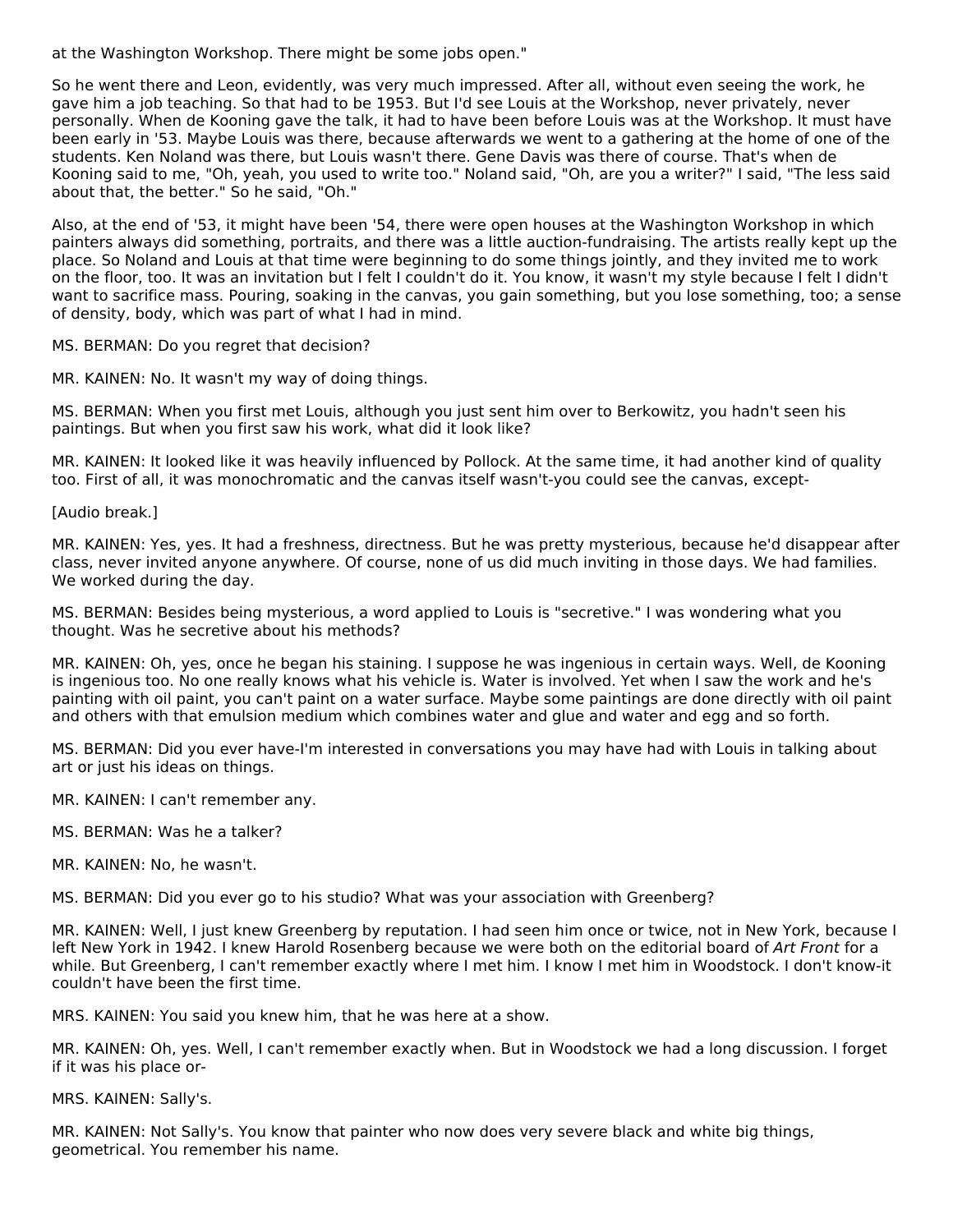at the Washington Workshop. There might be some jobs open."

So he went there and Leon, evidently, was very much impressed. After all, without even seeing the work, he gave him a job teaching. So that had to be 1953. But I'd see Louis at the Workshop, never privately, never personally. When de Kooning gave the talk, it had to have been before Louis was at the Workshop. It must have been early in '53. Maybe Louis was there, because afterwards we went to a gathering at the home of one of the students. Ken Noland was there, but Louis wasn't there. Gene Davis was there of course. That's when de Kooning said to me, "Oh, yeah, you used to write too." Noland said, "Oh, are you a writer?" I said, "The less said about that, the better." So he said, "Oh."

Also, at the end of '53, it might have been '54, there were open houses at the Washington Workshop in which painters always did something, portraits, and there was a little auction-fundraising. The artists really kept up the place. So Noland and Louis at that time were beginning to do some things jointly, and they invited me to work on the floor, too. It was an invitation but I felt I couldn't do it. You know, it wasn't my style because I felt I didn't want to sacrifice mass. Pouring, soaking in the canvas, you gain something, but you lose something, too; a sense of density, body, which was part of what I had in mind.

MS. BERMAN: Do you regret that decision?

MR. KAINEN: No. It wasn't my way of doing things.

MS. BERMAN: When you first met Louis, although you just sent him over to Berkowitz, you hadn't seen his paintings. But when you first saw his work, what did it look like?

MR. KAINEN: It looked like it was heavily influenced by Pollock. At the same time, it had another kind of quality too. First of all, it was monochromatic and the canvas itself wasn't-you could see the canvas, except-

[Audio break.]

MR. KAINEN: Yes, yes. It had a freshness, directness. But he was pretty mysterious, because he'd disappear after class, never invited anyone anywhere. Of course, none of us did much inviting in those days. We had families. We worked during the day.

MS. BERMAN: Besides being mysterious, a word applied to Louis is "secretive." I was wondering what you thought. Was he secretive about his methods?

MR. KAINEN: Oh, yes, once he began his staining. I suppose he was ingenious in certain ways. Well, de Kooning is ingenious too. No one really knows what his vehicle is. Water is involved. Yet when I saw the work and he's painting with oil paint, you can't paint on a water surface. Maybe some paintings are done directly with oil paint and others with that emulsion medium which combines water and glue and water and egg and so forth.

MS. BERMAN: Did you ever have-I'm interested in conversations you may have had with Louis in talking about art or just his ideas on things.

MR. KAINEN: I can't remember any.

MS. BERMAN: Was he a talker?

MR. KAINEN: No, he wasn't.

MS. BERMAN: Did you ever go to his studio? What was your association with Greenberg?

MR. KAINEN: Well, I just knew Greenberg by reputation. I had seen him once or twice, not in New York, because I left New York in 1942. I knew Harold Rosenberg because we were both on the editorial board of *Art Front* for a while. But Greenberg, I can't remember exactly where I met him. I know I met him in Woodstock. I don't know-it couldn't have been the first time.

MRS. KAINEN: You said you knew him, that he was here at a show.

MR. KAINEN: Oh, yes. Well, I can't remember exactly when. But in Woodstock we had a long discussion. I forget if it was his place or-

MRS. KAINEN: Sally's.

MR. KAINEN: Not Sally's. You know that painter who now does very severe black and white big things, geometrical. You remember his name.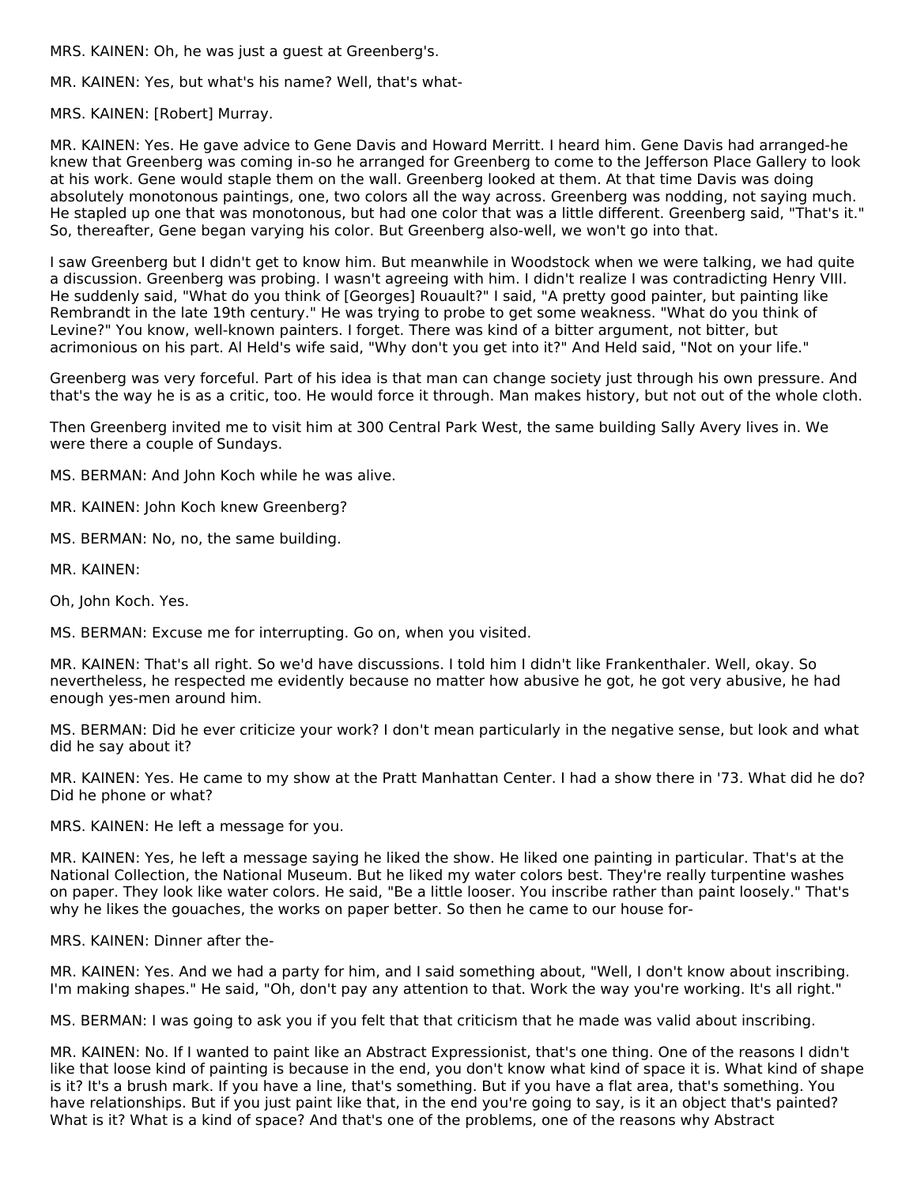MRS. KAINEN: Oh, he was just a guest at Greenberg's.

MR. KAINEN: Yes, but what's his name? Well, that's what-

MRS. KAINEN: [Robert] Murray.

MR. KAINEN: Yes. He gave advice to Gene Davis and Howard Merritt. I heard him. Gene Davis had arranged-he knew that Greenberg was coming in-so he arranged for Greenberg to come to the Jefferson Place Gallery to look at his work. Gene would staple them on the wall. Greenberg looked at them. At that time Davis was doing absolutely monotonous paintings, one, two colors all the way across. Greenberg was nodding, not saying much. He stapled up one that was monotonous, but had one color that was a little different. Greenberg said, "That's it." So, thereafter, Gene began varying his color. But Greenberg also-well, we won't go into that.

I saw Greenberg but I didn't get to know him. But meanwhile in Woodstock when we were talking, we had quite a discussion. Greenberg was probing. I wasn't agreeing with him. I didn't realize I was contradicting Henry VIII. He suddenly said, "What do you think of [Georges] Rouault?" I said, "A pretty good painter, but painting like Rembrandt in the late 19th century." He was trying to probe to get some weakness. "What do you think of Levine?" You know, well-known painters. I forget. There was kind of a bitter argument, not bitter, but acrimonious on his part. Al Held's wife said, "Why don't you get into it?" And Held said, "Not on your life."

Greenberg was very forceful. Part of his idea is that man can change society just through his own pressure. And that's the way he is as a critic, too. He would force it through. Man makes history, but not out of the whole cloth.

Then Greenberg invited me to visit him at 300 Central Park West, the same building Sally Avery lives in. We were there a couple of Sundays.

MS. BERMAN: And John Koch while he was alive.

MR. KAINEN: John Koch knew Greenberg?

MS. BERMAN: No, no, the same building.

MR. KAINEN:

Oh, John Koch. Yes.

MS. BERMAN: Excuse me for interrupting. Go on, when you visited.

MR. KAINEN: That's all right. So we'd have discussions. I told him I didn't like Frankenthaler. Well, okay. So nevertheless, he respected me evidently because no matter how abusive he got, he got very abusive, he had enough yes-men around him.

MS. BERMAN: Did he ever criticize your work? I don't mean particularly in the negative sense, but look and what did he say about it?

MR. KAINEN: Yes. He came to my show at the Pratt Manhattan Center. I had a show there in '73. What did he do? Did he phone or what?

MRS. KAINEN: He left a message for you.

MR. KAINEN: Yes, he left a message saying he liked the show. He liked one painting in particular. That's at the National Collection, the National Museum. But he liked my water colors best. They're really turpentine washes on paper. They look like water colors. He said, "Be a little looser. You inscribe rather than paint loosely." That's why he likes the gouaches, the works on paper better. So then he came to our house for-

MRS. KAINEN: Dinner after the-

MR. KAINEN: Yes. And we had a party for him, and I said something about, "Well, I don't know about inscribing. I'm making shapes." He said, "Oh, don't pay any attention to that. Work the way you're working. It's all right."

MS. BERMAN: I was going to ask you if you felt that that criticism that he made was valid about inscribing.

MR. KAINEN: No. If I wanted to paint like an Abstract Expressionist, that's one thing. One of the reasons I didn't like that loose kind of painting is because in the end, you don't know what kind of space it is. What kind of shape is it? It's a brush mark. If you have a line, that's something. But if you have a flat area, that's something. You have relationships. But if you just paint like that, in the end you're going to say, is it an object that's painted? What is it? What is a kind of space? And that's one of the problems, one of the reasons why Abstract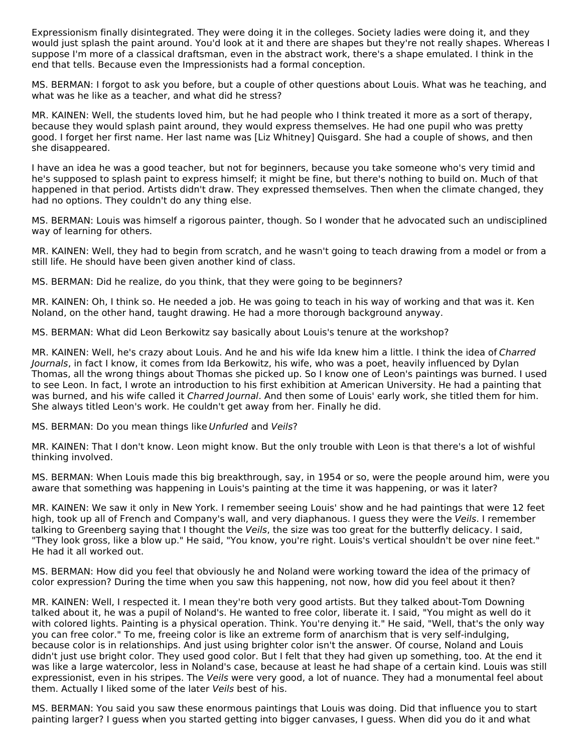Expressionism finally disintegrated. They were doing it in the colleges. Society ladies were doing it, and they would just splash the paint around. You'd look at it and there are shapes but they're not really shapes. Whereas I suppose I'm more of a classical draftsman, even in the abstract work, there's a shape emulated. I think in the end that tells. Because even the Impressionists had a formal conception.

MS. BERMAN: I forgot to ask you before, but a couple of other questions about Louis. What was he teaching, and what was he like as a teacher, and what did he stress?

MR. KAINEN: Well, the students loved him, but he had people who I think treated it more as a sort of therapy, because they would splash paint around, they would express themselves. He had one pupil who was pretty good. I forget her first name. Her last name was [Liz Whitney] Quisgard. She had a couple of shows, and then she disappeared.

I have an idea he was a good teacher, but not for beginners, because you take someone who's very timid and he's supposed to splash paint to express himself; it might be fine, but there's nothing to build on. Much of that happened in that period. Artists didn't draw. They expressed themselves. Then when the climate changed, they had no options. They couldn't do any thing else.

MS. BERMAN: Louis was himself a rigorous painter, though. So I wonder that he advocated such an undisciplined way of learning for others.

MR. KAINEN: Well, they had to begin from scratch, and he wasn't going to teach drawing from a model or from a still life. He should have been given another kind of class.

MS. BERMAN: Did he realize, do you think, that they were going to be beginners?

MR. KAINEN: Oh, I think so. He needed a job. He was going to teach in his way of working and that was it. Ken Noland, on the other hand, taught drawing. He had a more thorough background anyway.

MS. BERMAN: What did Leon Berkowitz say basically about Louis's tenure at the workshop?

MR. KAINEN: Well, he's crazy about Louis. And he and his wife Ida knew him a little. I think the idea of *Charred Journals*, in fact I know, it comes from Ida Berkowitz, his wife, who was a poet, heavily influenced by Dylan Thomas, all the wrong things about Thomas she picked up. So I know one of Leon's paintings was burned. I used to see Leon. In fact, I wrote an introduction to his first exhibition at American University. He had a painting that was burned, and his wife called it *Charred Journal*. And then some of Louis' early work, she titled them for him. She always titled Leon's work. He couldn't get away from her. Finally he did.

MS. BERMAN: Do you mean things like *Unfurled* and *Veils*?

MR. KAINEN: That I don't know. Leon might know. But the only trouble with Leon is that there's a lot of wishful thinking involved.

MS. BERMAN: When Louis made this big breakthrough, say, in 1954 or so, were the people around him, were you aware that something was happening in Louis's painting at the time it was happening, or was it later?

MR. KAINEN: We saw it only in New York. I remember seeing Louis' show and he had paintings that were 12 feet high, took up all of French and Company's wall, and very diaphanous. I guess they were the *Veils*. I remember talking to Greenberg saying that I thought the *Veils*, the size was too great for the butterfly delicacy. I said, "They look gross, like a blow up." He said, "You know, you're right. Louis's vertical shouldn't be over nine feet." He had it all worked out.

MS. BERMAN: How did you feel that obviously he and Noland were working toward the idea of the primacy of color expression? During the time when you saw this happening, not now, how did you feel about it then?

MR. KAINEN: Well, I respected it. I mean they're both very good artists. But they talked about-Tom Downing talked about it, he was a pupil of Noland's. He wanted to free color, liberate it. I said, "You might as well do it with colored lights. Painting is a physical operation. Think. You're denying it." He said, "Well, that's the only way you can free color." To me, freeing color is like an extreme form of anarchism that is very self-indulging, because color is in relationships. And just using brighter color isn't the answer. Of course, Noland and Louis didn't just use bright color. They used good color. But I felt that they had given up something, too. At the end it was like a large watercolor, less in Noland's case, because at least he had shape of a certain kind. Louis was still expressionist, even in his stripes. The *Veils* were very good, a lot of nuance. They had a monumental feel about them. Actually I liked some of the later *Veils* best of his.

MS. BERMAN: You said you saw these enormous paintings that Louis was doing. Did that influence you to start painting larger? I guess when you started getting into bigger canvases, I guess. When did you do it and what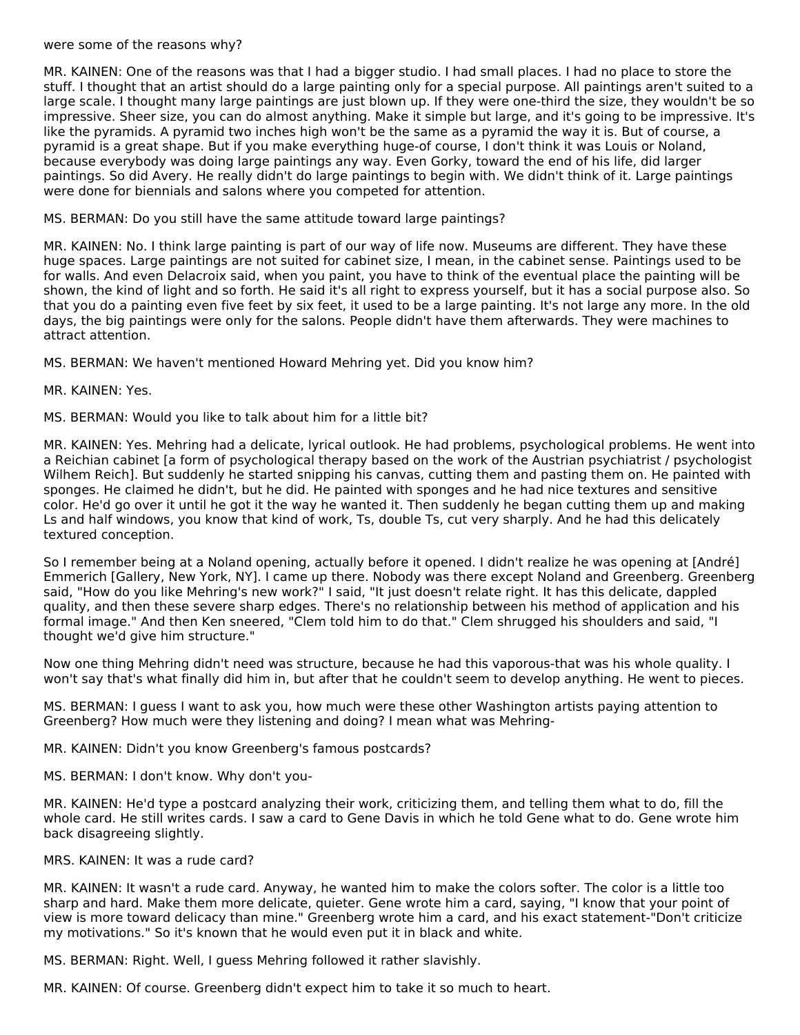were some of the reasons why?

MR. KAINEN: One of the reasons was that I had a bigger studio. I had small places. I had no place to store the stuff. I thought that an artist should do a large painting only for a special purpose. All paintings aren't suited to a large scale. I thought many large paintings are just blown up. If they were one-third the size, they wouldn't be so impressive. Sheer size, you can do almost anything. Make it simple but large, and it's going to be impressive. It's like the pyramids. A pyramid two inches high won't be the same as a pyramid the way it is. But of course, a pyramid is a great shape. But if you make everything huge-of course, I don't think it was Louis or Noland, because everybody was doing large paintings any way. Even Gorky, toward the end of his life, did larger paintings. So did Avery. He really didn't do large paintings to begin with. We didn't think of it. Large paintings were done for biennials and salons where you competed for attention.

MS. BERMAN: Do you still have the same attitude toward large paintings?

MR. KAINEN: No. I think large painting is part of our way of life now. Museums are different. They have these huge spaces. Large paintings are not suited for cabinet size, I mean, in the cabinet sense. Paintings used to be for walls. And even Delacroix said, when you paint, you have to think of the eventual place the painting will be shown, the kind of light and so forth. He said it's all right to express yourself, but it has a social purpose also. So that you do a painting even five feet by six feet, it used to be a large painting. It's not large any more. In the old days, the big paintings were only for the salons. People didn't have them afterwards. They were machines to attract attention.

MS. BERMAN: We haven't mentioned Howard Mehring yet. Did you know him?

MR. KAINEN: Yes.

MS. BERMAN: Would you like to talk about him for a little bit?

MR. KAINEN: Yes. Mehring had a delicate, lyrical outlook. He had problems, psychological problems. He went into a Reichian cabinet [a form of psychological therapy based on the work of the Austrian psychiatrist / psychologist Wilhem Reich]. But suddenly he started snipping his canvas, cutting them and pasting them on. He painted with sponges. He claimed he didn't, but he did. He painted with sponges and he had nice textures and sensitive color. He'd go over it until he got it the way he wanted it. Then suddenly he began cutting them up and making Ls and half windows, you know that kind of work, Ts, double Ts, cut very sharply. And he had this delicately textured conception.

So I remember being at a Noland opening, actually before it opened. I didn't realize he was opening at [André] Emmerich [Gallery, New York, NY]. I came up there. Nobody was there except Noland and Greenberg. Greenberg said, "How do you like Mehring's new work?" I said, "It just doesn't relate right. It has this delicate, dappled quality, and then these severe sharp edges. There's no relationship between his method of application and his formal image." And then Ken sneered, "Clem told him to do that." Clem shrugged his shoulders and said, "I thought we'd give him structure."

Now one thing Mehring didn't need was structure, because he had this vaporous-that was his whole quality. I won't say that's what finally did him in, but after that he couldn't seem to develop anything. He went to pieces.

MS. BERMAN: I guess I want to ask you, how much were these other Washington artists paying attention to Greenberg? How much were they listening and doing? I mean what was Mehring-

MR. KAINEN: Didn't you know Greenberg's famous postcards?

MS. BERMAN: I don't know. Why don't you-

MR. KAINEN: He'd type a postcard analyzing their work, criticizing them, and telling them what to do, fill the whole card. He still writes cards. I saw a card to Gene Davis in which he told Gene what to do. Gene wrote him back disagreeing slightly.

MRS. KAINEN: It was a rude card?

MR. KAINEN: It wasn't a rude card. Anyway, he wanted him to make the colors softer. The color is a little too sharp and hard. Make them more delicate, quieter. Gene wrote him a card, saying, "I know that your point of view is more toward delicacy than mine." Greenberg wrote him a card, and his exact statement-"Don't criticize my motivations." So it's known that he would even put it in black and white.

MS. BERMAN: Right. Well, I guess Mehring followed it rather slavishly.

MR. KAINEN: Of course. Greenberg didn't expect him to take it so much to heart.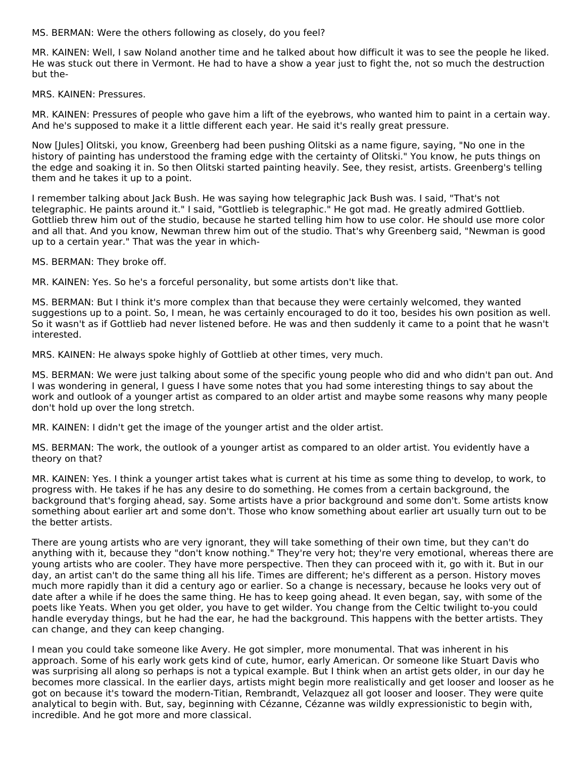MS. BERMAN: Were the others following as closely, do you feel?

MR. KAINEN: Well, I saw Noland another time and he talked about how difficult it was to see the people he liked. He was stuck out there in Vermont. He had to have a show a year just to fight the, not so much the destruction but the-

MRS. KAINEN: Pressures.

MR. KAINEN: Pressures of people who gave him a lift of the eyebrows, who wanted him to paint in a certain way. And he's supposed to make it a little different each year. He said it's really great pressure.

Now [Jules] Olitski, you know, Greenberg had been pushing Olitski as a name figure, saying, "No one in the history of painting has understood the framing edge with the certainty of Olitski." You know, he puts things on the edge and soaking it in. So then Olitski started painting heavily. See, they resist, artists. Greenberg's telling them and he takes it up to a point.

I remember talking about Jack Bush. He was saying how telegraphic Jack Bush was. I said, "That's not telegraphic. He paints around it." I said, "Gottlieb is telegraphic." He got mad. He greatly admired Gottlieb. Gottlieb threw him out of the studio, because he started telling him how to use color. He should use more color and all that. And you know, Newman threw him out of the studio. That's why Greenberg said, "Newman is good up to a certain year." That was the year in which-

MS. BERMAN: They broke off.

MR. KAINEN: Yes. So he's a forceful personality, but some artists don't like that.

MS. BERMAN: But I think it's more complex than that because they were certainly welcomed, they wanted suggestions up to a point. So, I mean, he was certainly encouraged to do it too, besides his own position as well. So it wasn't as if Gottlieb had never listened before. He was and then suddenly it came to a point that he wasn't interested.

MRS. KAINEN: He always spoke highly of Gottlieb at other times, very much.

MS. BERMAN: We were just talking about some of the specific young people who did and who didn't pan out. And I was wondering in general, I guess I have some notes that you had some interesting things to say about the work and outlook of a younger artist as compared to an older artist and maybe some reasons why many people don't hold up over the long stretch.

MR. KAINEN: I didn't get the image of the younger artist and the older artist.

MS. BERMAN: The work, the outlook of a younger artist as compared to an older artist. You evidently have a theory on that?

MR. KAINEN: Yes. I think a younger artist takes what is current at his time as some thing to develop, to work, to progress with. He takes if he has any desire to do something. He comes from a certain background, the background that's forging ahead, say. Some artists have a prior background and some don't. Some artists know something about earlier art and some don't. Those who know something about earlier art usually turn out to be the better artists.

There are young artists who are very ignorant, they will take something of their own time, but they can't do anything with it, because they "don't know nothing." They're very hot; they're very emotional, whereas there are young artists who are cooler. They have more perspective. Then they can proceed with it, go with it. But in our day, an artist can't do the same thing all his life. Times are different; he's different as a person. History moves much more rapidly than it did a century ago or earlier. So a change is necessary, because he looks very out of date after a while if he does the same thing. He has to keep going ahead. It even began, say, with some of the poets like Yeats. When you get older, you have to get wilder. You change from the Celtic twilight to-you could handle everyday things, but he had the ear, he had the background. This happens with the better artists. They can change, and they can keep changing.

I mean you could take someone like Avery. He got simpler, more monumental. That was inherent in his approach. Some of his early work gets kind of cute, humor, early American. Or someone like Stuart Davis who was surprising all along so perhaps is not a typical example. But I think when an artist gets older, in our day he becomes more classical. In the earlier days, artists might begin more realistically and get looser and looser as he got on because it's toward the modern-Titian, Rembrandt, Velazquez all got looser and looser. They were quite analytical to begin with. But, say, beginning with Cézanne, Cézanne was wildly expressionistic to begin with, incredible. And he got more and more classical.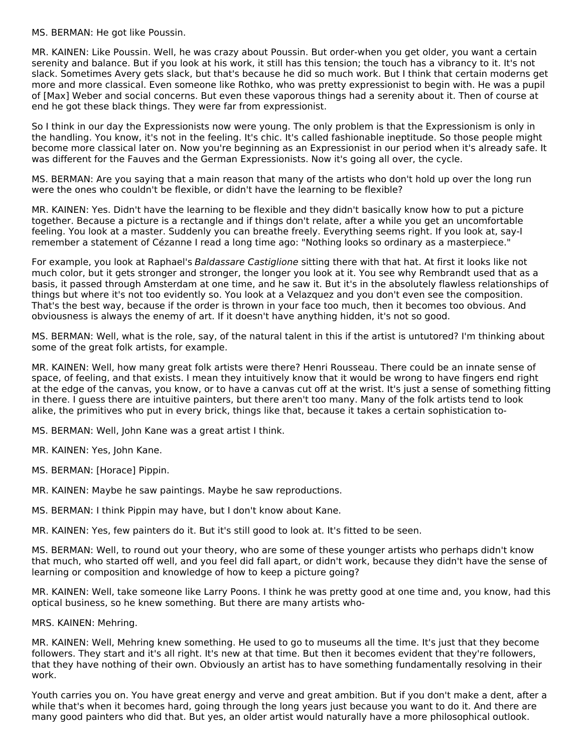MS. BERMAN: He got like Poussin.

MR. KAINEN: Like Poussin. Well, he was crazy about Poussin. But order-when you get older, you want a certain serenity and balance. But if you look at his work, it still has this tension; the touch has a vibrancy to it. It's not slack. Sometimes Avery gets slack, but that's because he did so much work. But I think that certain moderns get more and more classical. Even someone like Rothko, who was pretty expressionist to begin with. He was a pupil of [Max] Weber and social concerns. But even these vaporous things had a serenity about it. Then of course at end he got these black things. They were far from expressionist.

So I think in our day the Expressionists now were young. The only problem is that the Expressionism is only in the handling. You know, it's not in the feeling. It's chic. It's called fashionable ineptitude. So those people might become more classical later on. Now you're beginning as an Expressionist in our period when it's already safe. It was different for the Fauves and the German Expressionists. Now it's going all over, the cycle.

MS. BERMAN: Are you saying that a main reason that many of the artists who don't hold up over the long run were the ones who couldn't be flexible, or didn't have the learning to be flexible?

MR. KAINEN: Yes. Didn't have the learning to be flexible and they didn't basically know how to put a picture together. Because a picture is a rectangle and if things don't relate, after a while you get an uncomfortable feeling. You look at a master. Suddenly you can breathe freely. Everything seems right. If you look at, say-I remember a statement of Cézanne I read a long time ago: "Nothing looks so ordinary as a masterpiece."

For example, you look at Raphael's *Baldassare Castiglione* sitting there with that hat. At first it looks like not much color, but it gets stronger and stronger, the longer you look at it. You see why Rembrandt used that as a basis, it passed through Amsterdam at one time, and he saw it. But it's in the absolutely flawless relationships of things but where it's not too evidently so. You look at a Velazquez and you don't even see the composition. That's the best way, because if the order is thrown in your face too much, then it becomes too obvious. And obviousness is always the enemy of art. If it doesn't have anything hidden, it's not so good.

MS. BERMAN: Well, what is the role, say, of the natural talent in this if the artist is untutored? I'm thinking about some of the great folk artists, for example.

MR. KAINEN: Well, how many great folk artists were there? Henri Rousseau. There could be an innate sense of space, of feeling, and that exists. I mean they intuitively know that it would be wrong to have fingers end right at the edge of the canvas, you know, or to have a canvas cut off at the wrist. It's just a sense of something fitting in there. I guess there are intuitive painters, but there aren't too many. Many of the folk artists tend to look alike, the primitives who put in every brick, things like that, because it takes a certain sophistication to-

MS. BERMAN: Well, John Kane was a great artist I think.

MR. KAINEN: Yes, John Kane.

MS. BERMAN: [Horace] Pippin.

MR. KAINEN: Maybe he saw paintings. Maybe he saw reproductions.

MS. BERMAN: I think Pippin may have, but I don't know about Kane.

MR. KAINEN: Yes, few painters do it. But it's still good to look at. It's fitted to be seen.

MS. BERMAN: Well, to round out your theory, who are some of these younger artists who perhaps didn't know that much, who started off well, and you feel did fall apart, or didn't work, because they didn't have the sense of learning or composition and knowledge of how to keep a picture going?

MR. KAINEN: Well, take someone like Larry Poons. I think he was pretty good at one time and, you know, had this optical business, so he knew something. But there are many artists who-

MRS. KAINEN: Mehring.

MR. KAINEN: Well, Mehring knew something. He used to go to museums all the time. It's just that they become followers. They start and it's all right. It's new at that time. But then it becomes evident that they're followers, that they have nothing of their own. Obviously an artist has to have something fundamentally resolving in their work.

Youth carries you on. You have great energy and verve and great ambition. But if you don't make a dent, after a while that's when it becomes hard, going through the long years just because you want to do it. And there are many good painters who did that. But yes, an older artist would naturally have a more philosophical outlook.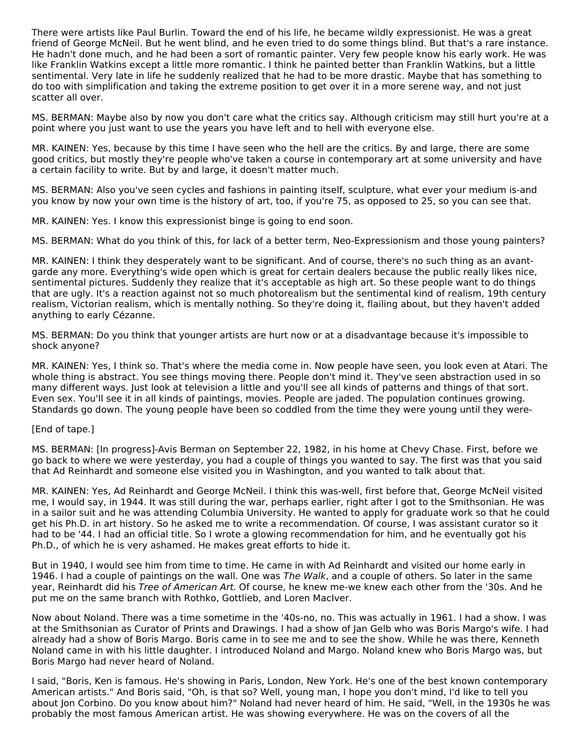There were artists like Paul Burlin. Toward the end of his life, he became wildly expressionist. He was a great friend of George McNeil. But he went blind, and he even tried to do some things blind. But that's a rare instance. He hadn't done much, and he had been a sort of romantic painter. Very few people know his early work. He was like Franklin Watkins except a little more romantic. I think he painted better than Franklin Watkins, but a little sentimental. Very late in life he suddenly realized that he had to be more drastic. Maybe that has something to do too with simplification and taking the extreme position to get over it in a more serene way, and not just scatter all over.

MS. BERMAN: Maybe also by now you don't care what the critics say. Although criticism may still hurt you're at a point where you just want to use the years you have left and to hell with everyone else.

MR. KAINEN: Yes, because by this time I have seen who the hell are the critics. By and large, there are some good critics, but mostly they're people who've taken a course in contemporary art at some university and have a certain facility to write. But by and large, it doesn't matter much.

MS. BERMAN: Also you've seen cycles and fashions in painting itself, sculpture, what ever your medium is-and you know by now your own time is the history of art, too, if you're 75, as opposed to 25, so you can see that.

MR. KAINEN: Yes. I know this expressionist binge is going to end soon.

MS. BERMAN: What do you think of this, for lack of a better term, Neo-Expressionism and those young painters?

MR. KAINEN: I think they desperately want to be significant. And of course, there's no such thing as an avant-garde any more. Everything's wide open which is great for certain dealers because the public really likes nice, sentimental pictures. Suddenly they realize that it's acceptable as high art. So these people want to do things that are ugly. It's a reaction against not so much photorealism but the sentimental kind of realism, 19th century realism, Victorian realism, which is mentally nothing. So they're doing it, flailing about, but they haven't added anything to early Cézanne.

MS. BERMAN: Do you think that younger artists are hurt now or at a disadvantage because it's impossible to shock anyone?

MR. KAINEN: Yes, I think so. That's where the media come in. Now people have seen, you look even at Atari. The whole thing is abstract. You see things moving there. People don't mind it. They've seen abstraction used in so many different ways. Just look at television a little and you'll see all kinds of patterns and things of that sort. Even sex. You'll see it in all kinds of paintings, movies. People are jaded. The population continues growing. Standards go down. The young people have been so coddled from the time they were young until they were-

[End of tape.]

MS. BERMAN: [In progress]-Avis Berman on September 22, 1982, in his home at Chevy Chase. First, before we go back to where we were yesterday, you had a couple of things you wanted to say. The first was that you said that Ad Reinhardt and someone else visited you in Washington, and you wanted to talk about that.

MR. KAINEN: Yes, Ad Reinhardt and George McNeil. I think this was-well, first before that, George McNeil visited me, I would say, in 1944. It was still during the war, perhaps earlier, right after I got to the Smithsonian. He was in a sailor suit and he was attending Columbia University. He wanted to apply for graduate work so that he could get his Ph.D. in art history. So he asked me to write a recommendation. Of course, I was assistant curator so it had to be '44. I had an official title. So I wrote a glowing recommendation for him, and he eventually got his Ph.D., of which he is very ashamed. He makes great efforts to hide it.

But in 1940, I would see him from time to time. He came in with Ad Reinhardt and visited our home early in 1946. I had a couple of paintings on the wall. One was *The Walk*, and a couple of others. So later in the same year, Reinhardt did his *Tree of American Art.* Of course, he knew me-we knew each other from the '30s. And he put me on the same branch with Rothko, Gottlieb, and Loren MacIver.

Now about Noland. There was a time sometime in the '40s-no, no. This was actually in 1961. I had a show. I was at the Smithsonian as Curator of Prints and Drawings. I had a show of Jan Gelb who was Boris Margo's wife. I had already had a show of Boris Margo. Boris came in to see me and to see the show. While he was there, Kenneth Noland came in with his little daughter. I introduced Noland and Margo. Noland knew who Boris Margo was, but Boris Margo had never heard of Noland.

I said, "Boris, Ken is famous. He's showing in Paris, London, New York. He's one of the best known contemporary American artists." And Boris said, "Oh, is that so? Well, young man, I hope you don't mind, I'd like to tell you about Jon Corbino. Do you know about him?" Noland had never heard of him. He said, "Well, in the 1930s he was probably the most famous American artist. He was showing everywhere. He was on the covers of all the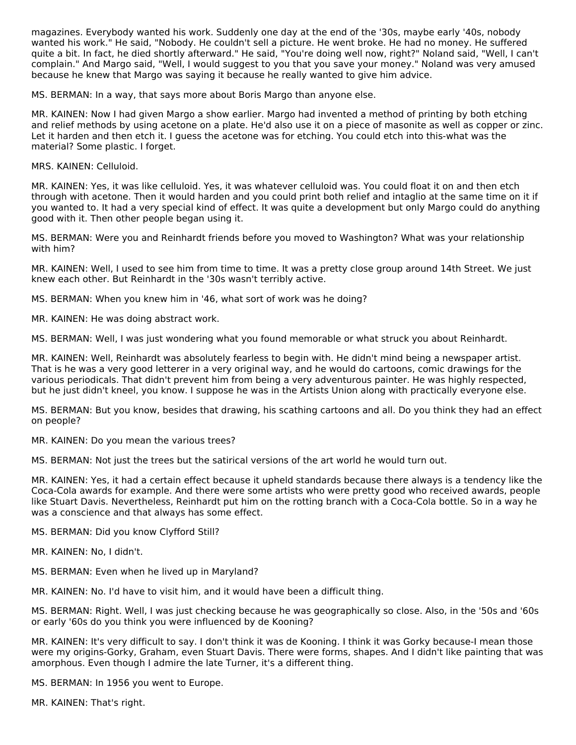magazines. Everybody wanted his work. Suddenly one day at the end of the '30s, maybe early '40s, nobody wanted his work." He said, "Nobody. He couldn't sell a picture. He went broke. He had no money. He suffered quite a bit. In fact, he died shortly afterward." He said, "You're doing well now, right?" Noland said, "Well, I can't complain." And Margo said, "Well, I would suggest to you that you save your money." Noland was very amused because he knew that Margo was saying it because he really wanted to give him advice.

MS. BERMAN: In a way, that says more about Boris Margo than anyone else.

MR. KAINEN: Now I had given Margo a show earlier. Margo had invented a method of printing by both etching and relief methods by using acetone on a plate. He'd also use it on a piece of masonite as well as copper or zinc. Let it harden and then etch it. I guess the acetone was for etching. You could etch into this-what was the material? Some plastic. I forget.

MRS. KAINEN: Celluloid.

MR. KAINEN: Yes, it was like celluloid. Yes, it was whatever celluloid was. You could float it on and then etch through with acetone. Then it would harden and you could print both relief and intaglio at the same time on it if you wanted to. It had a very special kind of effect. It was quite a development but only Margo could do anything good with it. Then other people began using it.

MS. BERMAN: Were you and Reinhardt friends before you moved to Washington? What was your relationship with him?

MR. KAINEN: Well, I used to see him from time to time. It was a pretty close group around 14th Street. We just knew each other. But Reinhardt in the '30s wasn't terribly active.

MS. BERMAN: When you knew him in '46, what sort of work was he doing?

MR. KAINEN: He was doing abstract work.

MS. BERMAN: Well, I was just wondering what you found memorable or what struck you about Reinhardt.

MR. KAINEN: Well, Reinhardt was absolutely fearless to begin with. He didn't mind being a newspaper artist. That is he was a very good letterer in a very original way, and he would do cartoons, comic drawings for the various periodicals. That didn't prevent him from being a very adventurous painter. He was highly respected, but he just didn't kneel, you know. I suppose he was in the Artists Union along with practically everyone else.

MS. BERMAN: But you know, besides that drawing, his scathing cartoons and all. Do you think they had an effect on people?

MR. KAINEN: Do you mean the various trees?

MS. BERMAN: Not just the trees but the satirical versions of the art world he would turn out.

MR. KAINEN: Yes, it had a certain effect because it upheld standards because there always is a tendency like the Coca-Cola awards for example. And there were some artists who were pretty good who received awards, people like Stuart Davis. Nevertheless, Reinhardt put him on the rotting branch with a Coca-Cola bottle. So in a way he was a conscience and that always has some effect.

MS. BERMAN: Did you know Clyfford Still?

MR. KAINEN: No, I didn't.

MS. BERMAN: Even when he lived up in Maryland?

MR. KAINEN: No. I'd have to visit him, and it would have been a difficult thing.

MS. BERMAN: Right. Well, I was just checking because he was geographically so close. Also, in the '50s and '60s or early '60s do you think you were influenced by de Kooning?

MR. KAINEN: It's very difficult to say. I don't think it was de Kooning. I think it was Gorky because-I mean those were my origins-Gorky, Graham, even Stuart Davis. There were forms, shapes. And I didn't like painting that was amorphous. Even though I admire the late Turner, it's a different thing.

MS. BERMAN: In 1956 you went to Europe.

MR. KAINEN: That's right.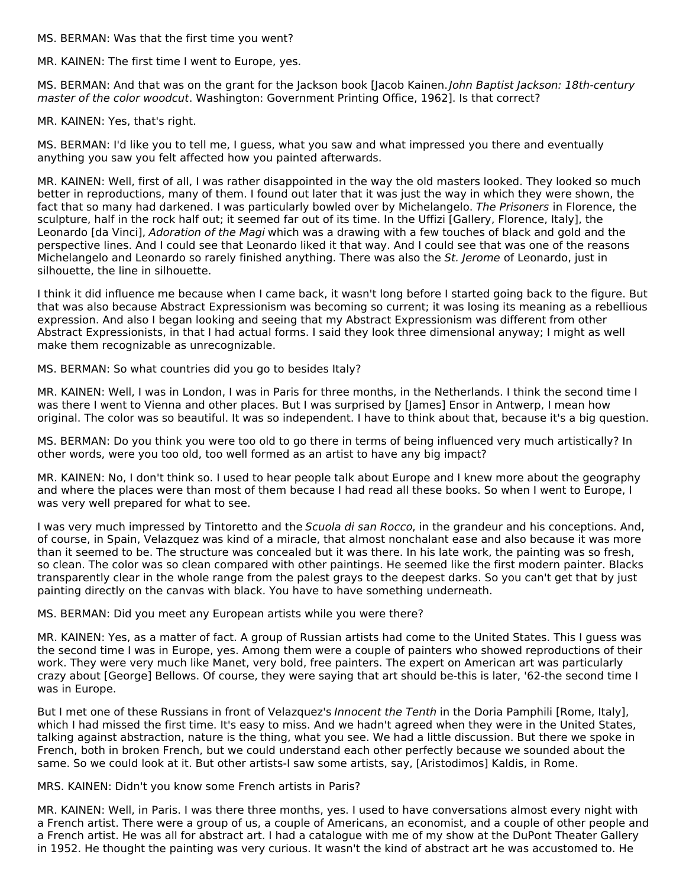MS. BERMAN: Was that the first time you went?

MR. KAINEN: The first time I went to Europe, yes.

MS. BERMAN: And that was on the grant for the Jackson book [Jacob Kainen.*John Baptist Jackson: 18th-century master of the color woodcut*. Washington: Government Printing Office, 1962]. Is that correct?

MR. KAINEN: Yes, that's right.

MS. BERMAN: I'd like you to tell me, I guess, what you saw and what impressed you there and eventually anything you saw you felt affected how you painted afterwards.

MR. KAINEN: Well, first of all, I was rather disappointed in the way the old masters looked. They looked so much better in reproductions, many of them. I found out later that it was just the way in which they were shown, the fact that so many had darkened. I was particularly bowled over by Michelangelo. *The Prisoners* in Florence, the sculpture, half in the rock half out; it seemed far out of its time. In the Uffizi [Gallery, Florence, Italy], the Leonardo [da Vinci], *Adoration of the Magi* which was a drawing with a few touches of black and gold and the perspective lines. And I could see that Leonardo liked it that way. And I could see that was one of the reasons Michelangelo and Leonardo so rarely finished anything. There was also the *St. Jerome* of Leonardo, just in silhouette, the line in silhouette.

I think it did influence me because when I came back, it wasn't long before I started going back to the figure. But that was also because Abstract Expressionism was becoming so current; it was losing its meaning as a rebellious expression. And also I began looking and seeing that my Abstract Expressionism was different from other Abstract Expressionists, in that I had actual forms. I said they look three dimensional anyway; I might as well make them recognizable as unrecognizable.

MS. BERMAN: So what countries did you go to besides Italy?

MR. KAINEN: Well, I was in London, I was in Paris for three months, in the Netherlands. I think the second time I was there I went to Vienna and other places. But I was surprised by [James] Ensor in Antwerp, I mean how original. The color was so beautiful. It was so independent. I have to think about that, because it's a big question.

MS. BERMAN: Do you think you were too old to go there in terms of being influenced very much artistically? In other words, were you too old, too well formed as an artist to have any big impact?

MR. KAINEN: No, I don't think so. I used to hear people talk about Europe and I knew more about the geography and where the places were than most of them because I had read all these books. So when I went to Europe, I was very well prepared for what to see.

I was very much impressed by Tintoretto and the *Scuola di san Rocco*, in the grandeur and his conceptions. And, of course, in Spain, Velazquez was kind of a miracle, that almost nonchalant ease and also because it was more than it seemed to be. The structure was concealed but it was there. In his late work, the painting was so fresh, so clean. The color was so clean compared with other paintings. He seemed like the first modern painter. Blacks transparently clear in the whole range from the palest grays to the deepest darks. So you can't get that by just painting directly on the canvas with black. You have to have something underneath.

MS. BERMAN: Did you meet any European artists while you were there?

MR. KAINEN: Yes, as a matter of fact. A group of Russian artists had come to the United States. This I guess was the second time I was in Europe, yes. Among them were a couple of painters who showed reproductions of their work. They were very much like Manet, very bold, free painters. The expert on American art was particularly crazy about [George] Bellows. Of course, they were saying that art should be-this is later, '62-the second time I was in Europe.

But I met one of these Russians in front of Velazquez's *Innocent the Tenth* in the Doria Pamphili [Rome, Italy], which I had missed the first time. It's easy to miss. And we hadn't agreed when they were in the United States, talking against abstraction, nature is the thing, what you see. We had a little discussion. But there we spoke in French, both in broken French, but we could understand each other perfectly because we sounded about the same. So we could look at it. But other artists-I saw some artists, say, [Aristodimos] Kaldis, in Rome.

MRS. KAINEN: Didn't you know some French artists in Paris?

MR. KAINEN: Well, in Paris. I was there three months, yes. I used to have conversations almost every night with a French artist. There were a group of us, a couple of Americans, an economist, and a couple of other people and a French artist. He was all for abstract art. I had a catalogue with me of my show at the DuPont Theater Gallery in 1952. He thought the painting was very curious. It wasn't the kind of abstract art he was accustomed to. He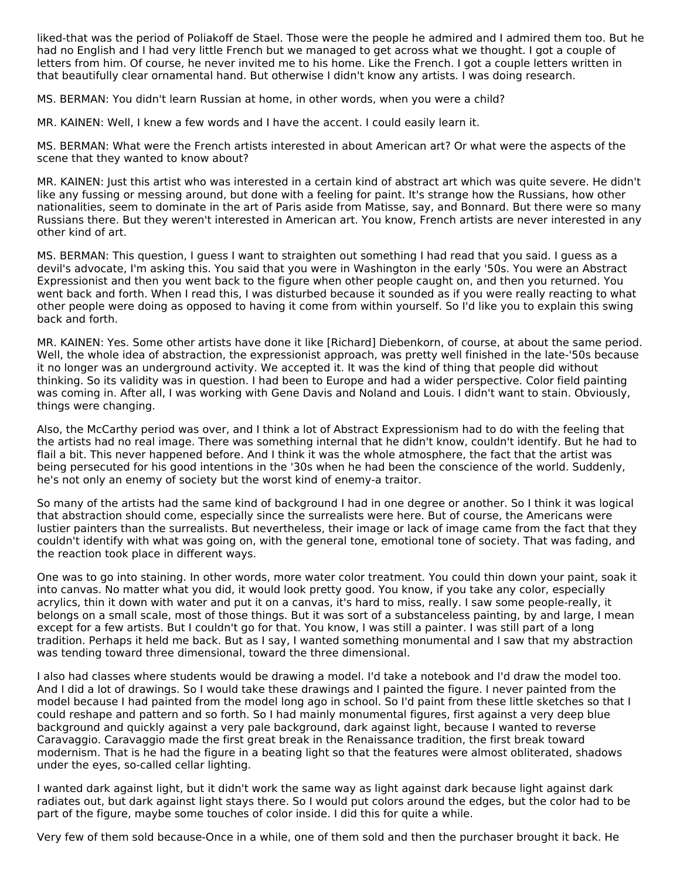liked-that was the period of Poliakoff de Stael. Those were the people he admired and I admired them too. But he had no English and I had very little French but we managed to get across what we thought. I got a couple of letters from him. Of course, he never invited me to his home. Like the French. I got a couple letters written in that beautifully clear ornamental hand. But otherwise I didn't know any artists. I was doing research.

MS. BERMAN: You didn't learn Russian at home, in other words, when you were a child?

MR. KAINEN: Well, I knew a few words and I have the accent. I could easily learn it.

MS. BERMAN: What were the French artists interested in about American art? Or what were the aspects of the scene that they wanted to know about?

MR. KAINEN: Just this artist who was interested in a certain kind of abstract art which was quite severe. He didn't like any fussing or messing around, but done with a feeling for paint. It's strange how the Russians, how other nationalities, seem to dominate in the art of Paris aside from Matisse, say, and Bonnard. But there were so many Russians there. But they weren't interested in American art. You know, French artists are never interested in any other kind of art.

MS. BERMAN: This question, I guess I want to straighten out something I had read that you said. I guess as a devil's advocate, I'm asking this. You said that you were in Washington in the early '50s. You were an Abstract Expressionist and then you went back to the figure when other people caught on, and then you returned. You went back and forth. When I read this, I was disturbed because it sounded as if you were really reacting to what other people were doing as opposed to having it come from within yourself. So I'd like you to explain this swing back and forth.

MR. KAINEN: Yes. Some other artists have done it like [Richard] Diebenkorn, of course, at about the same period. Well, the whole idea of abstraction, the expressionist approach, was pretty well finished in the late-'50s because it no longer was an underground activity. We accepted it. It was the kind of thing that people did without thinking. So its validity was in question. I had been to Europe and had a wider perspective. Color field painting was coming in. After all, I was working with Gene Davis and Noland and Louis. I didn't want to stain. Obviously, things were changing.

Also, the McCarthy period was over, and I think a lot of Abstract Expressionism had to do with the feeling that the artists had no real image. There was something internal that he didn't know, couldn't identify. But he had to flail a bit. This never happened before. And I think it was the whole atmosphere, the fact that the artist was being persecuted for his good intentions in the '30s when he had been the conscience of the world. Suddenly, he's not only an enemy of society but the worst kind of enemy-a traitor.

So many of the artists had the same kind of background I had in one degree or another. So I think it was logical that abstraction should come, especially since the surrealists were here. But of course, the Americans were lustier painters than the surrealists. But nevertheless, their image or lack of image came from the fact that they couldn't identify with what was going on, with the general tone, emotional tone of society. That was fading, and the reaction took place in different ways.

One was to go into staining. In other words, more water color treatment. You could thin down your paint, soak it into canvas. No matter what you did, it would look pretty good. You know, if you take any color, especially acrylics, thin it down with water and put it on a canvas, it's hard to miss, really. I saw some people-really, it belongs on a small scale, most of those things. But it was sort of a substanceless painting, by and large, I mean except for a few artists. But I couldn't go for that. You know, I was still a painter. I was still part of a long tradition. Perhaps it held me back. But as I say, I wanted something monumental and I saw that my abstraction was tending toward three dimensional, toward the three dimensional.

I also had classes where students would be drawing a model. I'd take a notebook and I'd draw the model too. And I did a lot of drawings. So I would take these drawings and I painted the figure. I never painted from the model because I had painted from the model long ago in school. So I'd paint from these little sketches so that I could reshape and pattern and so forth. So I had mainly monumental figures, first against a very deep blue background and quickly against a very pale background, dark against light, because I wanted to reverse Caravaggio. Caravaggio made the first great break in the Renaissance tradition, the first break toward modernism. That is he had the figure in a beating light so that the features were almost obliterated, shadows under the eyes, so-called cellar lighting.

I wanted dark against light, but it didn't work the same way as light against dark because light against dark radiates out, but dark against light stays there. So I would put colors around the edges, but the color had to be part of the figure, maybe some touches of color inside. I did this for quite a while.

Very few of them sold because-Once in a while, one of them sold and then the purchaser brought it back. He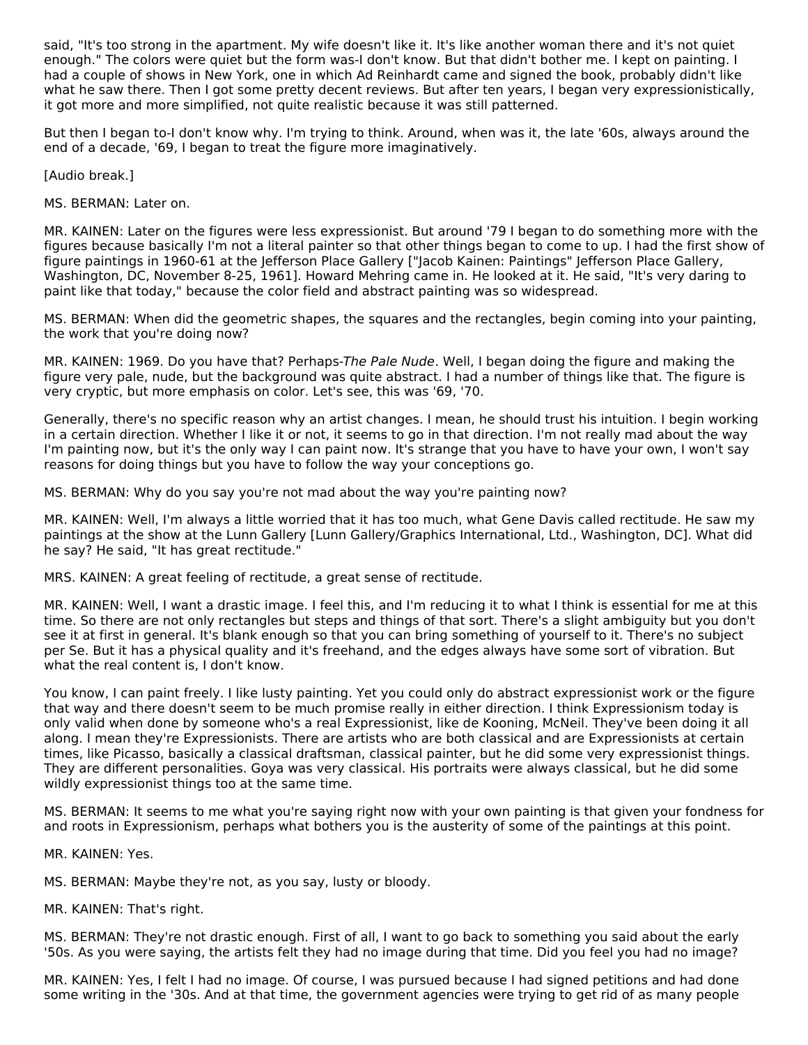said, "It's too strong in the apartment. My wife doesn't like it. It's like another woman there and it's not quiet enough." The colors were quiet but the form was-I don't know. But that didn't bother me. I kept on painting. I had a couple of shows in New York, one in which Ad Reinhardt came and signed the book, probably didn't like what he saw there. Then I got some pretty decent reviews. But after ten years, I began very expressionistically, it got more and more simplified, not quite realistic because it was still patterned.

But then I began to-I don't know why. I'm trying to think. Around, when was it, the late '60s, always around the end of a decade, '69, I began to treat the figure more imaginatively.

[Audio break.]

MS. BERMAN: Later on.

MR. KAINEN: Later on the figures were less expressionist. But around '79 I began to do something more with the figures because basically I'm not a literal painter so that other things began to come to up. I had the first show of figure paintings in 1960-61 at the Jefferson Place Gallery ["Jacob Kainen: Paintings" Jefferson Place Gallery, Washington, DC, November 8-25, 1961]. Howard Mehring came in. He looked at it. He said, "It's very daring to paint like that today," because the color field and abstract painting was so widespread.

MS. BERMAN: When did the geometric shapes, the squares and the rectangles, begin coming into your painting, the work that you're doing now?

MR. KAINEN: 1969. Do you have that? Perhaps-*The Pale Nude*. Well, I began doing the figure and making the figure very pale, nude, but the background was quite abstract. I had a number of things like that. The figure is very cryptic, but more emphasis on color. Let's see, this was '69, '70.

Generally, there's no specific reason why an artist changes. I mean, he should trust his intuition. I begin working in a certain direction. Whether I like it or not, it seems to go in that direction. I'm not really mad about the way I'm painting now, but it's the only way I can paint now. It's strange that you have to have your own, I won't say reasons for doing things but you have to follow the way your conceptions go.

MS. BERMAN: Why do you say you're not mad about the way you're painting now?

MR. KAINEN: Well, I'm always a little worried that it has too much, what Gene Davis called rectitude. He saw my paintings at the show at the Lunn Gallery [Lunn Gallery/Graphics International, Ltd., Washington, DC]. What did he say? He said, "It has great rectitude."

MRS. KAINEN: A great feeling of rectitude, a great sense of rectitude.

MR. KAINEN: Well, I want a drastic image. I feel this, and I'm reducing it to what I think is essential for me at this time. So there are not only rectangles but steps and things of that sort. There's a slight ambiguity but you don't see it at first in general. It's blank enough so that you can bring something of yourself to it. There's no subject per Se. But it has a physical quality and it's freehand, and the edges always have some sort of vibration. But what the real content is, I don't know.

You know, I can paint freely. I like lusty painting. Yet you could only do abstract expressionist work or the figure that way and there doesn't seem to be much promise really in either direction. I think Expressionism today is only valid when done by someone who's a real Expressionist, like de Kooning, McNeil. They've been doing it all along. I mean they're Expressionists. There are artists who are both classical and are Expressionists at certain times, like Picasso, basically a classical draftsman, classical painter, but he did some very expressionist things. They are different personalities. Goya was very classical. His portraits were always classical, but he did some wildly expressionist things too at the same time.

MS. BERMAN: It seems to me what you're saying right now with your own painting is that given your fondness for and roots in Expressionism, perhaps what bothers you is the austerity of some of the paintings at this point.

MR. KAINEN: Yes.

MS. BERMAN: Maybe they're not, as you say, lusty or bloody.

MR. KAINEN: That's right.

MS. BERMAN: They're not drastic enough. First of all, I want to go back to something you said about the early '50s. As you were saying, the artists felt they had no image during that time. Did you feel you had no image?

MR. KAINEN: Yes, I felt I had no image. Of course, I was pursued because I had signed petitions and had done some writing in the '30s. And at that time, the government agencies were trying to get rid of as many people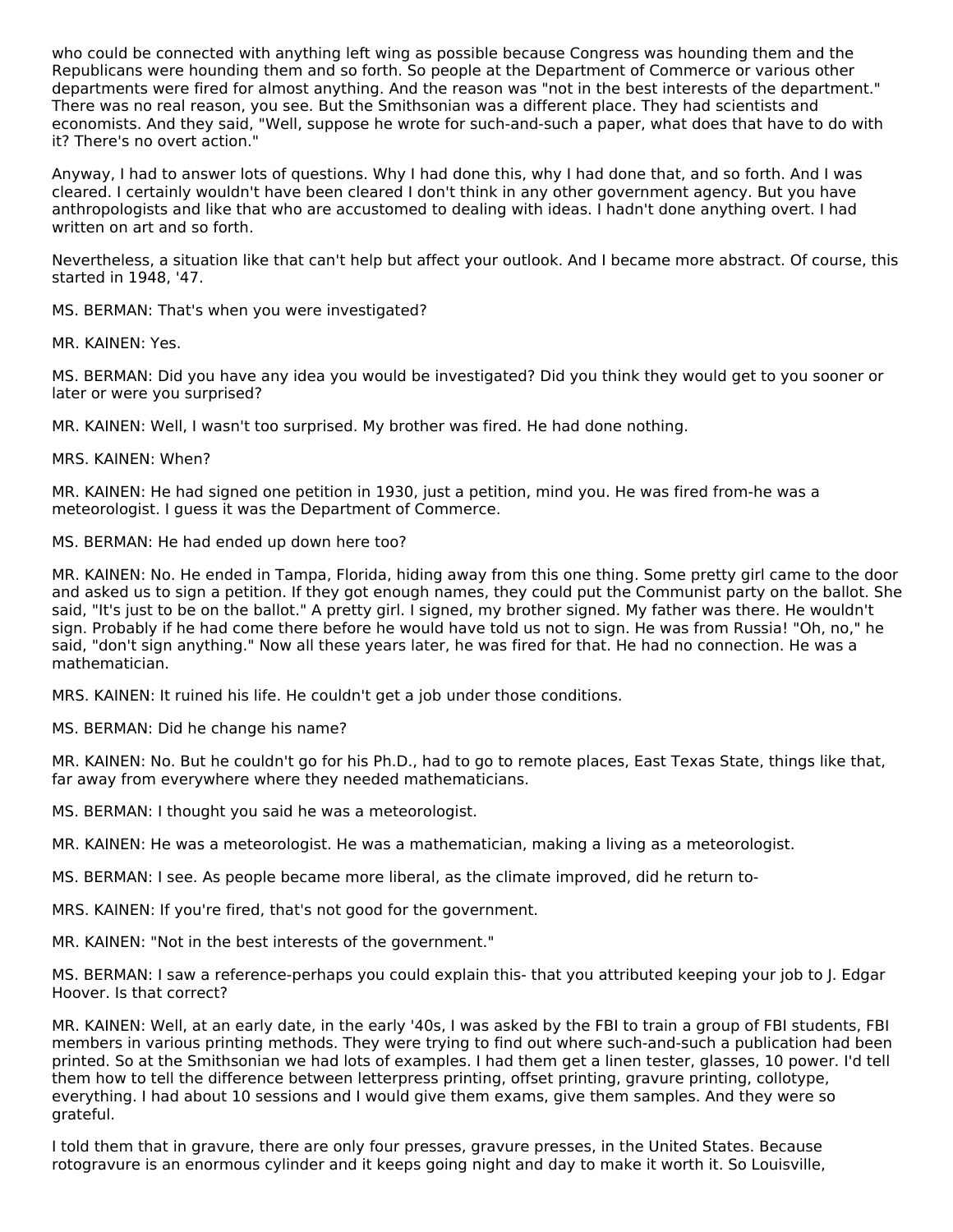who could be connected with anything left wing as possible because Congress was hounding them and the Republicans were hounding them and so forth. So people at the Department of Commerce or various other departments were fired for almost anything. And the reason was "not in the best interests of the department." There was no real reason, you see. But the Smithsonian was a different place. They had scientists and economists. And they said, "Well, suppose he wrote for such-and-such a paper, what does that have to do with it? There's no overt action."

Anyway, I had to answer lots of questions. Why I had done this, why I had done that, and so forth. And I was cleared. I certainly wouldn't have been cleared I don't think in any other government agency. But you have anthropologists and like that who are accustomed to dealing with ideas. I hadn't done anything overt. I had written on art and so forth.

Nevertheless, a situation like that can't help but affect your outlook. And I became more abstract. Of course, this started in 1948, '47.

MS. BERMAN: That's when you were investigated?

MR. KAINEN: Yes.

MS. BERMAN: Did you have any idea you would be investigated? Did you think they would get to you sooner or later or were you surprised?

MR. KAINEN: Well, I wasn't too surprised. My brother was fired. He had done nothing.

MRS. KAINEN: When?

MR. KAINEN: He had signed one petition in 1930, just a petition, mind you. He was fired from-he was a meteorologist. I guess it was the Department of Commerce.

MS. BERMAN: He had ended up down here too?

MR. KAINEN: No. He ended in Tampa, Florida, hiding away from this one thing. Some pretty girl came to the door and asked us to sign a petition. If they got enough names, they could put the Communist party on the ballot. She said, "It's just to be on the ballot." A pretty girl. I signed, my brother signed. My father was there. He wouldn't sign. Probably if he had come there before he would have told us not to sign. He was from Russia! "Oh, no," he said, "don't sign anything." Now all these years later, he was fired for that. He had no connection. He was a mathematician.

MRS. KAINEN: It ruined his life. He couldn't get a job under those conditions.

MS. BERMAN: Did he change his name?

MR. KAINEN: No. But he couldn't go for his Ph.D., had to go to remote places, East Texas State, things like that, far away from everywhere where they needed mathematicians.

MS. BERMAN: I thought you said he was a meteorologist.

MR. KAINEN: He was a meteorologist. He was a mathematician, making a living as a meteorologist.

MS. BERMAN: I see. As people became more liberal, as the climate improved, did he return to-

MRS. KAINEN: If you're fired, that's not good for the government.

MR. KAINEN: "Not in the best interests of the government."

MS. BERMAN: I saw a reference-perhaps you could explain this- that you attributed keeping your job to J. Edgar Hoover. Is that correct?

MR. KAINEN: Well, at an early date, in the early '40s, I was asked by the FBI to train a group of FBI students, FBI members in various printing methods. They were trying to find out where such-and-such a publication had been printed. So at the Smithsonian we had lots of examples. I had them get a linen tester, glasses, 10 power. I'd tell them how to tell the difference between letterpress printing, offset printing, gravure printing, collotype, everything. I had about 10 sessions and I would give them exams, give them samples. And they were so grateful.

I told them that in gravure, there are only four presses, gravure presses, in the United States. Because rotogravure is an enormous cylinder and it keeps going night and day to make it worth it. So Louisville,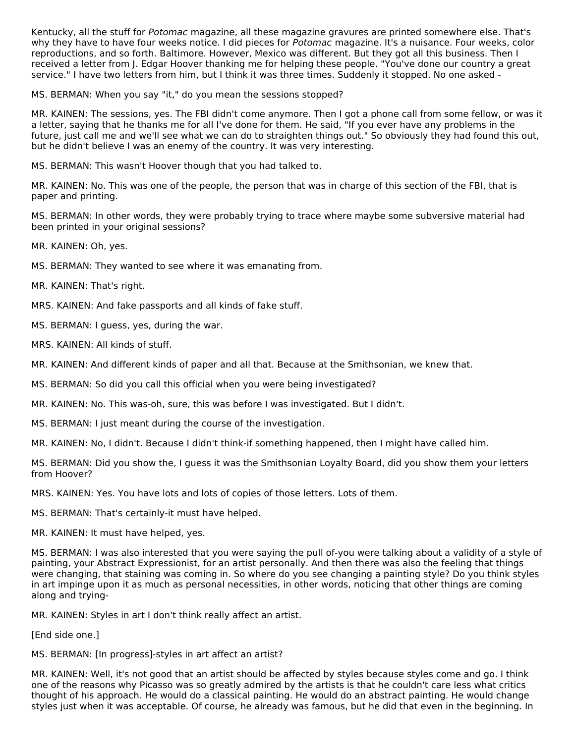Kentucky, all the stuff for *Potomac* magazine, all these magazine gravures are printed somewhere else. That's why they have to have four weeks notice. I did pieces for *Potomac* magazine. It's a nuisance. Four weeks, color reproductions, and so forth. Baltimore. However, Mexico was different. But they got all this business. Then I received a letter from J. Edgar Hoover thanking me for helping these people. "You've done our country a great service." I have two letters from him, but I think it was three times. Suddenly it stopped. No one asked -

MS. BERMAN: When you say "it," do you mean the sessions stopped?

MR. KAINEN: The sessions, yes. The FBI didn't come anymore. Then I got a phone call from some fellow, or was it a letter, saying that he thanks me for all I've done for them. He said, "If you ever have any problems in the future, just call me and we'll see what we can do to straighten things out." So obviously they had found this out, but he didn't believe I was an enemy of the country. It was very interesting.

MS. BERMAN: This wasn't Hoover though that you had talked to.

MR. KAINEN: No. This was one of the people, the person that was in charge of this section of the FBI, that is paper and printing.

MS. BERMAN: In other words, they were probably trying to trace where maybe some subversive material had been printed in your original sessions?

MR. KAINEN: Oh, yes.

MS. BERMAN: They wanted to see where it was emanating from.

MR. KAINEN: That's right.

MRS. KAINEN: And fake passports and all kinds of fake stuff.

MS. BERMAN: I guess, yes, during the war.

MRS. KAINEN: All kinds of stuff.

MR. KAINEN: And different kinds of paper and all that. Because at the Smithsonian, we knew that.

MS. BERMAN: So did you call this official when you were being investigated?

MR. KAINEN: No. This was-oh, sure, this was before I was investigated. But I didn't.

MS. BERMAN: I just meant during the course of the investigation.

MR. KAINEN: No, I didn't. Because I didn't think-if something happened, then I might have called him.

MS. BERMAN: Did you show the, I guess it was the Smithsonian Loyalty Board, did you show them your letters from Hoover?

MRS. KAINEN: Yes. You have lots and lots of copies of those letters. Lots of them.

MS. BERMAN: That's certainly-it must have helped.

MR. KAINEN: It must have helped, yes.

MS. BERMAN: I was also interested that you were saying the pull of-you were talking about a validity of a style of painting, your Abstract Expressionist, for an artist personally. And then there was also the feeling that things were changing, that staining was coming in. So where do you see changing a painting style? Do you think styles in art impinge upon it as much as personal necessities, in other words, noticing that other things are coming along and trying-

MR. KAINEN: Styles in art I don't think really affect an artist.

[End side one.]

MS. BERMAN: [In progress]-styles in art affect an artist?

MR. KAINEN: Well, it's not good that an artist should be affected by styles because styles come and go. I think one of the reasons why Picasso was so greatly admired by the artists is that he couldn't care less what critics thought of his approach. He would do a classical painting. He would do an abstract painting. He would change styles just when it was acceptable. Of course, he already was famous, but he did that even in the beginning. In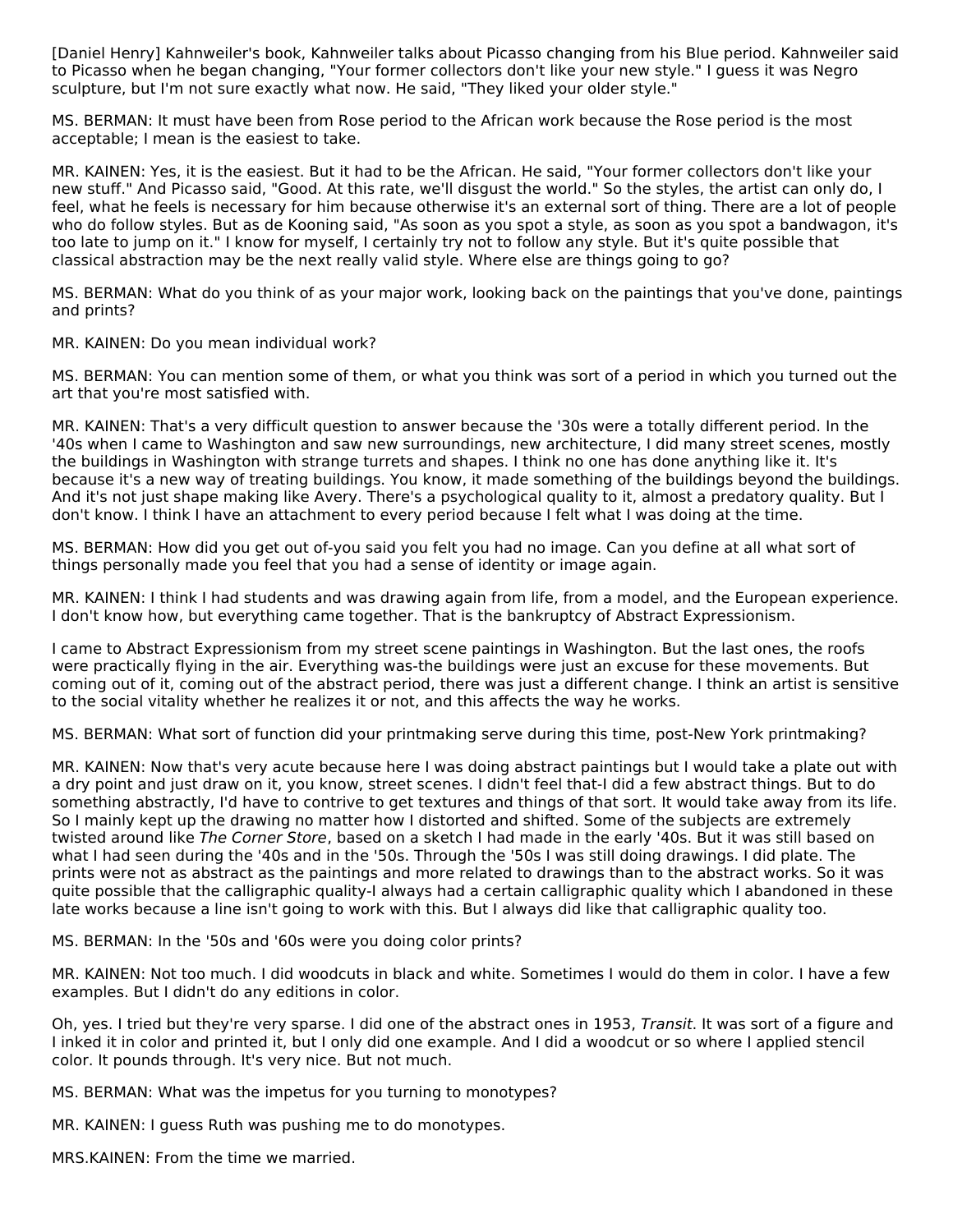[Daniel Henry] Kahnweiler's book, Kahnweiler talks about Picasso changing from his Blue period. Kahnweiler said to Picasso when he began changing, "Your former collectors don't like your new style." I guess it was Negro sculpture, but I'm not sure exactly what now. He said, "They liked your older style."

MS. BERMAN: It must have been from Rose period to the African work because the Rose period is the most acceptable; I mean is the easiest to take.

MR. KAINEN: Yes, it is the easiest. But it had to be the African. He said, "Your former collectors don't like your new stuff." And Picasso said, "Good. At this rate, we'll disgust the world." So the styles, the artist can only do, I feel, what he feels is necessary for him because otherwise it's an external sort of thing. There are a lot of people who do follow styles. But as de Kooning said, "As soon as you spot a style, as soon as you spot a bandwagon, it's too late to jump on it." I know for myself, I certainly try not to follow any style. But it's quite possible that classical abstraction may be the next really valid style. Where else are things going to go?

MS. BERMAN: What do you think of as your major work, looking back on the paintings that you've done, paintings and prints?

MR. KAINEN: Do you mean individual work?

MS. BERMAN: You can mention some of them, or what you think was sort of a period in which you turned out the art that you're most satisfied with.

MR. KAINEN: That's a very difficult question to answer because the '30s were a totally different period. In the '40s when I came to Washington and saw new surroundings, new architecture, I did many street scenes, mostly the buildings in Washington with strange turrets and shapes. I think no one has done anything like it. It's because it's a new way of treating buildings. You know, it made something of the buildings beyond the buildings. And it's not just shape making like Avery. There's a psychological quality to it, almost a predatory quality. But I don't know. I think I have an attachment to every period because I felt what I was doing at the time.

MS. BERMAN: How did you get out of-you said you felt you had no image. Can you define at all what sort of things personally made you feel that you had a sense of identity or image again.

MR. KAINEN: I think I had students and was drawing again from life, from a model, and the European experience. I don't know how, but everything came together. That is the bankruptcy of Abstract Expressionism.

I came to Abstract Expressionism from my street scene paintings in Washington. But the last ones, the roofs were practically flying in the air. Everything was-the buildings were just an excuse for these movements. But coming out of it, coming out of the abstract period, there was just a different change. I think an artist is sensitive to the social vitality whether he realizes it or not, and this affects the way he works.

MS. BERMAN: What sort of function did your printmaking serve during this time, post-New York printmaking?

MR. KAINEN: Now that's very acute because here I was doing abstract paintings but I would take a plate out with a dry point and just draw on it, you know, street scenes. I didn't feel that-I did a few abstract things. But to do something abstractly, I'd have to contrive to get textures and things of that sort. It would take away from its life. So I mainly kept up the drawing no matter how I distorted and shifted. Some of the subjects are extremely twisted around like *The Corner Store*, based on a sketch I had made in the early '40s. But it was still based on what I had seen during the '40s and in the '50s. Through the '50s I was still doing drawings. I did plate. The prints were not as abstract as the paintings and more related to drawings than to the abstract works. So it was quite possible that the calligraphic quality-I always had a certain calligraphic quality which I abandoned in these late works because a line isn't going to work with this. But I always did like that calligraphic quality too.

MS. BERMAN: In the '50s and '60s were you doing color prints?

MR. KAINEN: Not too much. I did woodcuts in black and white. Sometimes I would do them in color. I have a few examples. But I didn't do any editions in color.

Oh, yes. I tried but they're very sparse. I did one of the abstract ones in 1953, *Transit*. It was sort of a figure and I inked it in color and printed it, but I only did one example. And I did a woodcut or so where I applied stencil color. It pounds through. It's very nice. But not much.

MS. BERMAN: What was the impetus for you turning to monotypes?

MR. KAINEN: I guess Ruth was pushing me to do monotypes.

MRS.KAINEN: From the time we married.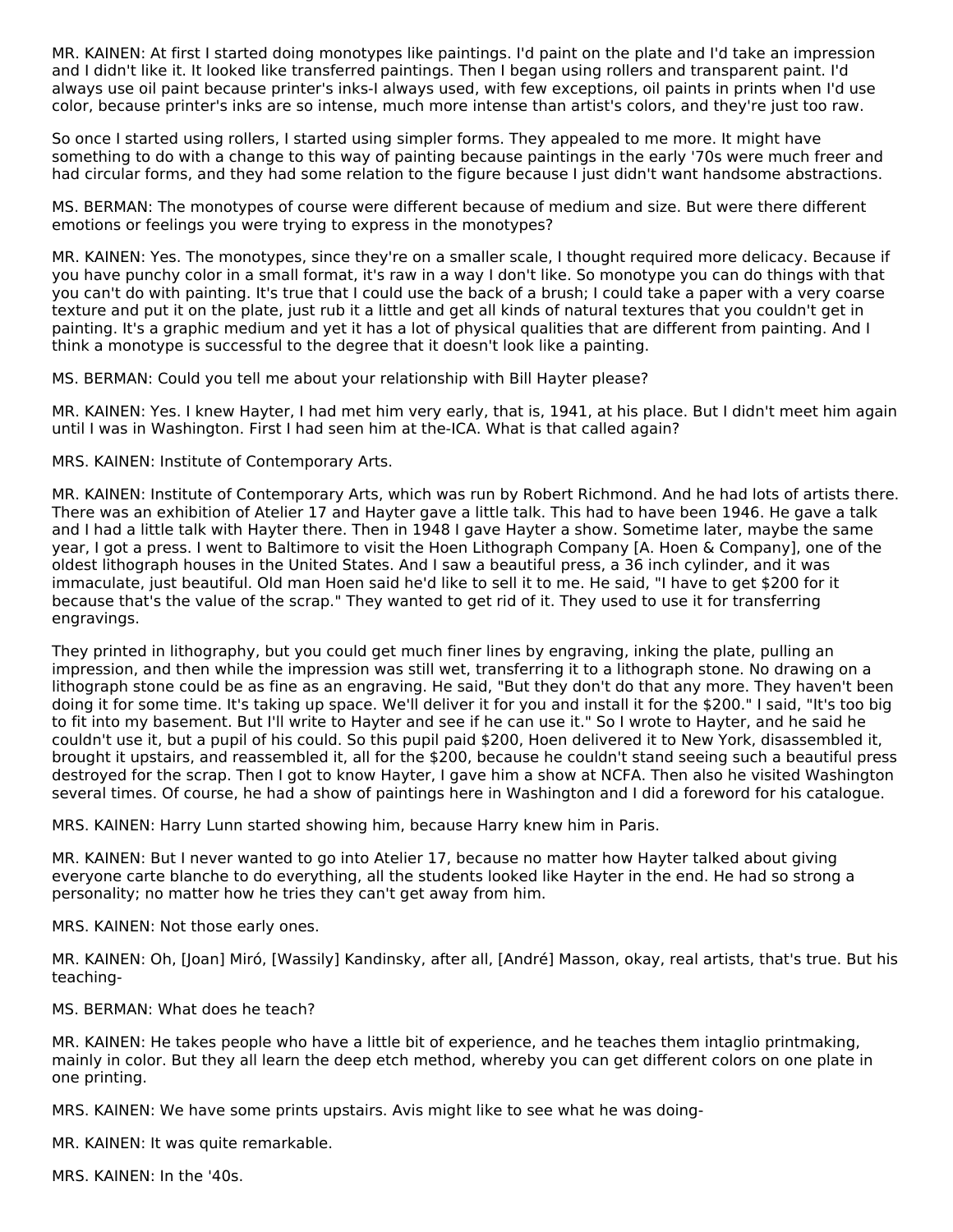MR. KAINEN: At first I started doing monotypes like paintings. I'd paint on the plate and I'd take an impression and I didn't like it. It looked like transferred paintings. Then I began using rollers and transparent paint. I'd always use oil paint because printer's inks-I always used, with few exceptions, oil paints in prints when I'd use color, because printer's inks are so intense, much more intense than artist's colors, and they're just too raw.

So once I started using rollers, I started using simpler forms. They appealed to me more. It might have something to do with a change to this way of painting because paintings in the early '70s were much freer and had circular forms, and they had some relation to the figure because I just didn't want handsome abstractions.

MS. BERMAN: The monotypes of course were different because of medium and size. But were there different emotions or feelings you were trying to express in the monotypes?

MR. KAINEN: Yes. The monotypes, since they're on a smaller scale, I thought required more delicacy. Because if you have punchy color in a small format, it's raw in a way I don't like. So monotype you can do things with that you can't do with painting. It's true that I could use the back of a brush; I could take a paper with a very coarse texture and put it on the plate, just rub it a little and get all kinds of natural textures that you couldn't get in painting. It's a graphic medium and yet it has a lot of physical qualities that are different from painting. And I think a monotype is successful to the degree that it doesn't look like a painting.

MS. BERMAN: Could you tell me about your relationship with Bill Hayter please?

MR. KAINEN: Yes. I knew Hayter, I had met him very early, that is, 1941, at his place. But I didn't meet him again until I was in Washington. First I had seen him at the-ICA. What is that called again?

MRS. KAINEN: Institute of Contemporary Arts.

MR. KAINEN: Institute of Contemporary Arts, which was run by Robert Richmond. And he had lots of artists there. There was an exhibition of Atelier 17 and Hayter gave a little talk. This had to have been 1946. He gave a talk and I had a little talk with Hayter there. Then in 1948 I gave Hayter a show. Sometime later, maybe the same year, I got a press. I went to Baltimore to visit the Hoen Lithograph Company [A. Hoen & Company], one of the oldest lithograph houses in the United States. And I saw a beautiful press, a 36 inch cylinder, and it was immaculate, just beautiful. Old man Hoen said he'd like to sell it to me. He said, "I have to get $200 for it because that's the value of the scrap." They wanted to get rid of it. They used to use it for transferring engravings.

They printed in lithography, but you could get much finer lines by engraving, inking the plate, pulling an impression, and then while the impression was still wet, transferring it to a lithograph stone. No drawing on a lithograph stone could be as fine as an engraving. He said, "But they don't do that any more. They haven't been doing it for some time. It's taking up space. We'll deliver it for you and install it for the $200." I said, "It's too big to fit into my basement. But I'll write to Hayter and see if he can use it." So I wrote to Hayter, and he said he couldn't use it, but a pupil of his could. So this pupil paid $200, Hoen delivered it to New York, disassembled it, brought it upstairs, and reassembled it, all for the $200, because he couldn't stand seeing such a beautiful press destroyed for the scrap. Then I got to know Hayter, I gave him a show at NCFA. Then also he visited Washington several times. Of course, he had a show of paintings here in Washington and I did a foreword for his catalogue.

MRS. KAINEN: Harry Lunn started showing him, because Harry knew him in Paris.

MR. KAINEN: But I never wanted to go into Atelier 17, because no matter how Hayter talked about giving everyone carte blanche to do everything, all the students looked like Hayter in the end. He had so strong a personality; no matter how he tries they can't get away from him.

MRS. KAINEN: Not those early ones.

MR. KAINEN: Oh, [Joan] Miró, [Wassily] Kandinsky, after all, [André] Masson, okay, real artists, that's true. But his teaching-

MS. BERMAN: What does he teach?

MR. KAINEN: He takes people who have a little bit of experience, and he teaches them intaglio printmaking, mainly in color. But they all learn the deep etch method, whereby you can get different colors on one plate in one printing.

MRS. KAINEN: We have some prints upstairs. Avis might like to see what he was doing-

MR. KAINEN: It was quite remarkable.

MRS. KAINEN: In the '40s.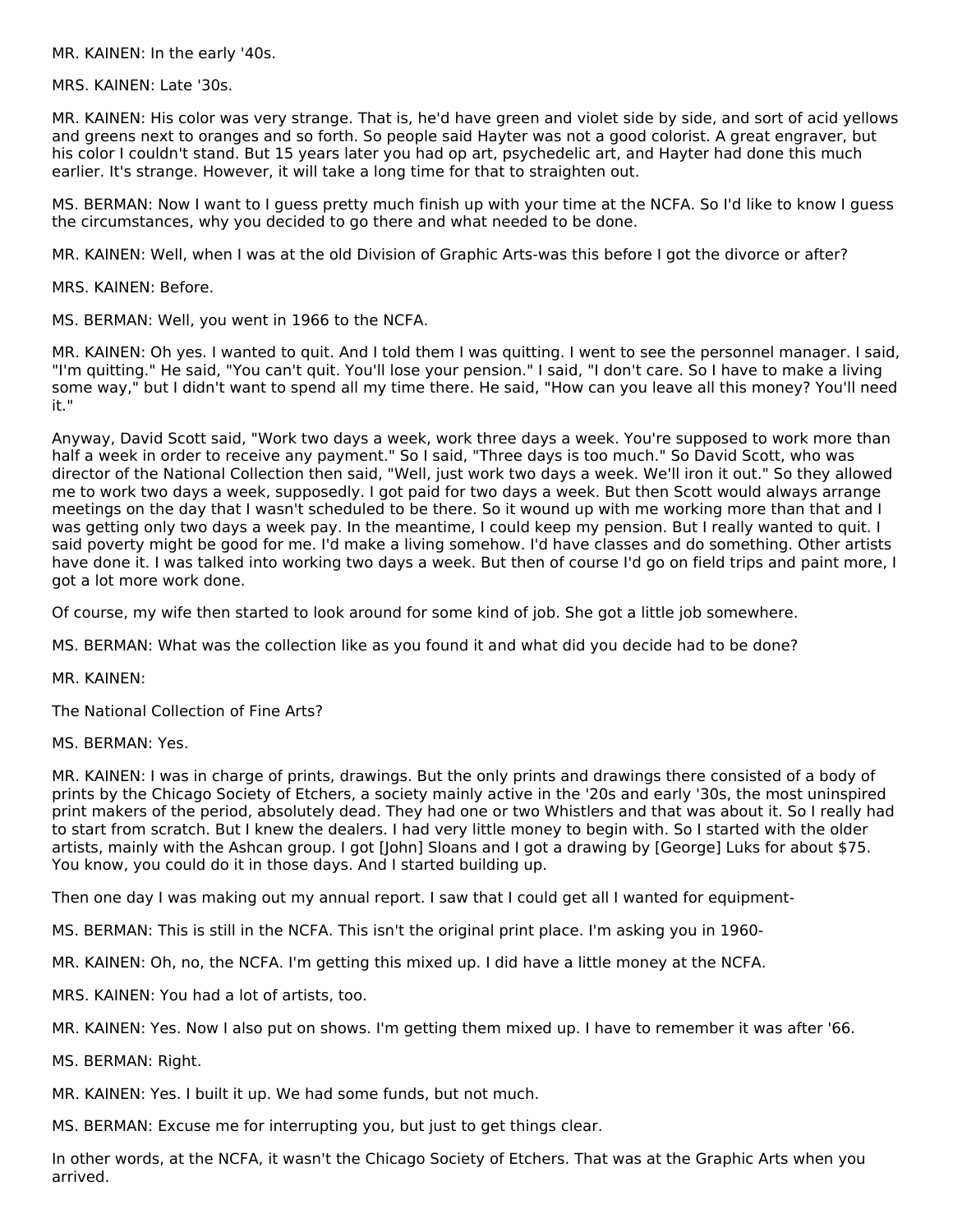MR. KAINEN: In the early '40s.

MRS. KAINEN: Late '30s.

MR. KAINEN: His color was very strange. That is, he'd have green and violet side by side, and sort of acid yellows and greens next to oranges and so forth. So people said Hayter was not a good colorist. A great engraver, but his color I couldn't stand. But 15 years later you had op art, psychedelic art, and Hayter had done this much earlier. It's strange. However, it will take a long time for that to straighten out.

MS. BERMAN: Now I want to I guess pretty much finish up with your time at the NCFA. So I'd like to know I guess the circumstances, why you decided to go there and what needed to be done.

MR. KAINEN: Well, when I was at the old Division of Graphic Arts-was this before I got the divorce or after?

MRS. KAINEN: Before.

MS. BERMAN: Well, you went in 1966 to the NCFA.

MR. KAINEN: Oh yes. I wanted to quit. And I told them I was quitting. I went to see the personnel manager. I said, "I'm quitting." He said, "You can't quit. You'll lose your pension." I said, "I don't care. So I have to make a living some way," but I didn't want to spend all my time there. He said, "How can you leave all this money? You'll need it."

Anyway, David Scott said, "Work two days a week, work three days a week. You're supposed to work more than half a week in order to receive any payment." So I said, "Three days is too much." So David Scott, who was director of the National Collection then said, "Well, just work two days a week. We'll iron it out." So they allowed me to work two days a week, supposedly. I got paid for two days a week. But then Scott would always arrange meetings on the day that I wasn't scheduled to be there. So it wound up with me working more than that and I was getting only two days a week pay. In the meantime, I could keep my pension. But I really wanted to quit. I said poverty might be good for me. I'd make a living somehow. I'd have classes and do something. Other artists have done it. I was talked into working two days a week. But then of course I'd go on field trips and paint more, I got a lot more work done.

Of course, my wife then started to look around for some kind of job. She got a little job somewhere.

MS. BERMAN: What was the collection like as you found it and what did you decide had to be done?

MR. KAINEN:

The National Collection of Fine Arts?

MS. BERMAN: Yes.

MR. KAINEN: I was in charge of prints, drawings. But the only prints and drawings there consisted of a body of prints by the Chicago Society of Etchers, a society mainly active in the '20s and early '30s, the most uninspired print makers of the period, absolutely dead. They had one or two Whistlers and that was about it. So I really had to start from scratch. But I knew the dealers. I had very little money to begin with. So I started with the older artists, mainly with the Ashcan group. I got [John] Sloans and I got a drawing by [George] Luks for about $75. You know, you could do it in those days. And I started building up.

Then one day I was making out my annual report. I saw that I could get all I wanted for equipment-

MS. BERMAN: This is still in the NCFA. This isn't the original print place. I'm asking you in 1960-

MR. KAINEN: Oh, no, the NCFA. I'm getting this mixed up. I did have a little money at the NCFA.

MRS. KAINEN: You had a lot of artists, too.

MR. KAINEN: Yes. Now I also put on shows. I'm getting them mixed up. I have to remember it was after '66.

MS. BERMAN: Right.

MR. KAINEN: Yes. I built it up. We had some funds, but not much.

MS. BERMAN: Excuse me for interrupting you, but just to get things clear.

In other words, at the NCFA, it wasn't the Chicago Society of Etchers. That was at the Graphic Arts when you arrived.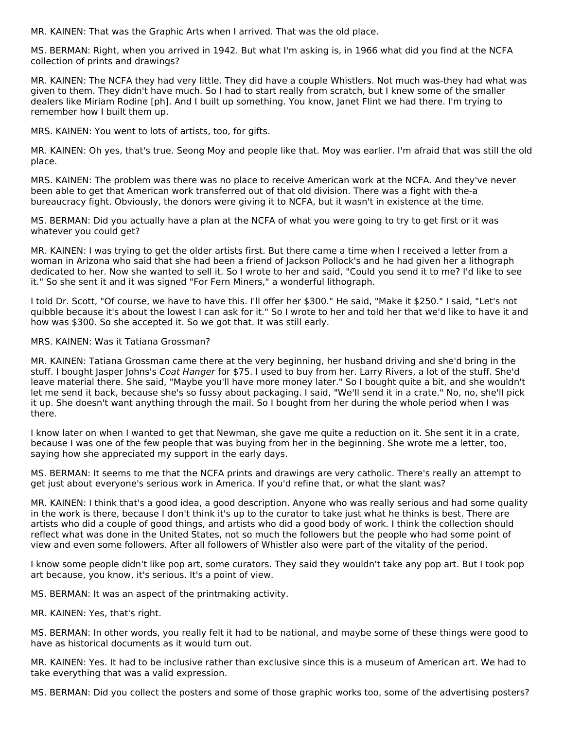MR. KAINEN: That was the Graphic Arts when I arrived. That was the old place.

MS. BERMAN: Right, when you arrived in 1942. But what I'm asking is, in 1966 what did you find at the NCFA collection of prints and drawings?

MR. KAINEN: The NCFA they had very little. They did have a couple Whistlers. Not much was-they had what was given to them. They didn't have much. So I had to start really from scratch, but I knew some of the smaller dealers like Miriam Rodine [ph]. And I built up something. You know, Janet Flint we had there. I'm trying to remember how I built them up.

MRS. KAINEN: You went to lots of artists, too, for gifts.

MR. KAINEN: Oh yes, that's true. Seong Moy and people like that. Moy was earlier. I'm afraid that was still the old place.

MRS. KAINEN: The problem was there was no place to receive American work at the NCFA. And they've never been able to get that American work transferred out of that old division. There was a fight with the-a bureaucracy fight. Obviously, the donors were giving it to NCFA, but it wasn't in existence at the time.

MS. BERMAN: Did you actually have a plan at the NCFA of what you were going to try to get first or it was whatever you could get?

MR. KAINEN: I was trying to get the older artists first. But there came a time when I received a letter from a woman in Arizona who said that she had been a friend of Jackson Pollock's and he had given her a lithograph dedicated to her. Now she wanted to sell it. So I wrote to her and said, "Could you send it to me? I'd like to see it." So she sent it and it was signed "For Fern Miners," a wonderful lithograph.

I told Dr. Scott, "Of course, we have to have this. I'll offer her $300." He said, "Make it $250." I said, "Let's not quibble because it's about the lowest I can ask for it." So I wrote to her and told her that we'd like to have it and how was $300. So she accepted it. So we got that. It was still early.

MRS. KAINEN: Was it Tatiana Grossman?

MR. KAINEN: Tatiana Grossman came there at the very beginning, her husband driving and she'd bring in the stuff. I bought Jasper Johns's *Coat Hanger* for $75. I used to buy from her. Larry Rivers, a lot of the stuff. She'd leave material there. She said, "Maybe you'll have more money later." So I bought quite a bit, and she wouldn't let me send it back, because she's so fussy about packaging. I said, "We'll send it in a crate." No, no, she'll pick it up. She doesn't want anything through the mail. So I bought from her during the whole period when I was there.

I know later on when I wanted to get that Newman, she gave me quite a reduction on it. She sent it in a crate, because I was one of the few people that was buying from her in the beginning. She wrote me a letter, too, saying how she appreciated my support in the early days.

MS. BERMAN: It seems to me that the NCFA prints and drawings are very catholic. There's really an attempt to get just about everyone's serious work in America. If you'd refine that, or what the slant was?

MR. KAINEN: I think that's a good idea, a good description. Anyone who was really serious and had some quality in the work is there, because I don't think it's up to the curator to take just what he thinks is best. There are artists who did a couple of good things, and artists who did a good body of work. I think the collection should reflect what was done in the United States, not so much the followers but the people who had some point of view and even some followers. After all followers of Whistler also were part of the vitality of the period.

I know some people didn't like pop art, some curators. They said they wouldn't take any pop art. But I took pop art because, you know, it's serious. It's a point of view.

MS. BERMAN: It was an aspect of the printmaking activity.

MR. KAINEN: Yes, that's right.

MS. BERMAN: In other words, you really felt it had to be national, and maybe some of these things were good to have as historical documents as it would turn out.

MR. KAINEN: Yes. It had to be inclusive rather than exclusive since this is a museum of American art. We had to take everything that was a valid expression.

MS. BERMAN: Did you collect the posters and some of those graphic works too, some of the advertising posters?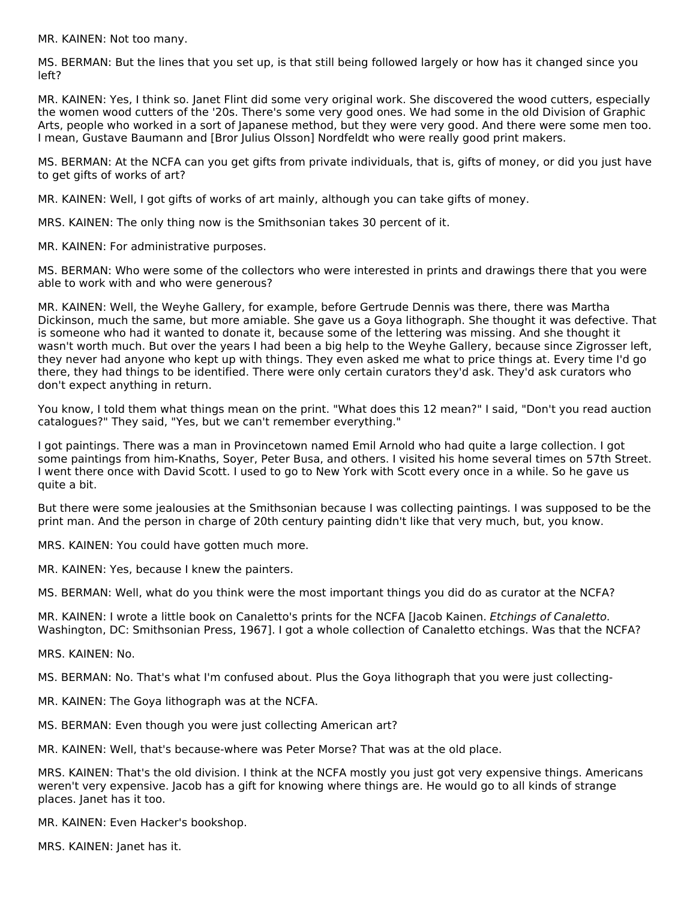MR. KAINEN: Not too many.

MS. BERMAN: But the lines that you set up, is that still being followed largely or how has it changed since you left?

MR. KAINEN: Yes, I think so. Janet Flint did some very original work. She discovered the wood cutters, especially the women wood cutters of the '20s. There's some very good ones. We had some in the old Division of Graphic Arts, people who worked in a sort of Japanese method, but they were very good. And there were some men too. I mean, Gustave Baumann and [Bror Julius Olsson] Nordfeldt who were really good print makers.

MS. BERMAN: At the NCFA can you get gifts from private individuals, that is, gifts of money, or did you just have to get gifts of works of art?

MR. KAINEN: Well, I got gifts of works of art mainly, although you can take gifts of money.

MRS. KAINEN: The only thing now is the Smithsonian takes 30 percent of it.

MR. KAINEN: For administrative purposes.

MS. BERMAN: Who were some of the collectors who were interested in prints and drawings there that you were able to work with and who were generous?

MR. KAINEN: Well, the Weyhe Gallery, for example, before Gertrude Dennis was there, there was Martha Dickinson, much the same, but more amiable. She gave us a Goya lithograph. She thought it was defective. That is someone who had it wanted to donate it, because some of the lettering was missing. And she thought it wasn't worth much. But over the years I had been a big help to the Weyhe Gallery, because since Zigrosser left, they never had anyone who kept up with things. They even asked me what to price things at. Every time I'd go there, they had things to be identified. There were only certain curators they'd ask. They'd ask curators who don't expect anything in return.

You know, I told them what things mean on the print. "What does this 12 mean?" I said, "Don't you read auction catalogues?" They said, "Yes, but we can't remember everything."

I got paintings. There was a man in Provincetown named Emil Arnold who had quite a large collection. I got some paintings from him-Knaths, Soyer, Peter Busa, and others. I visited his home several times on 57th Street. I went there once with David Scott. I used to go to New York with Scott every once in a while. So he gave us quite a bit.

But there were some jealousies at the Smithsonian because I was collecting paintings. I was supposed to be the print man. And the person in charge of 20th century painting didn't like that very much, but, you know.

MRS. KAINEN: You could have gotten much more.

MR. KAINEN: Yes, because I knew the painters.

MS. BERMAN: Well, what do you think were the most important things you did do as curator at the NCFA?

MR. KAINEN: I wrote a little book on Canaletto's prints for the NCFA [Jacob Kainen. *Etchings of Canaletto*. Washington, DC: Smithsonian Press, 1967]. I got a whole collection of Canaletto etchings. Was that the NCFA?

MRS. KAINEN: No.

MS. BERMAN: No. That's what I'm confused about. Plus the Goya lithograph that you were just collecting-

MR. KAINEN: The Goya lithograph was at the NCFA.

MS. BERMAN: Even though you were just collecting American art?

MR. KAINEN: Well, that's because-where was Peter Morse? That was at the old place.

MRS. KAINEN: That's the old division. I think at the NCFA mostly you just got very expensive things. Americans weren't very expensive. Jacob has a gift for knowing where things are. He would go to all kinds of strange places. Janet has it too.

MR. KAINEN: Even Hacker's bookshop.

MRS. KAINEN: Janet has it.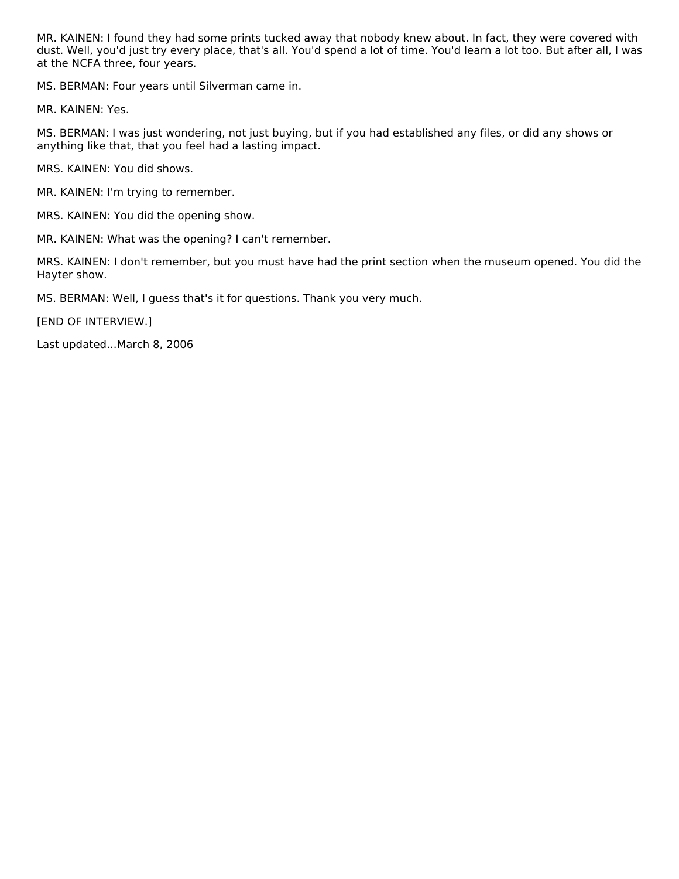MR. KAINEN: I found they had some prints tucked away that nobody knew about. In fact, they were covered with dust. Well, you'd just try every place, that's all. You'd spend a lot of time. You'd learn a lot too. But after all, I was at the NCFA three, four years.

MS. BERMAN: Four years until Silverman came in.

MR. KAINEN: Yes.

MS. BERMAN: I was just wondering, not just buying, but if you had established any files, or did any shows or anything like that, that you feel had a lasting impact.

MRS. KAINEN: You did shows.

MR. KAINEN: I'm trying to remember.

MRS. KAINEN: You did the opening show.

MR. KAINEN: What was the opening? I can't remember.

MRS. KAINEN: I don't remember, but you must have had the print section when the museum opened. You did the Hayter show.

MS. BERMAN: Well, I guess that's it for questions. Thank you very much.

[END OF INTERVIEW.]

Last updated...March 8, 2006